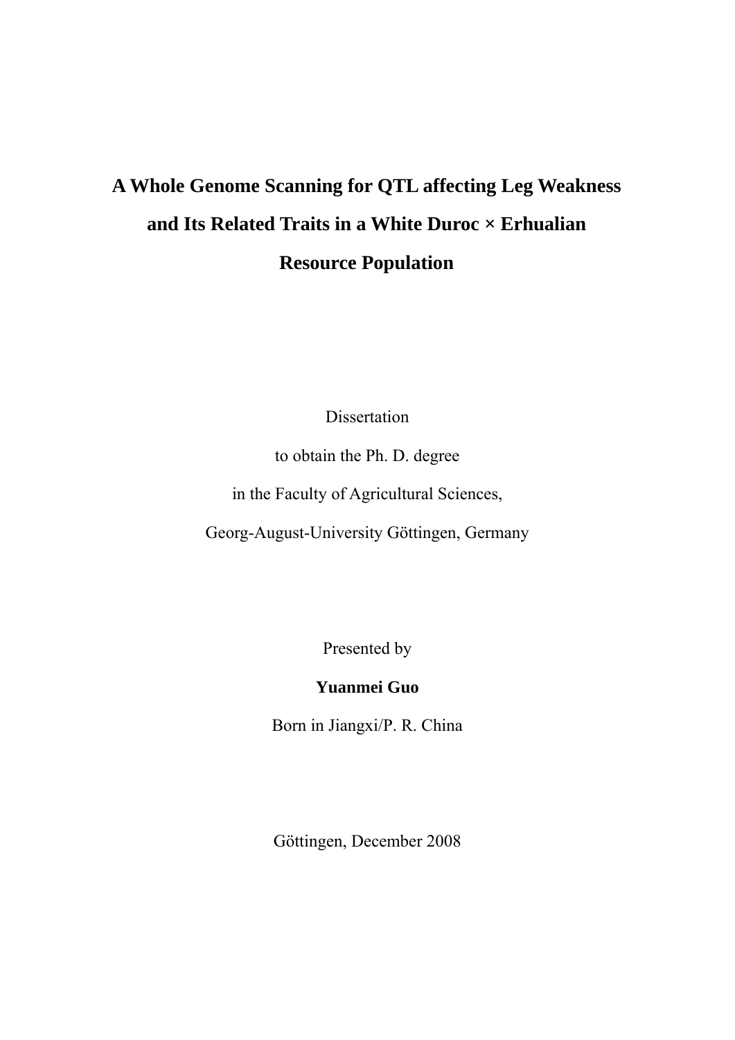# A Whole Genome Scanning for QTL affecting Leg Weakness and Its Related Traits in a White Duroc × Erhualian Resource Population

Dissertation

to obtain the Ph. D. degree

in the Faculty of Agricultural Sciences,

Georg-August-University Göttingen, Germany

Presented by

**Yuanmei Guo**

Born in Jiangxi/P. R. China

Göttingen, December 2008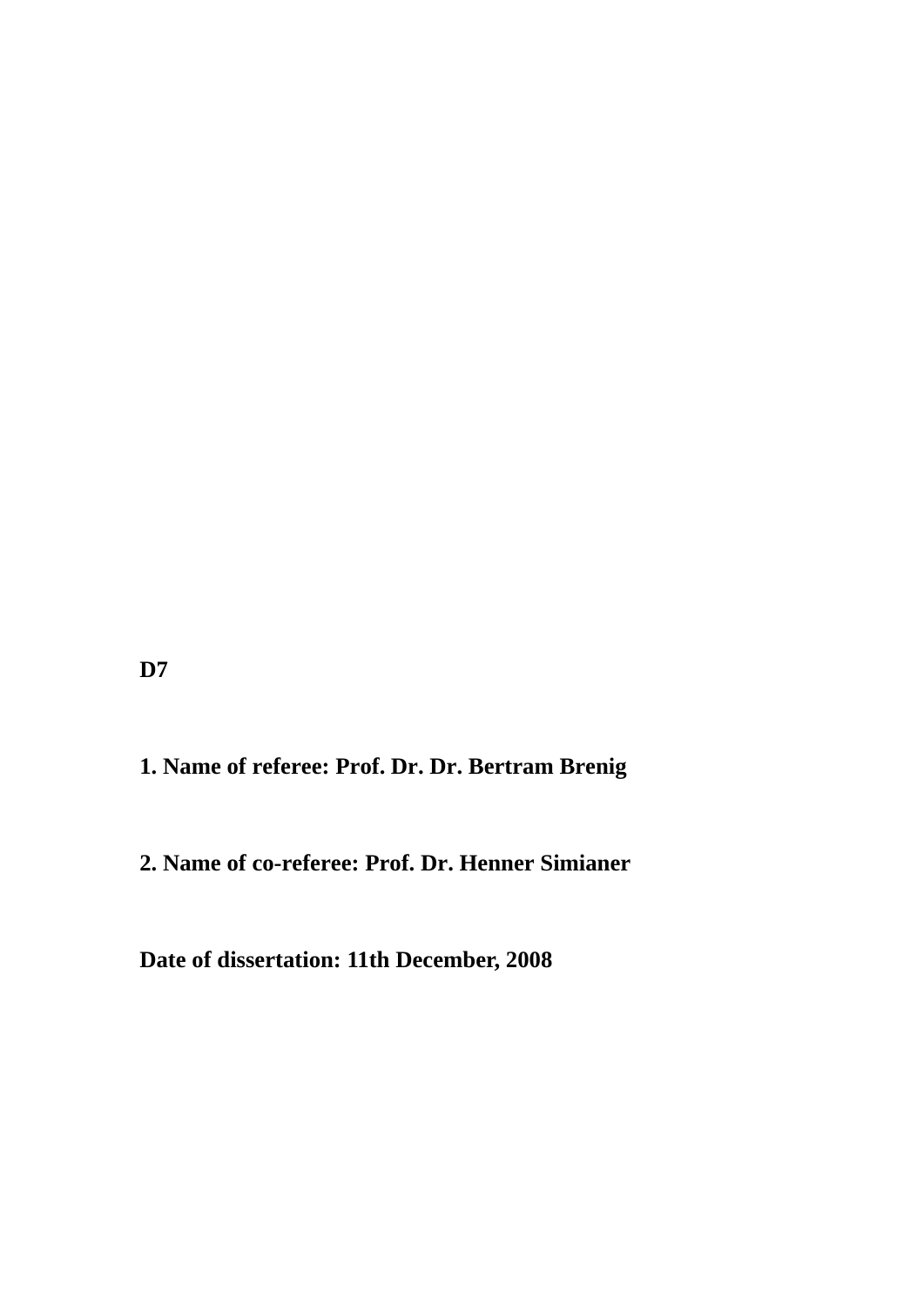**D7**

**1. Name of referee: Prof. Dr. Dr. Bertram Brenig**

**2. Name of co-referee: Prof. Dr. Henner Simianer**

**Date of dissertation: 11th December, 2008**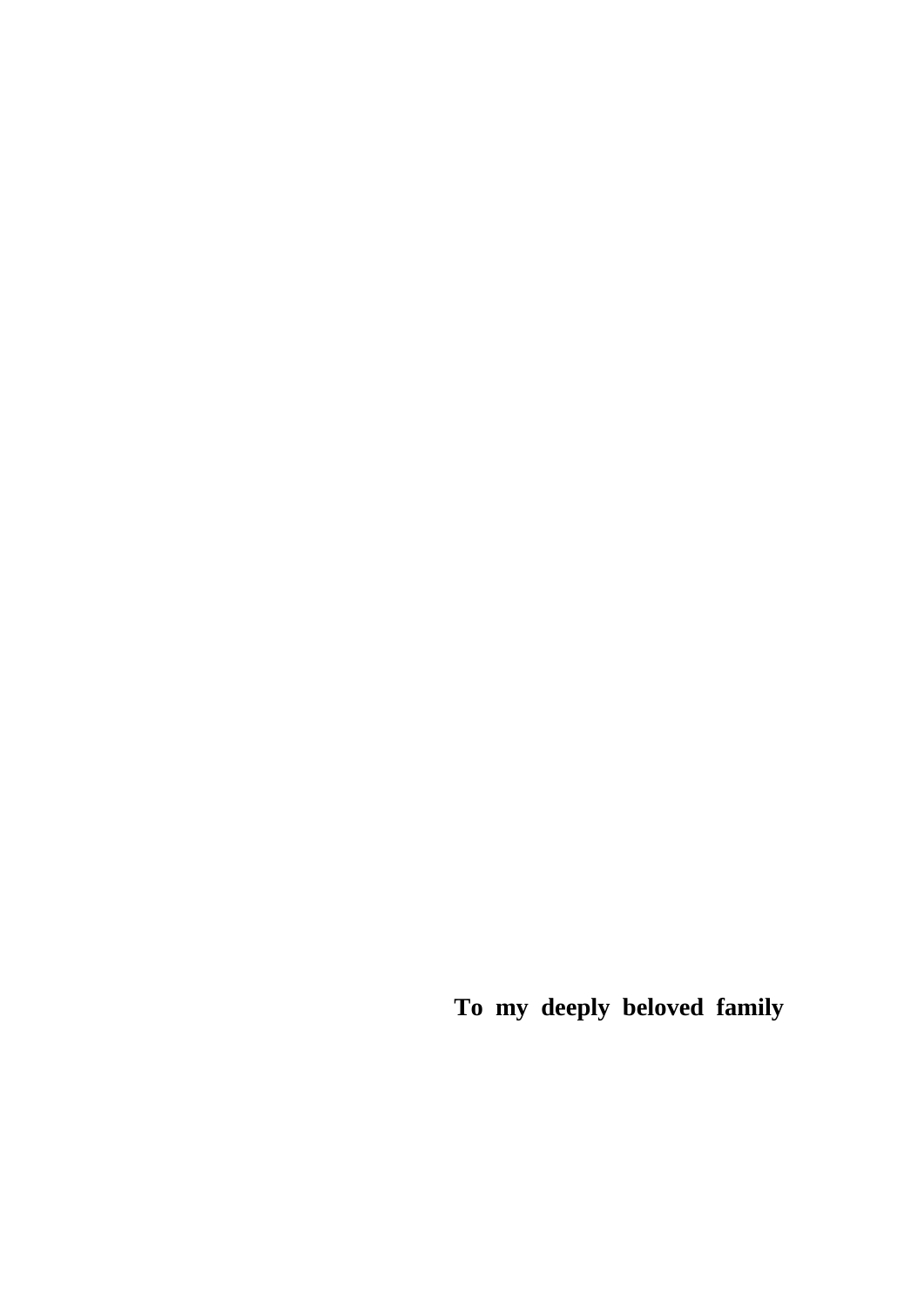**To my deeply beloved family**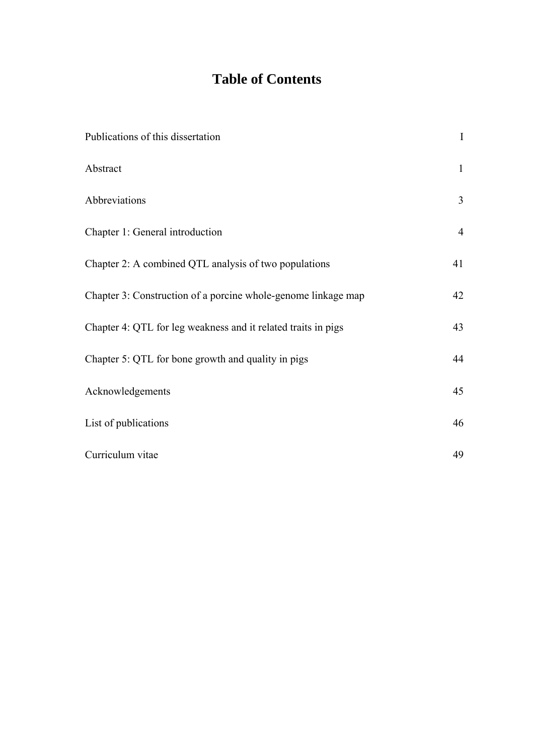# Table of Contents

| | |
|---|---|
| Publications of this dissertation | I |
| Abstract | 1 |
| Abbreviations | 3 |
| Chapter 1: General introduction | 4 |
| Chapter 2: A combined QTL analysis of two populations | 41 |
| Chapter 3: Construction of a porcine whole-genome linkage map | 42 |
| Chapter 4: QTL for leg weakness and it related traits in pigs | 43 |
| Chapter 5: QTL for bone growth and quality in pigs | 44 |
| Acknowledgements | 45 |
| List of publications | 46 |
| Curriculum vitae | 49 |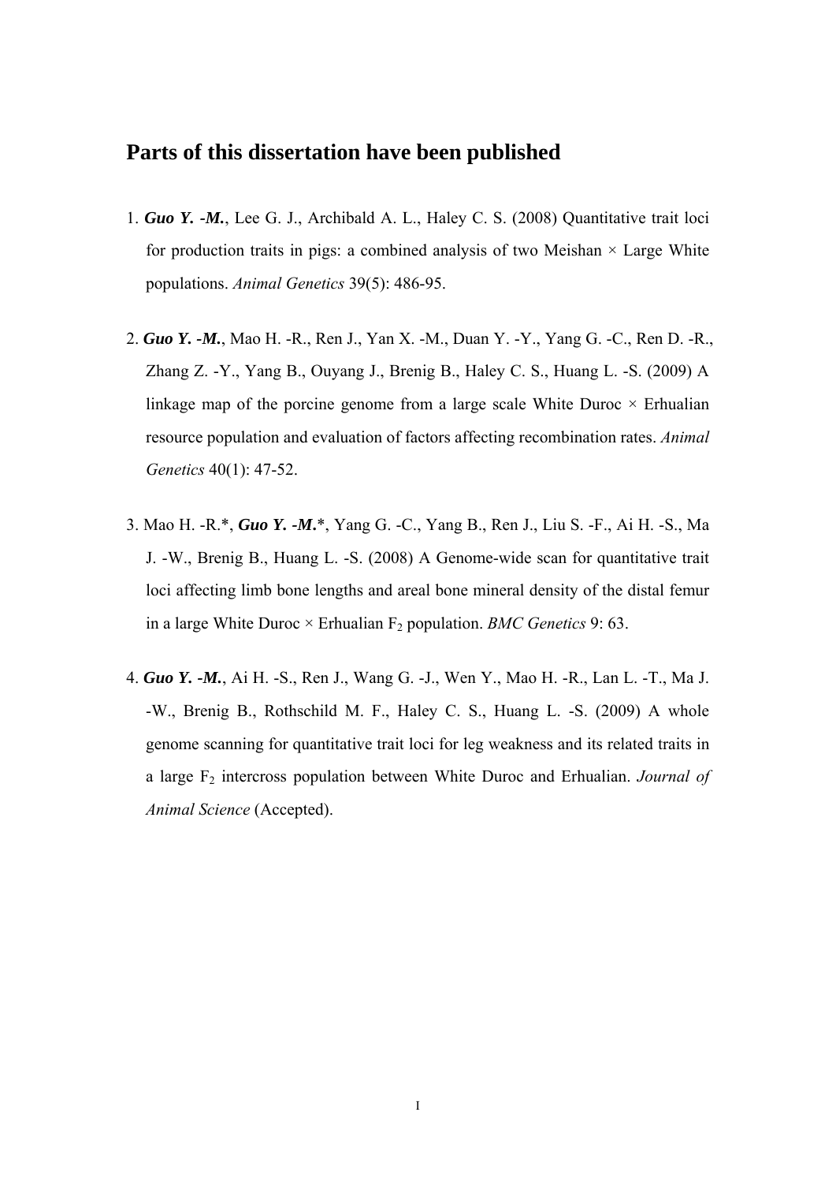# Parts of this dissertation have been published

1. ***Guo Y. -M.***, Lee G. J., Archibald A. L., Haley C. S. (2008) Quantitative trait loci for production traits in pigs: a combined analysis of two Meishan × Large White populations. *Animal Genetics* 39(5): 486-95.

2. ***Guo Y. -M.***, Mao H. -R., Ren J., Yan X. -M., Duan Y. -Y., Yang G. -C., Ren D. -R., Zhang Z. -Y., Yang B., Ouyang J., Brenig B., Haley C. S., Huang L. -S. (2009) A linkage map of the porcine genome from a large scale White Duroc × Erhualian resource population and evaluation of factors affecting recombination rates. *Animal Genetics* 40(1): 47-52.

3. Mao H. -R.*, ***Guo Y. -M.****, Yang G. -C., Yang B., Ren J., Liu S. -F., Ai H. -S., Ma J. -W., Brenig B., Huang L. -S. (2008) A Genome-wide scan for quantitative trait loci affecting limb bone lengths and areal bone mineral density of the distal femur in a large White Duroc × Erhualian $F_2$ population. *BMC Genetics* 9: 63.

4. ***Guo Y. -M.***, Ai H. -S., Ren J., Wang G. -J., Wen Y., Mao H. -R., Lan L. -T., Ma J. -W., Brenig B., Rothschild M. F., Haley C. S., Huang L. -S. (2009) A whole genome scanning for quantitative trait loci for leg weakness and its related traits in a large $F_2$ intercross population between White Duroc and Erhualian. *Journal of Animal Science* (Accepted).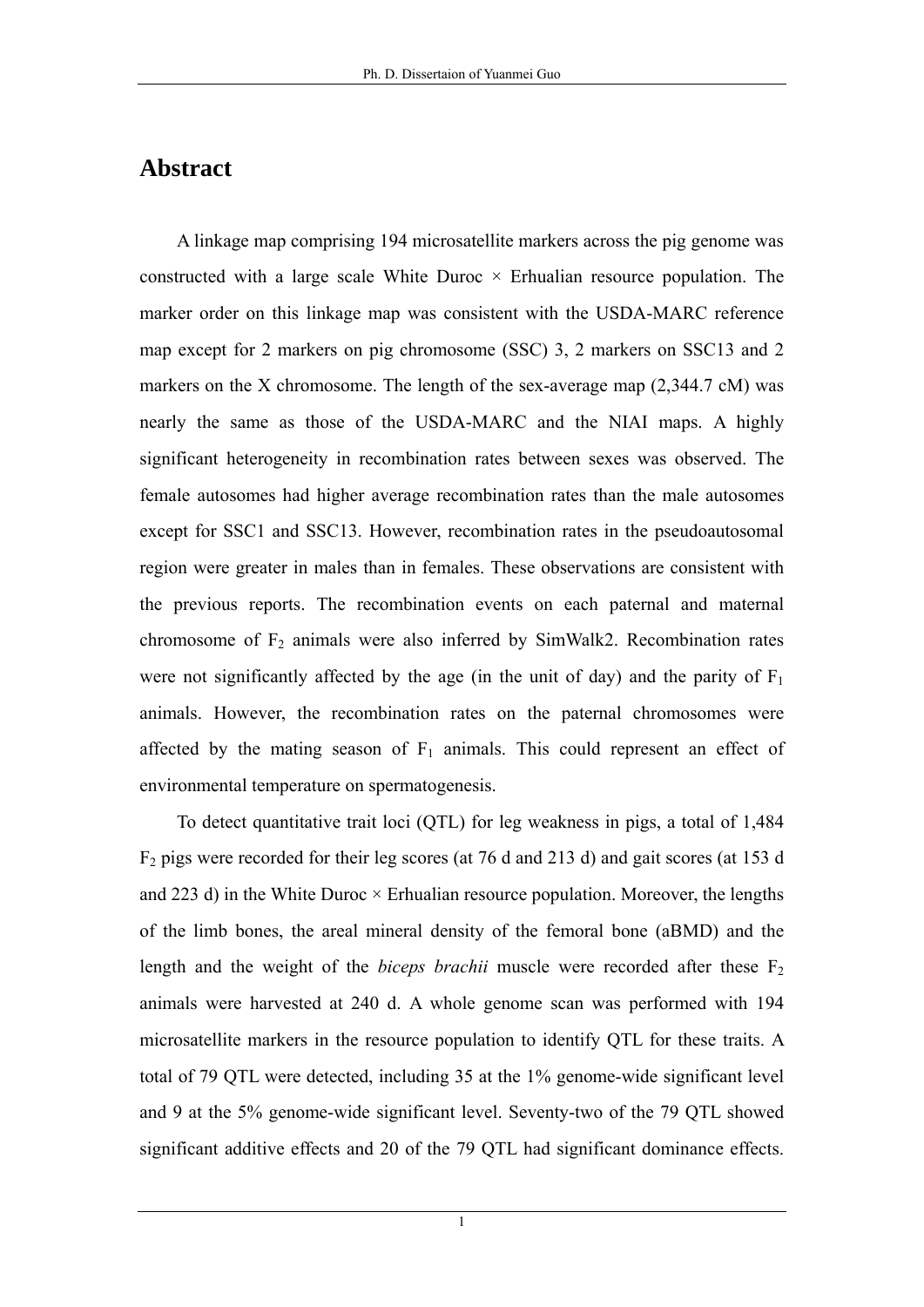# Abstract

A linkage map comprising 194 microsatellite markers across the pig genome was constructed with a large scale White Duroc × Erhualian resource population. The marker order on this linkage map was consistent with the USDA-MARC reference map except for 2 markers on pig chromosome (SSC) 3, 2 markers on SSC13 and 2 markers on the X chromosome. The length of the sex-average map (2,344.7 cM) was nearly the same as those of the USDA-MARC and the NIAI maps. A highly significant heterogeneity in recombination rates between sexes was observed. The female autosomes had higher average recombination rates than the male autosomes except for SSC1 and SSC13. However, recombination rates in the pseudoautosomal region were greater in males than in females. These observations are consistent with the previous reports. The recombination events on each paternal and maternal chromosome of $F_2$ animals were also inferred by SimWalk2. Recombination rates were not significantly affected by the age (in the unit of day) and the parity of $F_1$ animals. However, the recombination rates on the paternal chromosomes were affected by the mating season of $F_1$ animals. This could represent an effect of environmental temperature on spermatogenesis.

To detect quantitative trait loci (QTL) for leg weakness in pigs, a total of 1,484 $F_2$ pigs were recorded for their leg scores (at 76 d and 213 d) and gait scores (at 153 d and 223 d) in the White Duroc × Erhualian resource population. Moreover, the lengths of the limb bones, the areal mineral density of the femoral bone (aBMD) and the length and the weight of the *biceps brachii* muscle were recorded after these $F_2$ animals were harvested at 240 d. A whole genome scan was performed with 194 microsatellite markers in the resource population to identify QTL for these traits. A total of 79 QTL were detected, including 35 at the 1% genome-wide significant level and 9 at the 5% genome-wide significant level. Seventy-two of the 79 QTL showed significant additive effects and 20 of the 79 QTL had significant dominance effects.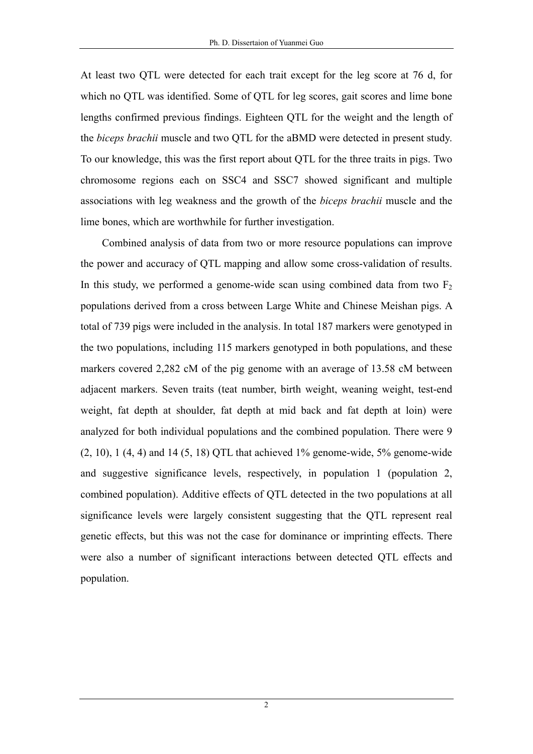At least two QTL were detected for each trait except for the leg score at 76 d, for which no QTL was identified. Some of QTL for leg scores, gait scores and lime bone lengths confirmed previous findings. Eighteen QTL for the weight and the length of the *biceps brachii* muscle and two QTL for the aBMD were detected in present study. To our knowledge, this was the first report about QTL for the three traits in pigs. Two chromosome regions each on SSC4 and SSC7 showed significant and multiple associations with leg weakness and the growth of the *biceps brachii* muscle and the lime bones, which are worthwhile for further investigation.

Combined analysis of data from two or more resource populations can improve the power and accuracy of QTL mapping and allow some cross-validation of results. In this study, we performed a genome-wide scan using combined data from two $F_2$ populations derived from a cross between Large White and Chinese Meishan pigs. A total of 739 pigs were included in the analysis. In total 187 markers were genotyped in the two populations, including 115 markers genotyped in both populations, and these markers covered 2,282 cM of the pig genome with an average of 13.58 cM between adjacent markers. Seven traits (teat number, birth weight, weaning weight, test-end weight, fat depth at shoulder, fat depth at mid back and fat depth at loin) were analyzed for both individual populations and the combined population. There were 9 (2, 10), 1 (4, 4) and 14 (5, 18) QTL that achieved 1% genome-wide, 5% genome-wide and suggestive significance levels, respectively, in population 1 (population 2, combined population). Additive effects of QTL detected in the two populations at all significance levels were largely consistent suggesting that the QTL represent real genetic effects, but this was not the case for dominance or imprinting effects. There were also a number of significant interactions between detected QTL effects and population.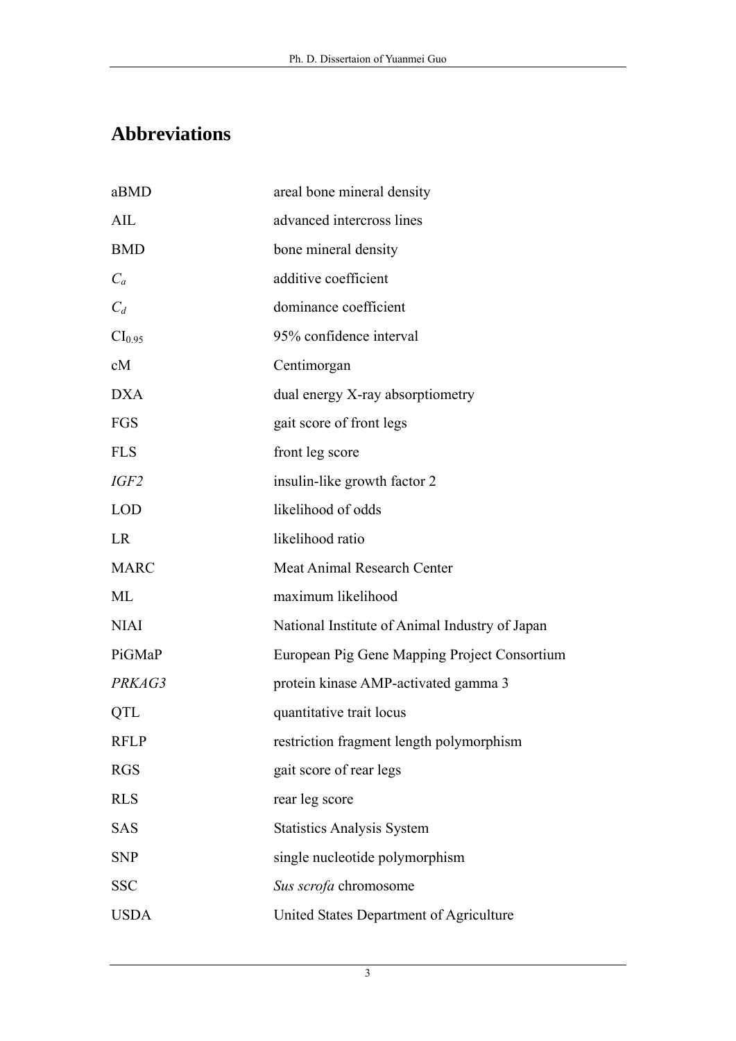# Abbreviations

| | |
|---|---|
| aBMD | areal bone mineral density |
| AIL | advanced intercross lines |
| BMD | bone mineral density |
| $C_a$ | additive coefficient |
| $C_d$ | dominance coefficient |
| $CI_{0.95}$ | 95% confidence interval |
| cM | Centimorgan |
| DXA | dual energy X-ray absorptiometry |
| FGS | gait score of front legs |
| FLS | front leg score |
| *IGF2* | insulin-like growth factor 2 |
| LOD | likelihood of odds |
| LR | likelihood ratio |
| MARC | Meat Animal Research Center |
| ML | maximum likelihood |
| NIAI | National Institute of Animal Industry of Japan |
| PiGMaP | European Pig Gene Mapping Project Consortium |
| *PRKAG3* | protein kinase AMP-activated gamma 3 |
| QTL | quantitative trait locus |
| RFLP | restriction fragment length polymorphism |
| RGS | gait score of rear legs |
| RLS | rear leg score |
| SAS | Statistics Analysis System |
| SNP | single nucleotide polymorphism |
| SSC | *Sus scrofa* chromosome |
| USDA | United States Department of Agriculture |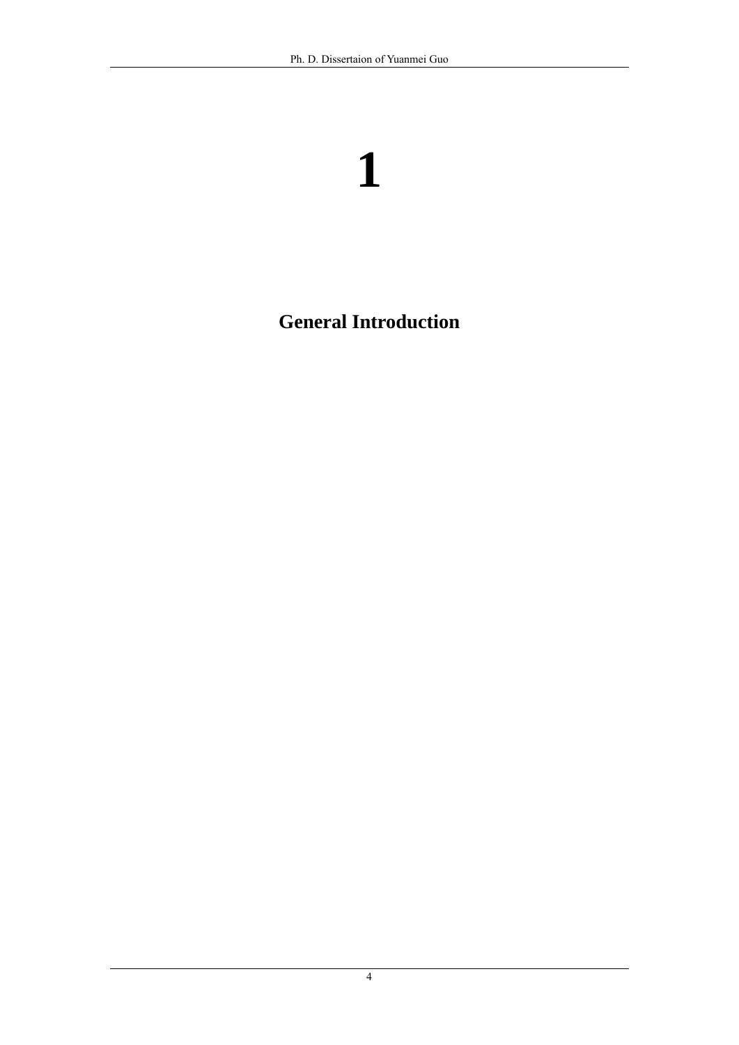# 1

# General Introduction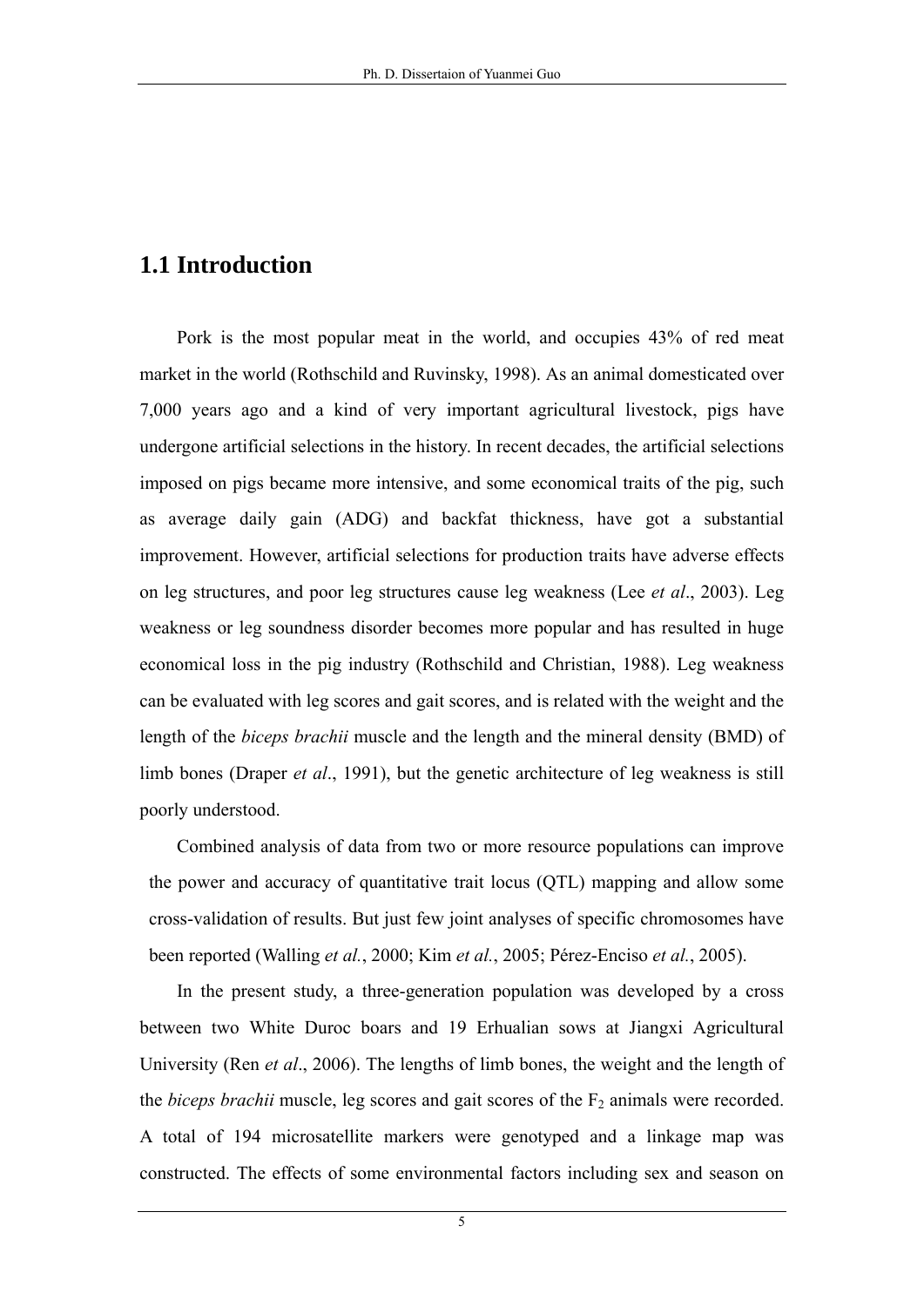## 1.1 Introduction

Pork is the most popular meat in the world, and occupies 43% of red meat market in the world (Rothschild and Ruvinsky, 1998). As an animal domesticated over 7,000 years ago and a kind of very important agricultural livestock, pigs have undergone artificial selections in the history. In recent decades, the artificial selections imposed on pigs became more intensive, and some economical traits of the pig, such as average daily gain (ADG) and backfat thickness, have got a substantial improvement. However, artificial selections for production traits have adverse effects on leg structures, and poor leg structures cause leg weakness (Lee *et al*., 2003). Leg weakness or leg soundness disorder becomes more popular and has resulted in huge economical loss in the pig industry (Rothschild and Christian, 1988). Leg weakness can be evaluated with leg scores and gait scores, and is related with the weight and the length of the *biceps brachii* muscle and the length and the mineral density (BMD) of limb bones (Draper *et al*., 1991), but the genetic architecture of leg weakness is still poorly understood.

Combined analysis of data from two or more resource populations can improve the power and accuracy of quantitative trait locus (QTL) mapping and allow some cross-validation of results. But just few joint analyses of specific chromosomes have been reported (Walling *et al.*, 2000; Kim *et al.*, 2005; Pérez-Enciso *et al.*, 2005).

In the present study, a three-generation population was developed by a cross between two White Duroc boars and 19 Erhualian sows at Jiangxi Agricultural University (Ren *et al*., 2006). The lengths of limb bones, the weight and the length of the *biceps brachii* muscle, leg scores and gait scores of the $F_2$ animals were recorded. A total of 194 microsatellite markers were genotyped and a linkage map was constructed. The effects of some environmental factors including sex and season on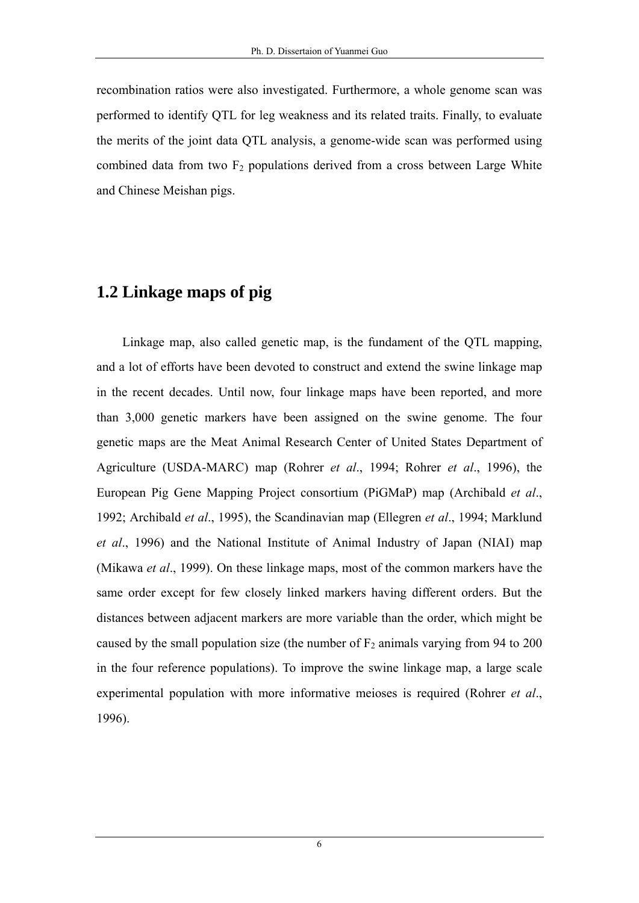recombination ratios were also investigated. Furthermore, a whole genome scan was performed to identify QTL for leg weakness and its related traits. Finally, to evaluate the merits of the joint data QTL analysis, a genome-wide scan was performed using combined data from two $F_2$ populations derived from a cross between Large White and Chinese Meishan pigs.

## 1.2 Linkage maps of pig

Linkage map, also called genetic map, is the fundament of the QTL mapping, and a lot of efforts have been devoted to construct and extend the swine linkage map in the recent decades. Until now, four linkage maps have been reported, and more than 3,000 genetic markers have been assigned on the swine genome. The four genetic maps are the Meat Animal Research Center of United States Department of Agriculture (USDA-MARC) map (Rohrer *et al*., 1994; Rohrer *et al*., 1996), the European Pig Gene Mapping Project consortium (PiGMaP) map (Archibald *et al*., 1992; Archibald *et al*., 1995), the Scandinavian map (Ellegren *et al*., 1994; Marklund *et al*., 1996) and the National Institute of Animal Industry of Japan (NIAI) map (Mikawa *et al*., 1999). On these linkage maps, most of the common markers have the same order except for few closely linked markers having different orders. But the distances between adjacent markers are more variable than the order, which might be caused by the small population size (the number of $F_2$ animals varying from 94 to 200 in the four reference populations). To improve the swine linkage map, a large scale experimental population with more informative meioses is required (Rohrer *et al*., 1996).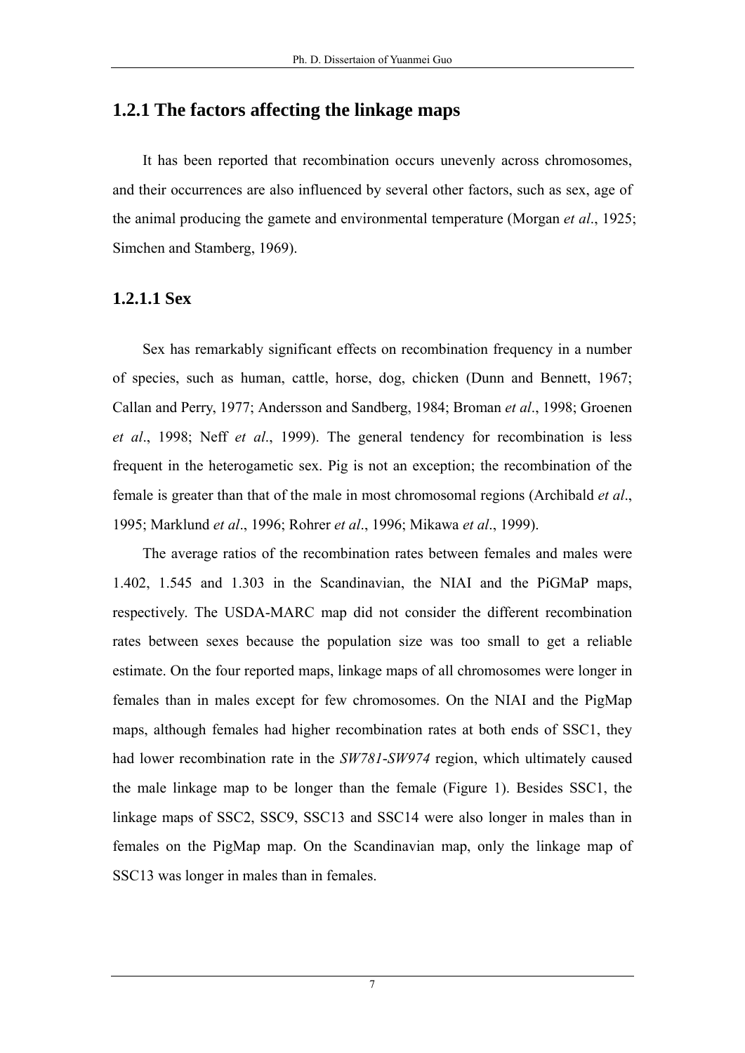## 1.2.1 The factors affecting the linkage maps

It has been reported that recombination occurs unevenly across chromosomes, and their occurrences are also influenced by several other factors, such as sex, age of the animal producing the gamete and environmental temperature (Morgan *et al*., 1925; Simchen and Stamberg, 1969).

### 1.2.1.1 Sex

Sex has remarkably significant effects on recombination frequency in a number of species, such as human, cattle, horse, dog, chicken (Dunn and Bennett, 1967; Callan and Perry, 1977; Andersson and Sandberg, 1984; Broman *et al*., 1998; Groenen *et al*., 1998; Neff *et al*., 1999). The general tendency for recombination is less frequent in the heterogametic sex. Pig is not an exception; the recombination of the female is greater than that of the male in most chromosomal regions (Archibald *et al*., 1995; Marklund *et al*., 1996; Rohrer *et al*., 1996; Mikawa *et al*., 1999).

The average ratios of the recombination rates between females and males were 1.402, 1.545 and 1.303 in the Scandinavian, the NIAI and the PiGMaP maps, respectively. The USDA-MARC map did not consider the different recombination rates between sexes because the population size was too small to get a reliable estimate. On the four reported maps, linkage maps of all chromosomes were longer in females than in males except for few chromosomes. On the NIAI and the PigMap maps, although females had higher recombination rates at both ends of SSC1, they had lower recombination rate in the *SW781-SW974* region, which ultimately caused the male linkage map to be longer than the female (Figure 1). Besides SSC1, the linkage maps of SSC2, SSC9, SSC13 and SSC14 were also longer in males than in females on the PigMap map. On the Scandinavian map, only the linkage map of SSC13 was longer in males than in females.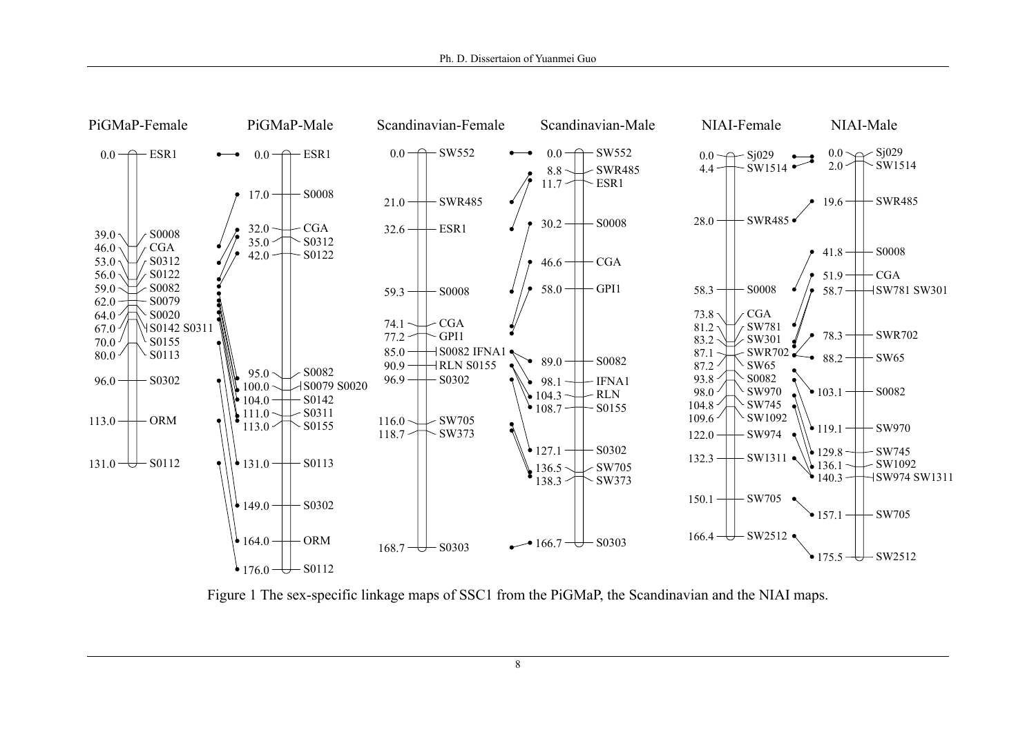**PiGMaP-Female**

| Position (cM) | Marker |
|---|---|
| 0.0 | ESR1 |
| 39.0 | S0008 |
| 46.0 | CGA |
| 53.0 | S0312 |
| 56.0 | S0122 |
| 59.0 | S0082 |
| 62.0 | S0079 |
| 64.0 | S0020 |
| 67.0 | S0142 S0311 |
| 70.0 | S0155 |
| 80.0 | S0113 |
| 96.0 | S0302 |
| 113.0 | ORM |
| 131.0 | S0112 |

**PiGMaP-Male**

| Position (cM) | Marker |
|---|---|
| 0.0 | ESR1 |
| 17.0 | S0008 |
| 32.0 | CGA |
| 35.0 | S0312 |
| 42.0 | S0122 |
| 95.0 | S0082 |
| 100.0 | S0079 S0020 |
| 104.0 | S0142 |
| 111.0 | S0311 |
| 113.0 | S0155 |
| 131.0 | S0113 |
| 149.0 | S0302 |
| 164.0 | ORM |
| 176.0 | S0112 |

**Scandinavian-Female**

| Position (cM) | Marker |
|---|---|
| 0.0 | SW552 |
| 21.0 | SWR485 |
| 32.6 | ESR1 |
| 59.3 | S0008 |
| 74.1 | CGA |
| 77.2 | GPI1 |
| 85.0 | S0082 IFNA1 |
| 90.9 | RLN S0155 |
| 96.9 | S0302 |
| 116.0 | SW705 |
| 118.7 | SW373 |
| 168.7 | S0303 |

**Scandinavian-Male**

| Position (cM) | Marker |
|---|---|
| 0.0 | SW552 |
| 8.8 | SWR485 |
| 11.7 | ESR1 |
| 30.2 | S0008 |
| 46.6 | CGA |
| 58.0 | GPI1 |
| 89.0 | S0082 |
| 98.1 | IFNA1 |
| 104.3 | RLN |
| 108.7 | S0155 |
| 127.1 | S0302 |
| 136.5 | SW705 |
| 138.3 | SW373 |
| 166.7 | S0303 |

**NIAI-Female**

| Position (cM) | Marker |
|---|---|
| 0.0 | Sj029 |
| 4.4 | SW1514 |
| 28.0 | SWR485 |
| 58.3 | S0008 |
| 73.8 | CGA |
| 81.2 | SW781 |
| 83.2 | SW301 |
| 87.1 | SWR702 |
| 87.2 | SW65 |
| 93.8 | S0082 |
| 98.0 | SW970 |
| 104.8 | SW745 |
| 109.6 | SW1092 |
| 122.0 | SW974 |
| 132.3 | SW1311 |
| 150.1 | SW705 |
| 166.4 | SW2512 |

**NIAI-Male**

| Position (cM) | Marker |
|---|---|
| 0.0 | Sj029 |
| 2.0 | SW1514 |
| 19.6 | SWR485 |
| 41.8 | S0008 |
| 51.9 | CGA |
| 58.7 | SW781 SW301 |
| 78.3 | SWR702 |
| 88.2 | SW65 |
| 103.1 | S0082 |
| 119.1 | SW970 |
| 129.8 | SW745 |
| 136.1 | SW1092 |
| 140.3 | SW974 SW1311 |
| 157.1 | SW705 |
| 175.5 | SW2512 |

Figure 1 The sex-specific linkage maps of SSC1 from the PiGMaP, the Scandinavian and the NIAI maps.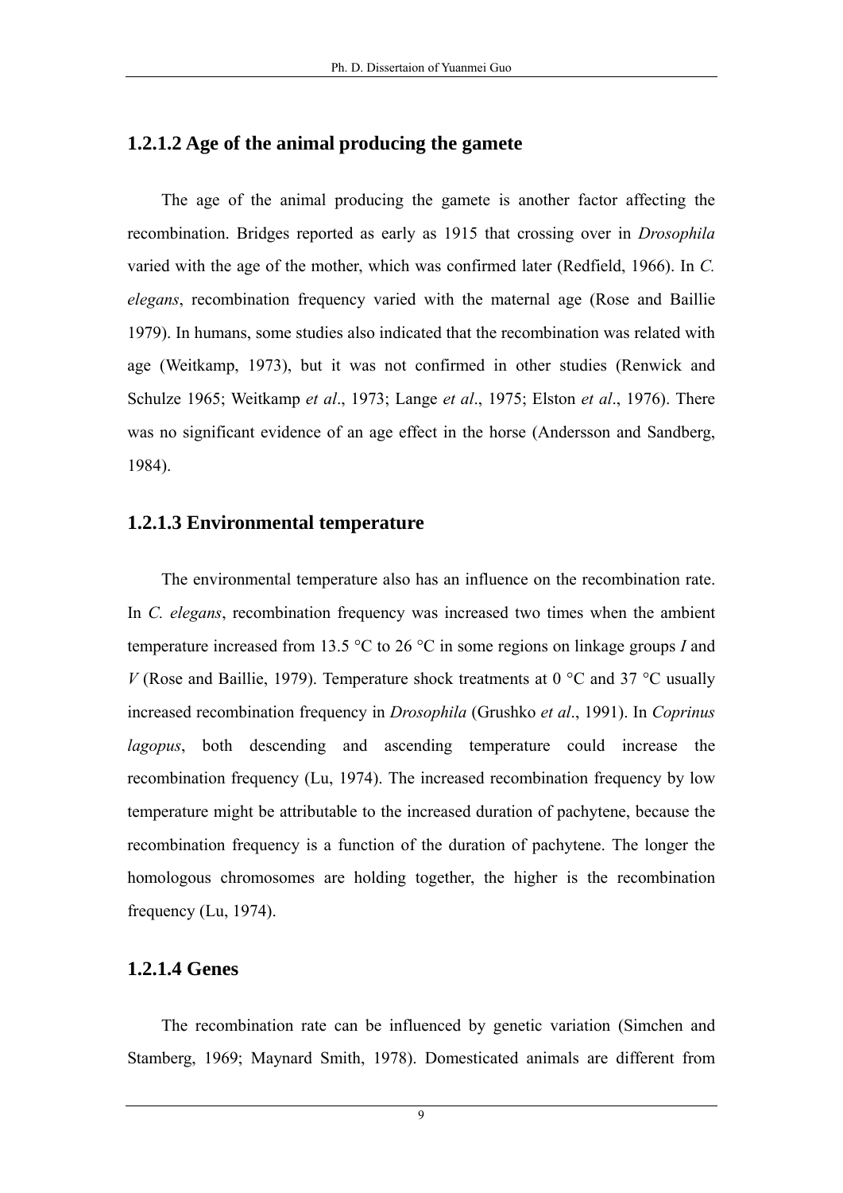### 1.2.1.2 Age of the animal producing the gamete

The age of the animal producing the gamete is another factor affecting the recombination. Bridges reported as early as 1915 that crossing over in *Drosophila* varied with the age of the mother, which was confirmed later (Redfield, 1966). In *C. elegans*, recombination frequency varied with the maternal age (Rose and Baillie 1979). In humans, some studies also indicated that the recombination was related with age (Weitkamp, 1973), but it was not confirmed in other studies (Renwick and Schulze 1965; Weitkamp *et al*., 1973; Lange *et al*., 1975; Elston *et al*., 1976). There was no significant evidence of an age effect in the horse (Andersson and Sandberg, 1984).

### 1.2.1.3 Environmental temperature

The environmental temperature also has an influence on the recombination rate. In *C. elegans*, recombination frequency was increased two times when the ambient temperature increased from 13.5 °C to 26 °C in some regions on linkage groups *I* and *V* (Rose and Baillie, 1979). Temperature shock treatments at 0 °C and 37 °C usually increased recombination frequency in *Drosophila* (Grushko *et al*., 1991). In *Coprinus lagopus*, both descending and ascending temperature could increase the recombination frequency (Lu, 1974). The increased recombination frequency by low temperature might be attributable to the increased duration of pachytene, because the recombination frequency is a function of the duration of pachytene. The longer the homologous chromosomes are holding together, the higher is the recombination frequency (Lu, 1974).

### 1.2.1.4 Genes

The recombination rate can be influenced by genetic variation (Simchen and Stamberg, 1969; Maynard Smith, 1978). Domesticated animals are different from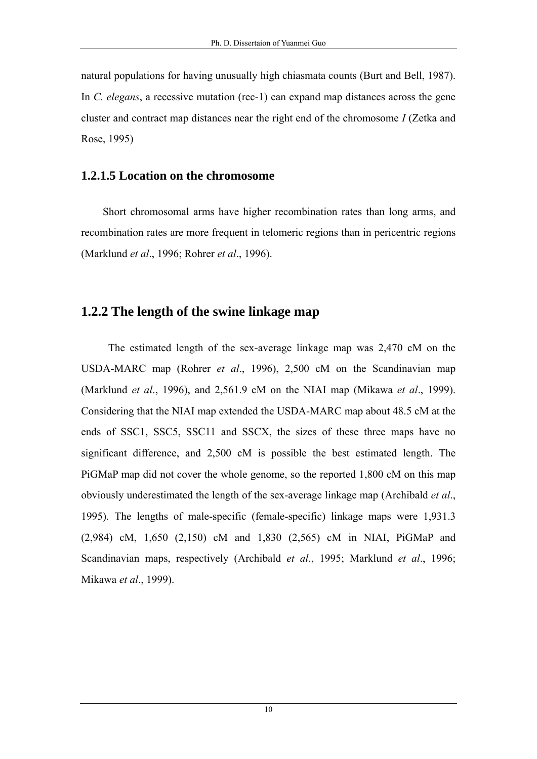natural populations for having unusually high chiasmata counts (Burt and Bell, 1987). In *C. elegans*, a recessive mutation (rec-1) can expand map distances across the gene cluster and contract map distances near the right end of the chromosome *I* (Zetka and Rose, 1995)

#### 1.2.1.5 Location on the chromosome

Short chromosomal arms have higher recombination rates than long arms, and recombination rates are more frequent in telomeric regions than in pericentric regions (Marklund *et al*., 1996; Rohrer *et al*., 1996).

### 1.2.2 The length of the swine linkage map

The estimated length of the sex-average linkage map was 2,470 cM on the USDA-MARC map (Rohrer *et al*., 1996), 2,500 cM on the Scandinavian map (Marklund *et al*., 1996), and 2,561.9 cM on the NIAI map (Mikawa *et al*., 1999). Considering that the NIAI map extended the USDA-MARC map about 48.5 cM at the ends of SSC1, SSC5, SSC11 and SSCX, the sizes of these three maps have no significant difference, and 2,500 cM is possible the best estimated length. The PiGMaP map did not cover the whole genome, so the reported 1,800 cM on this map obviously underestimated the length of the sex-average linkage map (Archibald *et al*., 1995). The lengths of male-specific (female-specific) linkage maps were 1,931.3 (2,984) cM, 1,650 (2,150) cM and 1,830 (2,565) cM in NIAI, PiGMaP and Scandinavian maps, respectively (Archibald *et al*., 1995; Marklund *et al*., 1996; Mikawa *et al*., 1999).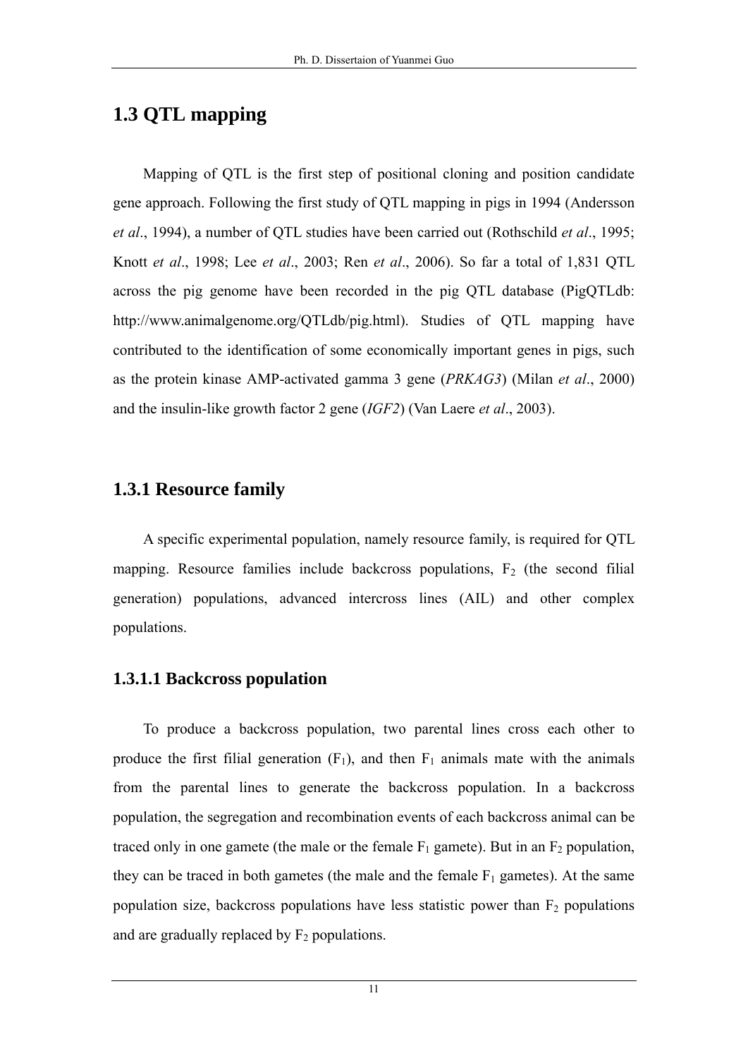## 1.3 QTL mapping

Mapping of QTL is the first step of positional cloning and position candidate gene approach. Following the first study of QTL mapping in pigs in 1994 (Andersson *et al*., 1994), a number of QTL studies have been carried out (Rothschild *et al*., 1995; Knott *et al*., 1998; Lee *et al*., 2003; Ren *et al*., 2006). So far a total of 1,831 QTL across the pig genome have been recorded in the pig QTL database (PigQTLdb: http://www.animalgenome.org/QTLdb/pig.html). Studies of QTL mapping have contributed to the identification of some economically important genes in pigs, such as the protein kinase AMP-activated gamma 3 gene (*PRKAG3*) (Milan *et al*., 2000) and the insulin-like growth factor 2 gene (*IGF2*) (Van Laere *et al*., 2003).

### 1.3.1 Resource family

A specific experimental population, namely resource family, is required for QTL mapping. Resource families include backcross populations, $F_2$ (the second filial generation) populations, advanced intercross lines (AIL) and other complex populations.

#### 1.3.1.1 Backcross population

To produce a backcross population, two parental lines cross each other to produce the first filial generation ($F_1$), and then $F_1$ animals mate with the animals from the parental lines to generate the backcross population. In a backcross population, the segregation and recombination events of each backcross animal can be traced only in one gamete (the male or the female $F_1$ gamete). But in an $F_2$ population, they can be traced in both gametes (the male and the female $F_1$ gametes). At the same population size, backcross populations have less statistic power than $F_2$ populations and are gradually replaced by $F_2$ populations.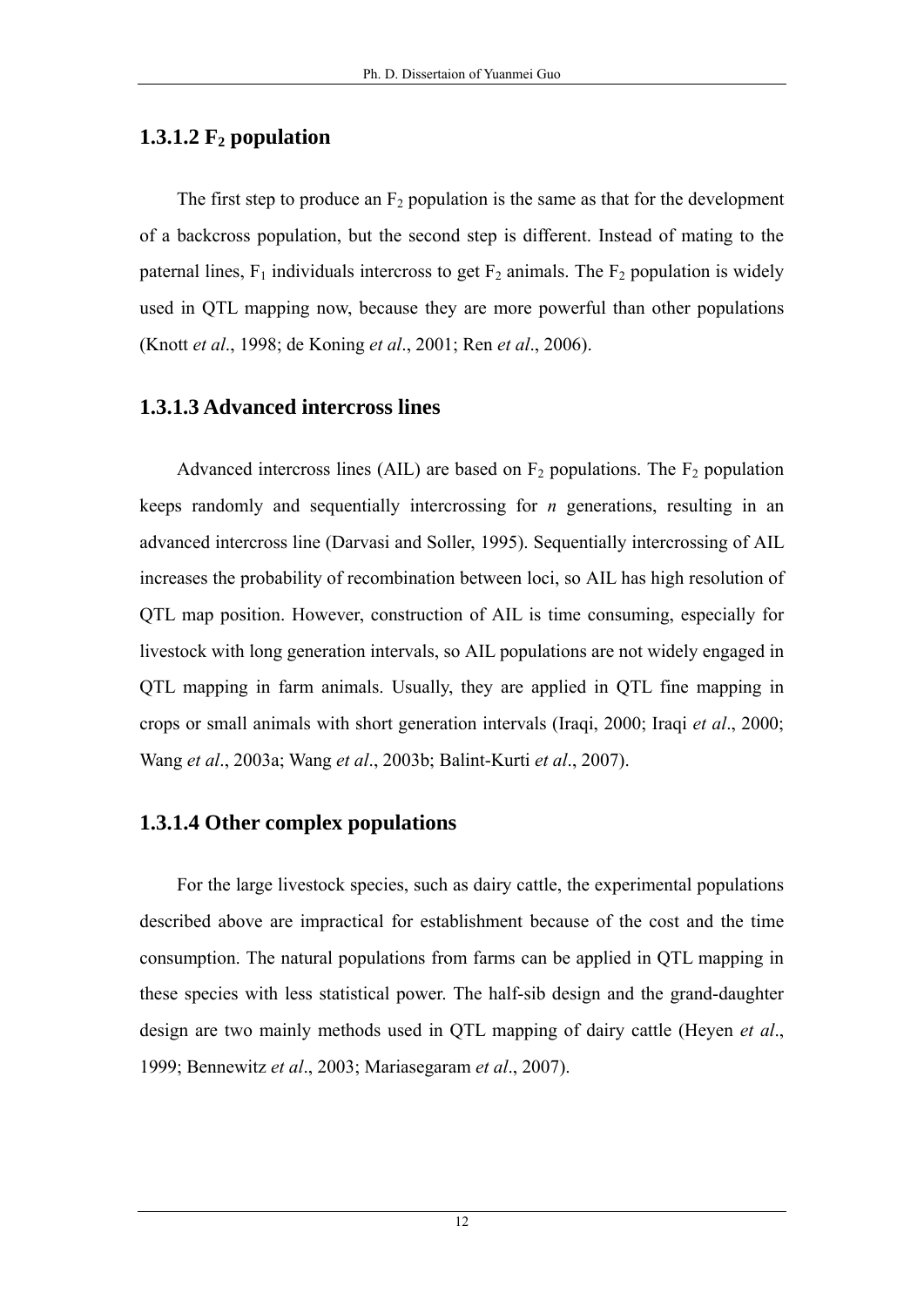#### 1.3.1.2 $F_2$ population

The first step to produce an $F_2$ population is the same as that for the development of a backcross population, but the second step is different. Instead of mating to the paternal lines, $F_1$ individuals intercross to get $F_2$ animals. The $F_2$ population is widely used in QTL mapping now, because they are more powerful than other populations (Knott *et al*., 1998; de Koning *et al*., 2001; Ren *et al*., 2006).

#### 1.3.1.3 Advanced intercross lines

Advanced intercross lines (AIL) are based on $F_2$ populations. The $F_2$ population keeps randomly and sequentially intercrossing for *n* generations, resulting in an advanced intercross line (Darvasi and Soller, 1995). Sequentially intercrossing of AIL increases the probability of recombination between loci, so AIL has high resolution of QTL map position. However, construction of AIL is time consuming, especially for livestock with long generation intervals, so AIL populations are not widely engaged in QTL mapping in farm animals. Usually, they are applied in QTL fine mapping in crops or small animals with short generation intervals (Iraqi, 2000; Iraqi *et al*., 2000; Wang *et al*., 2003a; Wang *et al*., 2003b; Balint-Kurti *et al*., 2007).

#### 1.3.1.4 Other complex populations

For the large livestock species, such as dairy cattle, the experimental populations described above are impractical for establishment because of the cost and the time consumption. The natural populations from farms can be applied in QTL mapping in these species with less statistical power. The half-sib design and the grand-daughter design are two mainly methods used in QTL mapping of dairy cattle (Heyen *et al*., 1999; Bennewitz *et al*., 2003; Mariasegaram *et al*., 2007).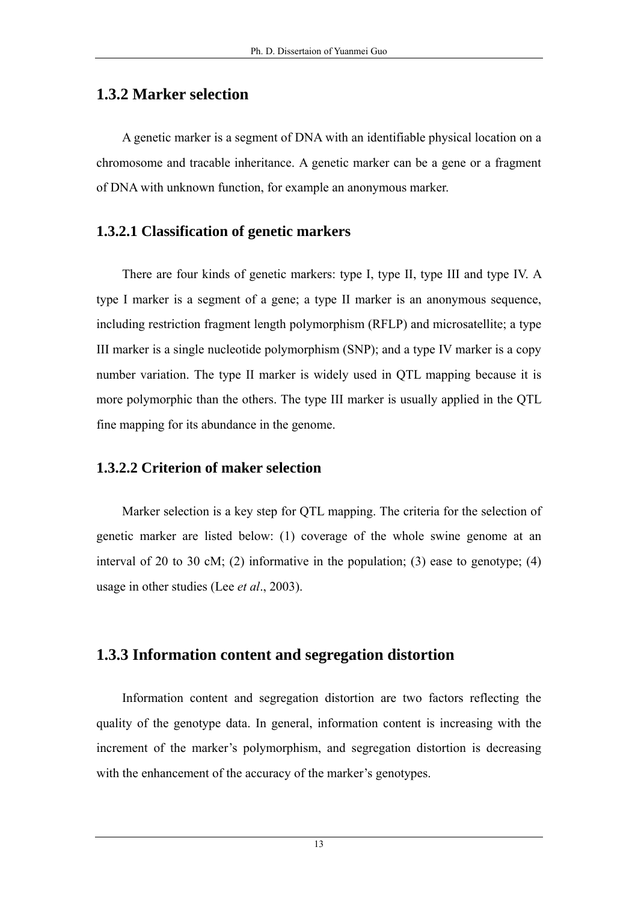### 1.3.2 Marker selection

A genetic marker is a segment of DNA with an identifiable physical location on a chromosome and tracable inheritance. A genetic marker can be a gene or a fragment of DNA with unknown function, for example an anonymous marker.

#### 1.3.2.1 Classification of genetic markers

There are four kinds of genetic markers: type I, type II, type III and type IV. A type I marker is a segment of a gene; a type II marker is an anonymous sequence, including restriction fragment length polymorphism (RFLP) and microsatellite; a type III marker is a single nucleotide polymorphism (SNP); and a type IV marker is a copy number variation. The type II marker is widely used in QTL mapping because it is more polymorphic than the others. The type III marker is usually applied in the QTL fine mapping for its abundance in the genome.

#### 1.3.2.2 Criterion of maker selection

Marker selection is a key step for QTL mapping. The criteria for the selection of genetic marker are listed below: (1) coverage of the whole swine genome at an interval of 20 to 30 cM; (2) informative in the population; (3) ease to genotype; (4) usage in other studies (Lee *et al*., 2003).

### 1.3.3 Information content and segregation distortion

Information content and segregation distortion are two factors reflecting the quality of the genotype data. In general, information content is increasing with the increment of the marker’s polymorphism, and segregation distortion is decreasing with the enhancement of the accuracy of the marker’s genotypes.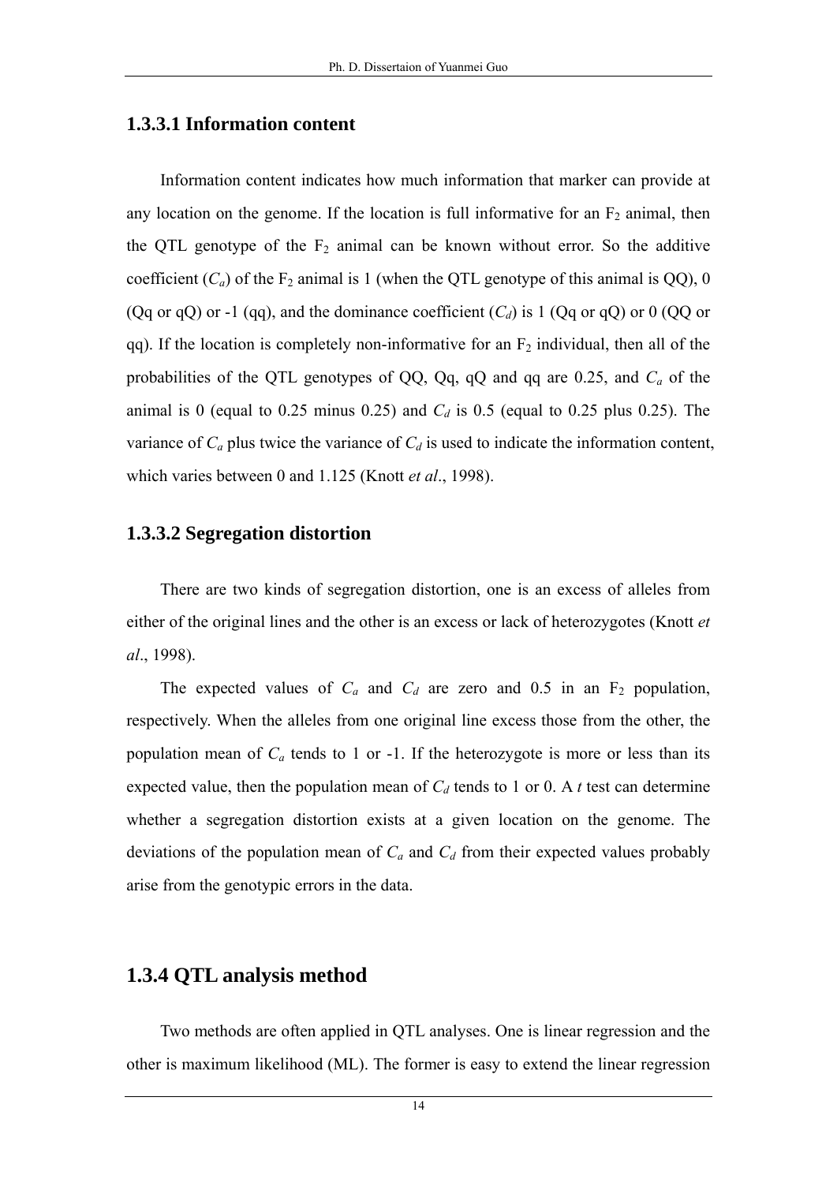### 1.3.3.1 Information content

Information content indicates how much information that marker can provide at any location on the genome. If the location is full informative for an $F_2$ animal, then the QTL genotype of the $F_2$ animal can be known without error. So the additive coefficient ($C_a$) of the $F_2$ animal is 1 (when the QTL genotype of this animal is QQ), 0 (Qq or qQ) or -1 (qq), and the dominance coefficient ($C_d$) is 1 (Qq or qQ) or 0 (QQ or qq). If the location is completely non-informative for an $F_2$ individual, then all of the probabilities of the QTL genotypes of QQ, Qq, qQ and qq are 0.25, and $C_a$ of the animal is 0 (equal to 0.25 minus 0.25) and $C_d$ is 0.5 (equal to 0.25 plus 0.25). The variance of $C_a$ plus twice the variance of $C_d$ is used to indicate the information content, which varies between 0 and 1.125 (Knott *et al*., 1998).

### 1.3.3.2 Segregation distortion

There are two kinds of segregation distortion, one is an excess of alleles from either of the original lines and the other is an excess or lack of heterozygotes (Knott *et al*., 1998).

The expected values of $C_a$ and $C_d$ are zero and 0.5 in an $F_2$ population, respectively. When the alleles from one original line excess those from the other, the population mean of $C_a$ tends to 1 or -1. If the heterozygote is more or less than its expected value, then the population mean of $C_d$ tends to 1 or 0. A *t* test can determine whether a segregation distortion exists at a given location on the genome. The deviations of the population mean of $C_a$ and $C_d$ from their expected values probably arise from the genotypic errors in the data.

## 1.3.4 QTL analysis method

Two methods are often applied in QTL analyses. One is linear regression and the other is maximum likelihood (ML). The former is easy to extend the linear regression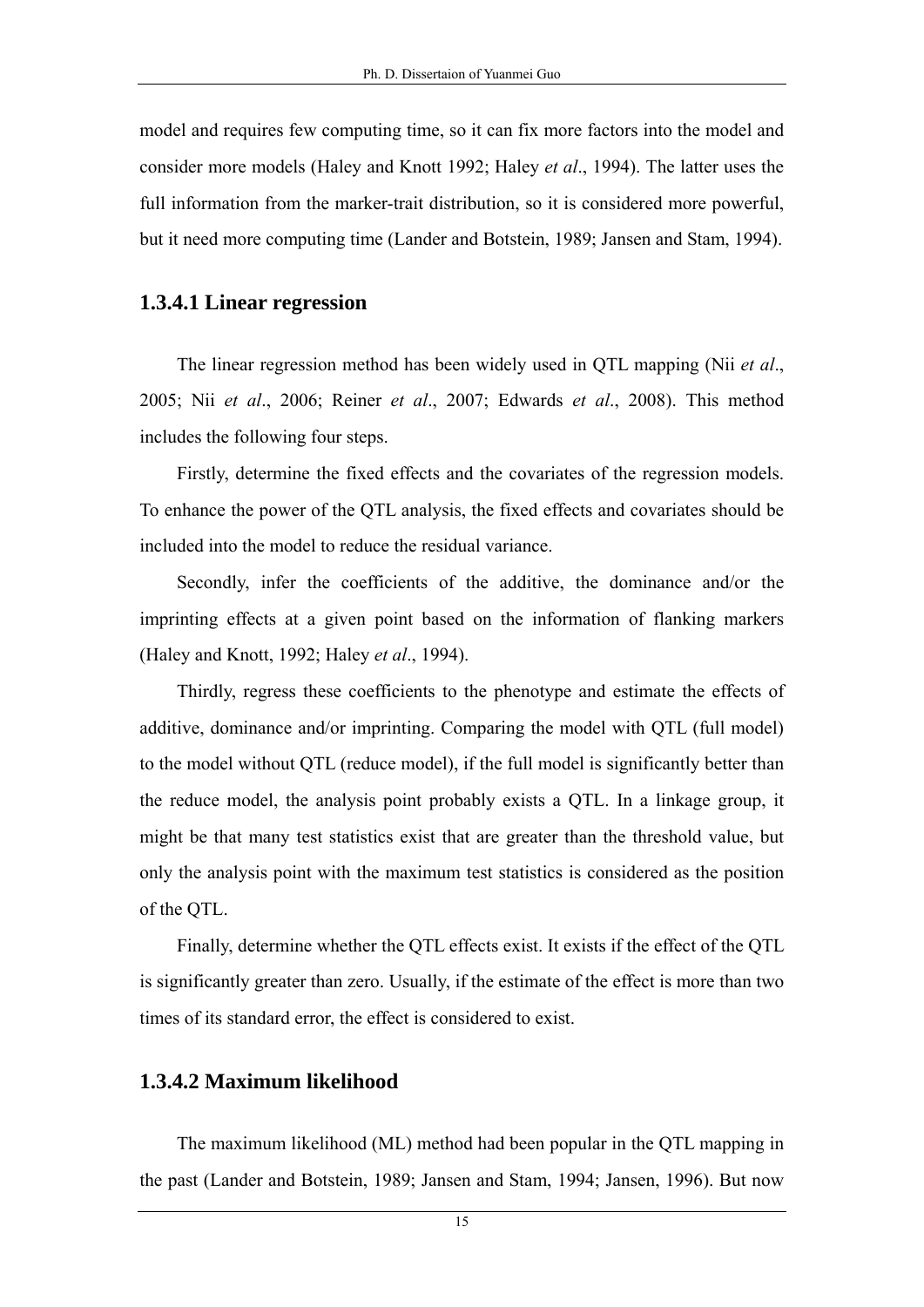model and requires few computing time, so it can fix more factors into the model and consider more models (Haley and Knott 1992; Haley *et al*., 1994). The latter uses the full information from the marker-trait distribution, so it is considered more powerful, but it need more computing time (Lander and Botstein, 1989; Jansen and Stam, 1994).

### 1.3.4.1 Linear regression

The linear regression method has been widely used in QTL mapping (Nii *et al*., 2005; Nii *et al*., 2006; Reiner *et al*., 2007; Edwards *et al*., 2008). This method includes the following four steps.

Firstly, determine the fixed effects and the covariates of the regression models. To enhance the power of the QTL analysis, the fixed effects and covariates should be included into the model to reduce the residual variance.

Secondly, infer the coefficients of the additive, the dominance and/or the imprinting effects at a given point based on the information of flanking markers (Haley and Knott, 1992; Haley *et al*., 1994).

Thirdly, regress these coefficients to the phenotype and estimate the effects of additive, dominance and/or imprinting. Comparing the model with QTL (full model) to the model without QTL (reduce model), if the full model is significantly better than the reduce model, the analysis point probably exists a QTL. In a linkage group, it might be that many test statistics exist that are greater than the threshold value, but only the analysis point with the maximum test statistics is considered as the position of the QTL.

Finally, determine whether the QTL effects exist. It exists if the effect of the QTL is significantly greater than zero. Usually, if the estimate of the effect is more than two times of its standard error, the effect is considered to exist.

### 1.3.4.2 Maximum likelihood

The maximum likelihood (ML) method had been popular in the QTL mapping in the past (Lander and Botstein, 1989; Jansen and Stam, 1994; Jansen, 1996). But now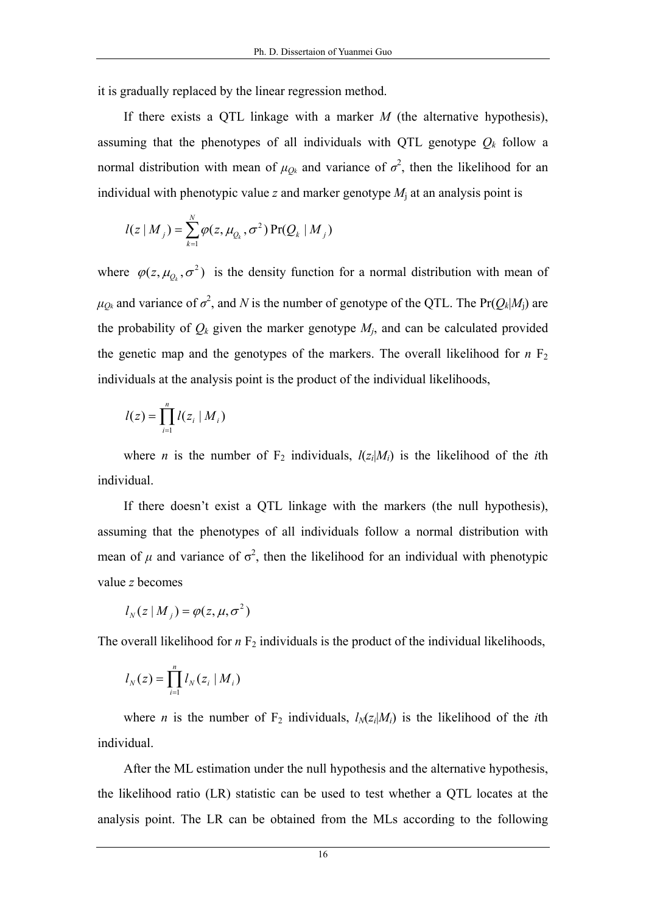it is gradually replaced by the linear regression method.

If there exists a QTL linkage with a marker $M$ (the alternative hypothesis), assuming that the phenotypes of all individuals with QTL genotype $Q_k$ follow a normal distribution with mean of $\mu_{Qk}$ and variance of $\sigma^2$, then the likelihood for an individual with phenotypic value $z$ and marker genotype $M_j$ at an analysis point is

$$l(z \mid M_j) = \sum_{k=1}^{N} \varphi(z, \mu_{Q_k}, \sigma^2) \Pr(Q_k \mid M_j)$$

where $\varphi(z, \mu_{Q_k}, \sigma^2)$ is the density function for a normal distribution with mean of $\mu_{Qk}$ and variance of $\sigma^2$, and $N$ is the number of genotype of the QTL. The $\Pr(Q_k|M_j)$ are the probability of $Q_k$ given the marker genotype $M_j$, and can be calculated provided the genetic map and the genotypes of the markers. The overall likelihood for $n$ $F_2$ individuals at the analysis point is the product of the individual likelihoods,

$$l(z) = \prod_{i=1}^{n} l(z_i \mid M_i)$$

where $n$ is the number of $F_2$ individuals, $l(z_i|M_i)$ is the likelihood of the $i$th individual.

If there doesn't exist a QTL linkage with the markers (the null hypothesis), assuming that the phenotypes of all individuals follow a normal distribution with mean of $\mu$ and variance of $\sigma^2$, then the likelihood for an individual with phenotypic value $z$ becomes

$$l_N(z \mid M_j) = \varphi(z, \mu, \sigma^2)$$

The overall likelihood for $n$ $F_2$ individuals is the product of the individual likelihoods,

$$l_N(z) = \prod_{i=1}^{n} l_N(z_i \mid M_i)$$

where $n$ is the number of $F_2$ individuals, $l_N(z_i|M_i)$ is the likelihood of the $i$th individual.

After the ML estimation under the null hypothesis and the alternative hypothesis, the likelihood ratio (LR) statistic can be used to test whether a QTL locates at the analysis point. The LR can be obtained from the MLs according to the following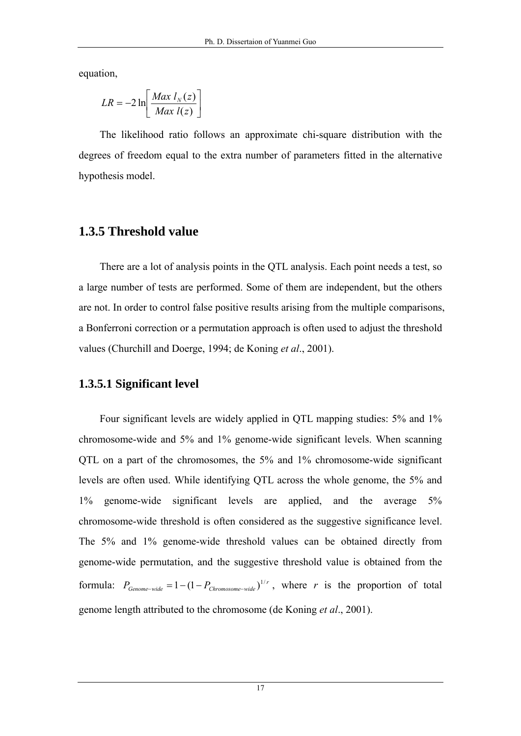equation,

$$LR = -2\ln\left[\frac{Max\ l_N(z)}{Max\ l(z)}\right]$$

The likelihood ratio follows an approximate chi-square distribution with the degrees of freedom equal to the extra number of parameters fitted in the alternative hypothesis model.

## 1.3.5 Threshold value

There are a lot of analysis points in the QTL analysis. Each point needs a test, so a large number of tests are performed. Some of them are independent, but the others are not. In order to control false positive results arising from the multiple comparisons, a Bonferroni correction or a permutation approach is often used to adjust the threshold values (Churchill and Doerge, 1994; de Koning *et al*., 2001).

### 1.3.5.1 Significant level

Four significant levels are widely applied in QTL mapping studies: 5% and 1% chromosome-wide and 5% and 1% genome-wide significant levels. When scanning QTL on a part of the chromosomes, the 5% and 1% chromosome-wide significant levels are often used. While identifying QTL across the whole genome, the 5% and 1% genome-wide significant levels are applied, and the average 5% chromosome-wide threshold is often considered as the suggestive significance level. The 5% and 1% genome-wide threshold values can be obtained directly from genome-wide permutation, and the suggestive threshold value is obtained from the formula: $P_{Genome-wide} = 1-(1-P_{Chromosome-wide})^{1/r}$, where $r$ is the proportion of total genome length attributed to the chromosome (de Koning *et al*., 2001).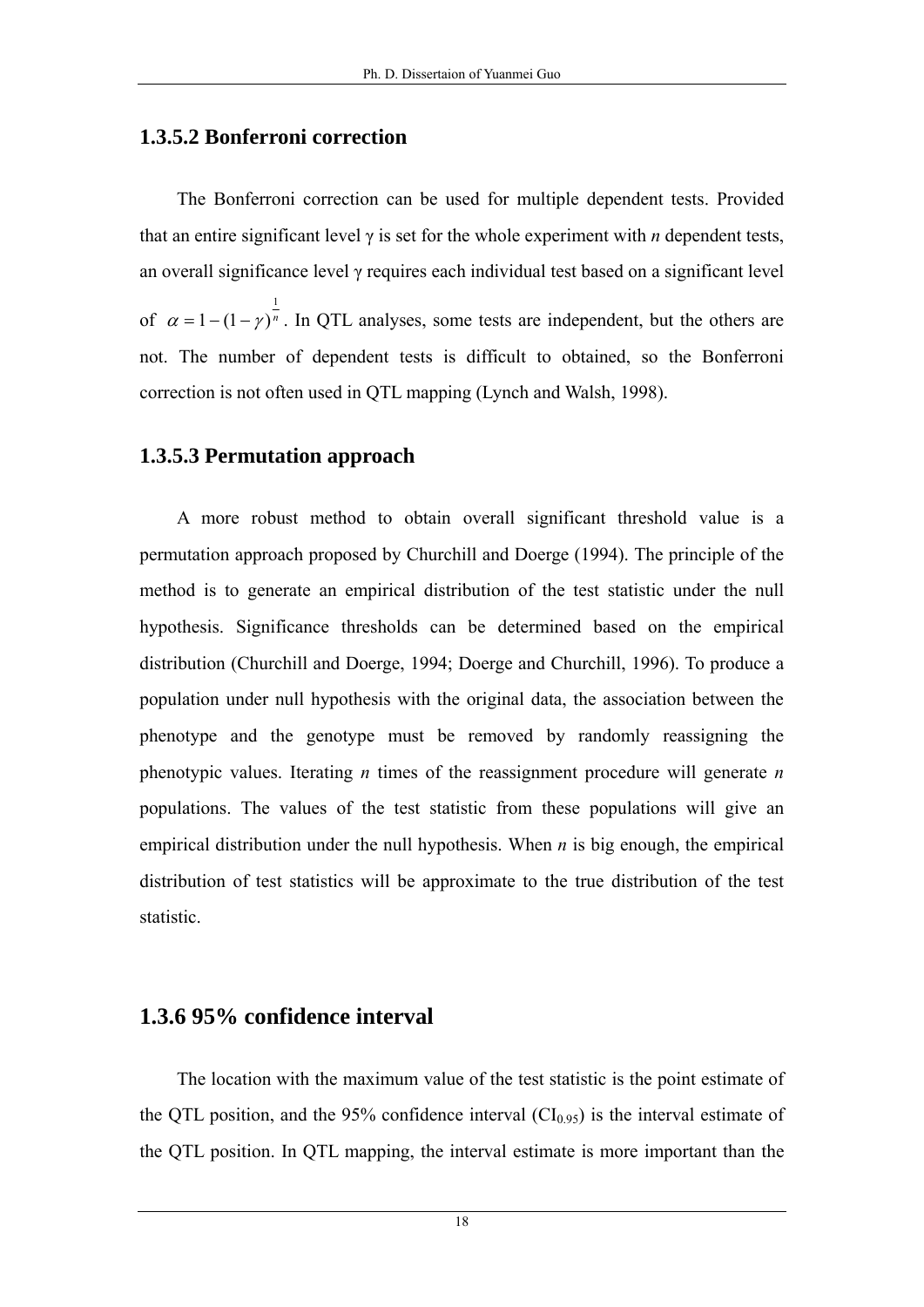### 1.3.5.2 Bonferroni correction

The Bonferroni correction can be used for multiple dependent tests. Provided that an entire significant level γ is set for the whole experiment with *n* dependent tests, an overall significance level γ requires each individual test based on a significant level of $\alpha = 1-(1-\gamma)^{\frac{1}{n}}$. In QTL analyses, some tests are independent, but the others are not. The number of dependent tests is difficult to obtained, so the Bonferroni correction is not often used in QTL mapping (Lynch and Walsh, 1998).

### 1.3.5.3 Permutation approach

A more robust method to obtain overall significant threshold value is a permutation approach proposed by Churchill and Doerge (1994). The principle of the method is to generate an empirical distribution of the test statistic under the null hypothesis. Significance thresholds can be determined based on the empirical distribution (Churchill and Doerge, 1994; Doerge and Churchill, 1996). To produce a population under null hypothesis with the original data, the association between the phenotype and the genotype must be removed by randomly reassigning the phenotypic values. Iterating *n* times of the reassignment procedure will generate *n* populations. The values of the test statistic from these populations will give an empirical distribution under the null hypothesis. When *n* is big enough, the empirical distribution of test statistics will be approximate to the true distribution of the test statistic.

## 1.3.6 95% confidence interval

The location with the maximum value of the test statistic is the point estimate of the QTL position, and the 95% confidence interval ($CI_{0.95}$) is the interval estimate of the QTL position. In QTL mapping, the interval estimate is more important than the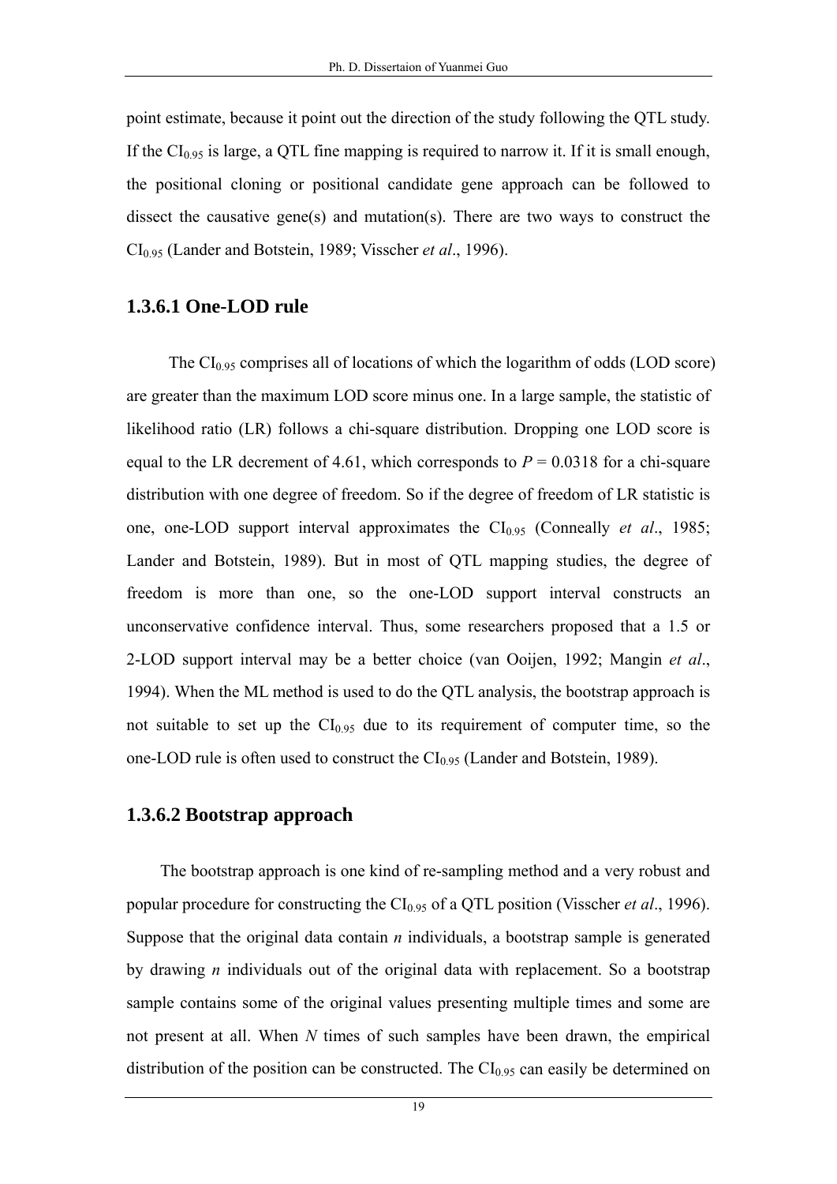point estimate, because it point out the direction of the study following the QTL study. If the $CI_{0.95}$ is large, a QTL fine mapping is required to narrow it. If it is small enough, the positional cloning or positional candidate gene approach can be followed to dissect the causative gene(s) and mutation(s). There are two ways to construct the $CI_{0.95}$ (Lander and Botstein, 1989; Visscher *et al*., 1996).

### 1.3.6.1 One-LOD rule

The $CI_{0.95}$ comprises all of locations of which the logarithm of odds (LOD score) are greater than the maximum LOD score minus one. In a large sample, the statistic of likelihood ratio (LR) follows a chi-square distribution. Dropping one LOD score is equal to the LR decrement of 4.61, which corresponds to $P = 0.0318$ for a chi-square distribution with one degree of freedom. So if the degree of freedom of LR statistic is one, one-LOD support interval approximates the $CI_{0.95}$ (Conneally *et al*., 1985; Lander and Botstein, 1989). But in most of QTL mapping studies, the degree of freedom is more than one, so the one-LOD support interval constructs an unconservative confidence interval. Thus, some researchers proposed that a 1.5 or 2-LOD support interval may be a better choice (van Ooijen, 1992; Mangin *et al*., 1994). When the ML method is used to do the QTL analysis, the bootstrap approach is not suitable to set up the $CI_{0.95}$ due to its requirement of computer time, so the one-LOD rule is often used to construct the $CI_{0.95}$ (Lander and Botstein, 1989).

### 1.3.6.2 Bootstrap approach

The bootstrap approach is one kind of re-sampling method and a very robust and popular procedure for constructing the $CI_{0.95}$ of a QTL position (Visscher *et al*., 1996). Suppose that the original data contain $n$ individuals, a bootstrap sample is generated by drawing $n$ individuals out of the original data with replacement. So a bootstrap sample contains some of the original values presenting multiple times and some are not present at all. When $N$ times of such samples have been drawn, the empirical distribution of the position can be constructed. The $CI_{0.95}$ can easily be determined on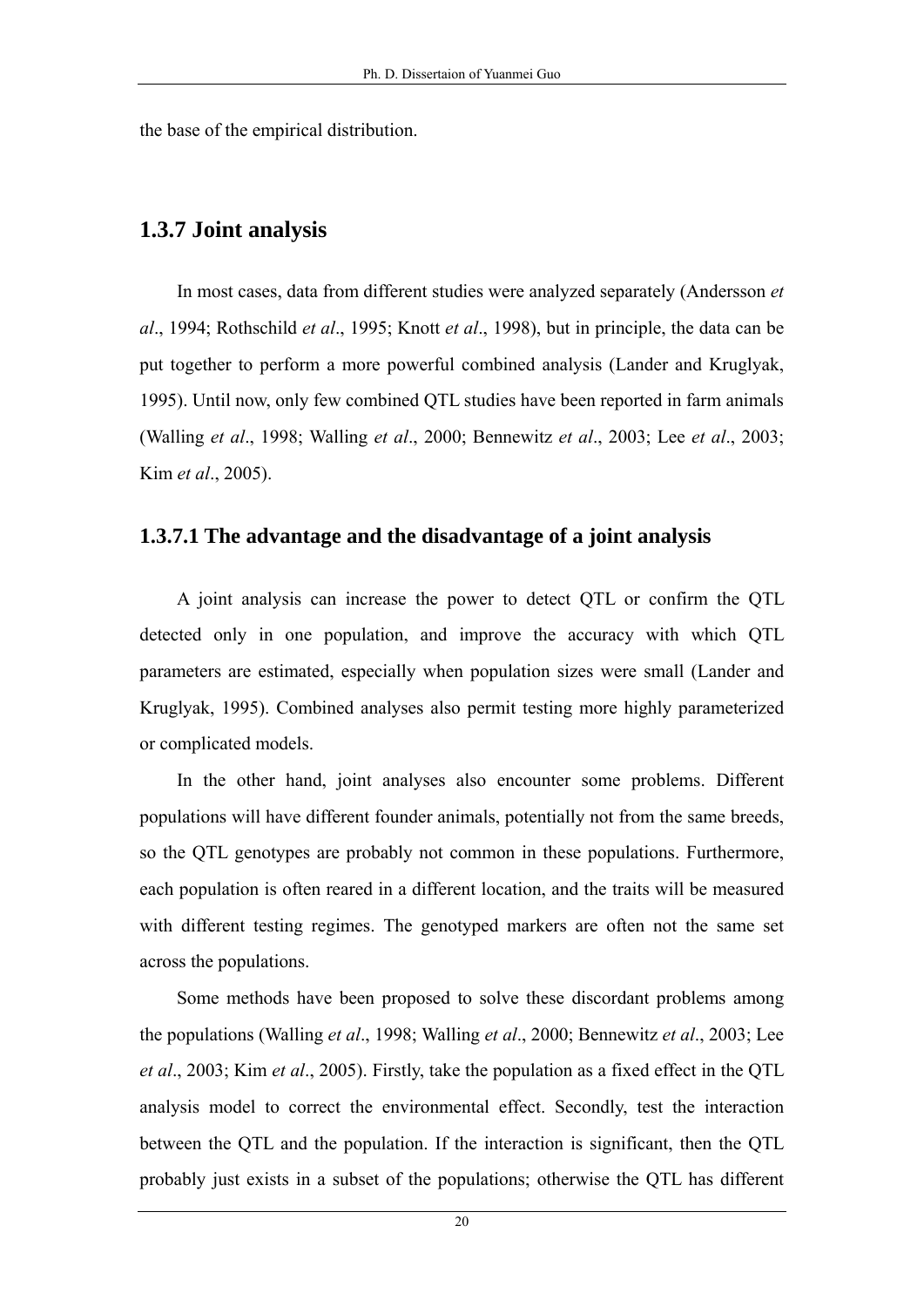the base of the empirical distribution.

## 1.3.7 Joint analysis

In most cases, data from different studies were analyzed separately (Andersson *et al*., 1994; Rothschild *et al*., 1995; Knott *et al*., 1998), but in principle, the data can be put together to perform a more powerful combined analysis (Lander and Kruglyak, 1995). Until now, only few combined QTL studies have been reported in farm animals (Walling *et al*., 1998; Walling *et al*., 2000; Bennewitz *et al*., 2003; Lee *et al*., 2003; Kim *et al*., 2005).

### 1.3.7.1 The advantage and the disadvantage of a joint analysis

A joint analysis can increase the power to detect QTL or confirm the QTL detected only in one population, and improve the accuracy with which QTL parameters are estimated, especially when population sizes were small (Lander and Kruglyak, 1995). Combined analyses also permit testing more highly parameterized or complicated models.

In the other hand, joint analyses also encounter some problems. Different populations will have different founder animals, potentially not from the same breeds, so the QTL genotypes are probably not common in these populations. Furthermore, each population is often reared in a different location, and the traits will be measured with different testing regimes. The genotyped markers are often not the same set across the populations.

Some methods have been proposed to solve these discordant problems among the populations (Walling *et al*., 1998; Walling *et al*., 2000; Bennewitz *et al*., 2003; Lee *et al*., 2003; Kim *et al*., 2005). Firstly, take the population as a fixed effect in the QTL analysis model to correct the environmental effect. Secondly, test the interaction between the QTL and the population. If the interaction is significant, then the QTL probably just exists in a subset of the populations; otherwise the QTL has different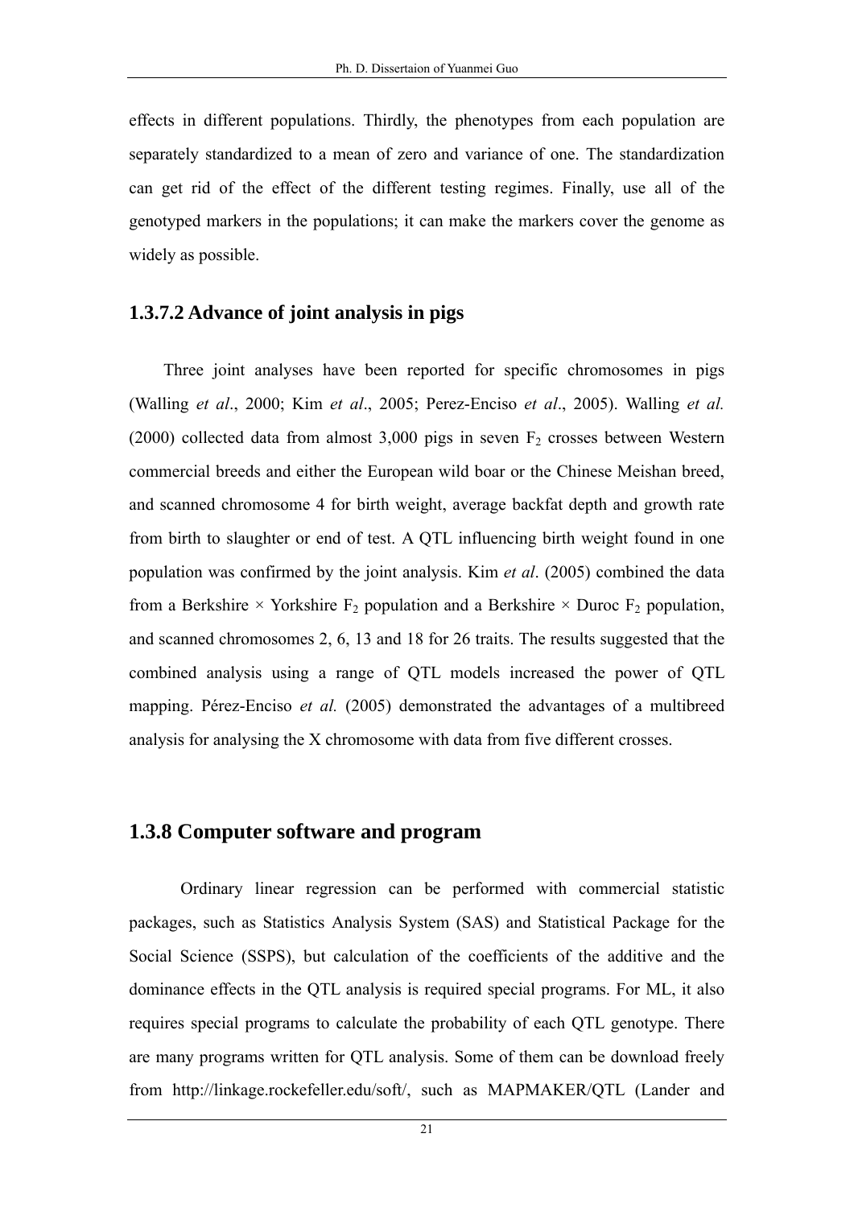effects in different populations. Thirdly, the phenotypes from each population are separately standardized to a mean of zero and variance of one. The standardization can get rid of the effect of the different testing regimes. Finally, use all of the genotyped markers in the populations; it can make the markers cover the genome as widely as possible.

### 1.3.7.2 Advance of joint analysis in pigs

Three joint analyses have been reported for specific chromosomes in pigs (Walling *et al*., 2000; Kim *et al*., 2005; Perez-Enciso *et al*., 2005). Walling *et al.* (2000) collected data from almost 3,000 pigs in seven $F_2$ crosses between Western commercial breeds and either the European wild boar or the Chinese Meishan breed, and scanned chromosome 4 for birth weight, average backfat depth and growth rate from birth to slaughter or end of test. A QTL influencing birth weight found in one population was confirmed by the joint analysis. Kim *et al*. (2005) combined the data from a Berkshire × Yorkshire $F_2$ population and a Berkshire × Duroc $F_2$ population, and scanned chromosomes 2, 6, 13 and 18 for 26 traits. The results suggested that the combined analysis using a range of QTL models increased the power of QTL mapping. Pérez-Enciso *et al.* (2005) demonstrated the advantages of a multibreed analysis for analysing the X chromosome with data from five different crosses.

## 1.3.8 Computer software and program

Ordinary linear regression can be performed with commercial statistic packages, such as Statistics Analysis System (SAS) and Statistical Package for the Social Science (SSPS), but calculation of the coefficients of the additive and the dominance effects in the QTL analysis is required special programs. For ML, it also requires special programs to calculate the probability of each QTL genotype. There are many programs written for QTL analysis. Some of them can be download freely from http://linkage.rockefeller.edu/soft/, such as MAPMAKER/QTL (Lander and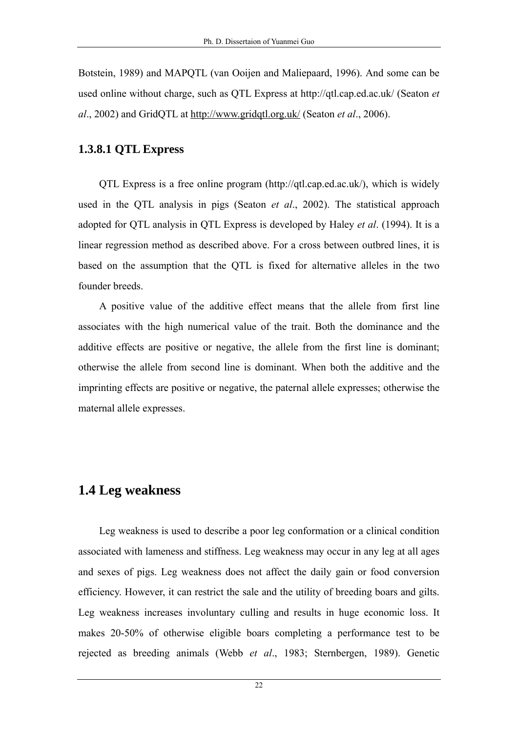Botstein, 1989) and MAPQTL (van Ooijen and Maliepaard, 1996). And some can be used online without charge, such as QTL Express at http://qtl.cap.ed.ac.uk/ (Seaton *et al*., 2002) and GridQTL at http://www.gridqtl.org.uk/ (Seaton *et al*., 2006).

#### 1.3.8.1 QTL Express

QTL Express is a free online program (http://qtl.cap.ed.ac.uk/), which is widely used in the QTL analysis in pigs (Seaton *et al*., 2002). The statistical approach adopted for QTL analysis in QTL Express is developed by Haley *et al*. (1994). It is a linear regression method as described above. For a cross between outbred lines, it is based on the assumption that the QTL is fixed for alternative alleles in the two founder breeds.

A positive value of the additive effect means that the allele from first line associates with the high numerical value of the trait. Both the dominance and the additive effects are positive or negative, the allele from the first line is dominant; otherwise the allele from second line is dominant. When both the additive and the imprinting effects are positive or negative, the paternal allele expresses; otherwise the maternal allele expresses.

## 1.4 Leg weakness

Leg weakness is used to describe a poor leg conformation or a clinical condition associated with lameness and stiffness. Leg weakness may occur in any leg at all ages and sexes of pigs. Leg weakness does not affect the daily gain or food conversion efficiency. However, it can restrict the sale and the utility of breeding boars and gilts. Leg weakness increases involuntary culling and results in huge economic loss. It makes 20-50% of otherwise eligible boars completing a performance test to be rejected as breeding animals (Webb *et al*., 1983; Sternbergen, 1989). Genetic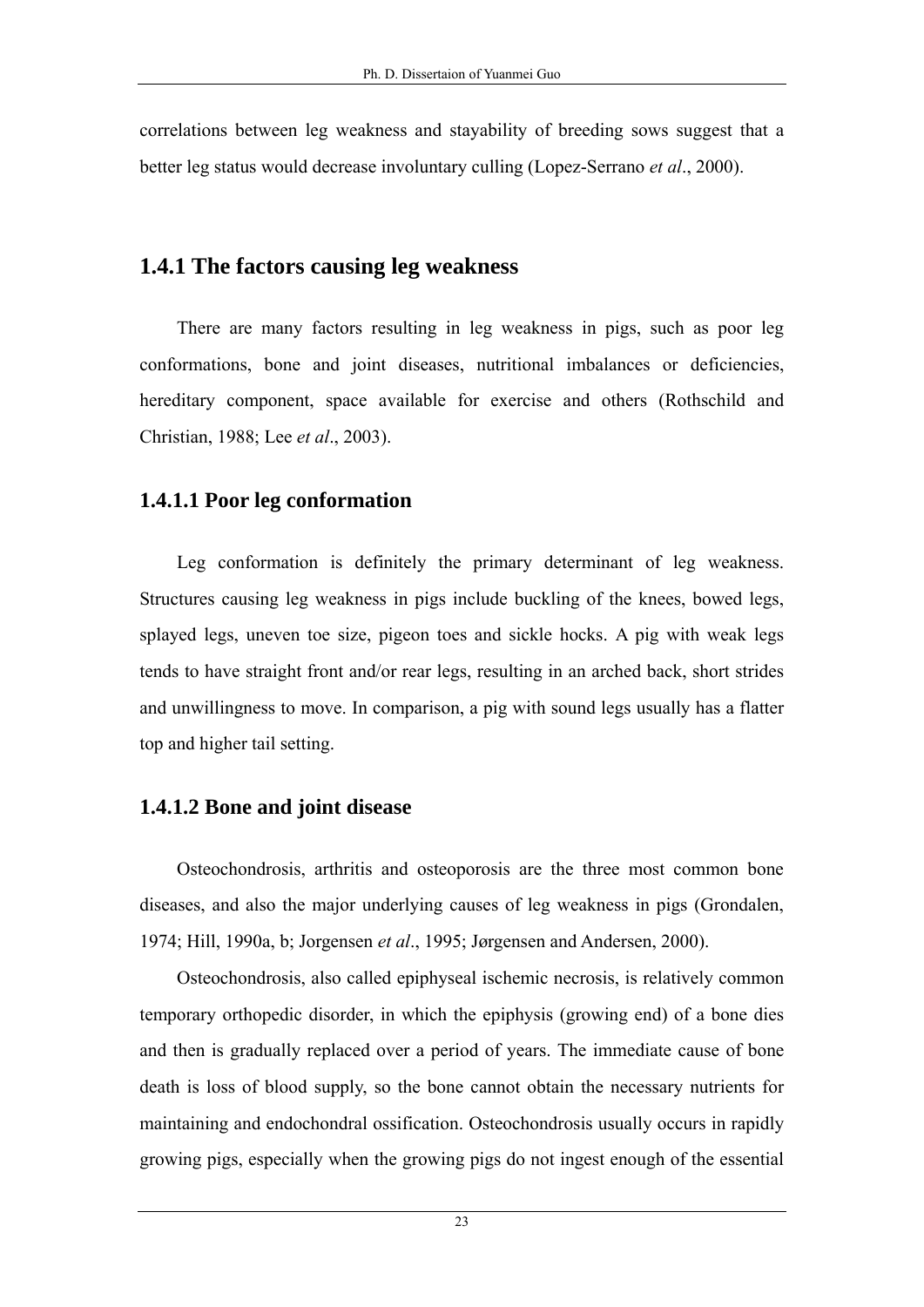correlations between leg weakness and stayability of breeding sows suggest that a better leg status would decrease involuntary culling (Lopez-Serrano *et al*., 2000).

### 1.4.1 The factors causing leg weakness

There are many factors resulting in leg weakness in pigs, such as poor leg conformations, bone and joint diseases, nutritional imbalances or deficiencies, hereditary component, space available for exercise and others (Rothschild and Christian, 1988; Lee *et al*., 2003).

#### 1.4.1.1 Poor leg conformation

Leg conformation is definitely the primary determinant of leg weakness. Structures causing leg weakness in pigs include buckling of the knees, bowed legs, splayed legs, uneven toe size, pigeon toes and sickle hocks. A pig with weak legs tends to have straight front and/or rear legs, resulting in an arched back, short strides and unwillingness to move. In comparison, a pig with sound legs usually has a flatter top and higher tail setting.

#### 1.4.1.2 Bone and joint disease

Osteochondrosis, arthritis and osteoporosis are the three most common bone diseases, and also the major underlying causes of leg weakness in pigs (Grondalen, 1974; Hill, 1990a, b; Jorgensen *et al*., 1995; Jørgensen and Andersen, 2000).

Osteochondrosis, also called epiphyseal ischemic necrosis, is relatively common temporary orthopedic disorder, in which the epiphysis (growing end) of a bone dies and then is gradually replaced over a period of years. The immediate cause of bone death is loss of blood supply, so the bone cannot obtain the necessary nutrients for maintaining and endochondral ossification. Osteochondrosis usually occurs in rapidly growing pigs, especially when the growing pigs do not ingest enough of the essential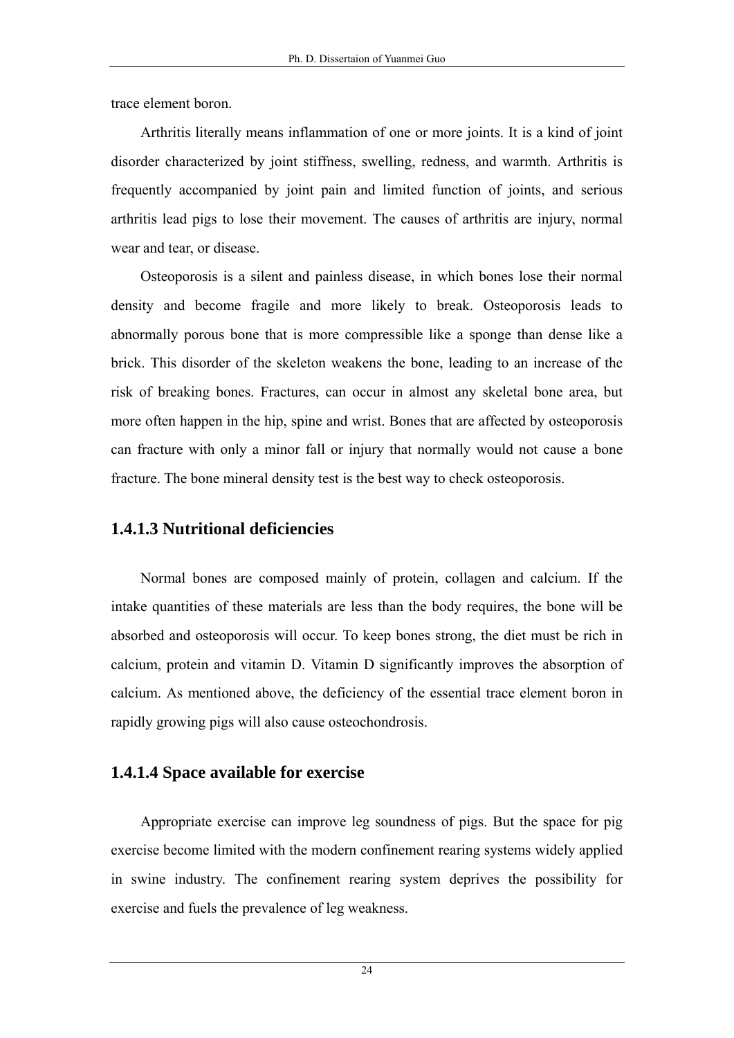trace element boron.

Arthritis literally means inflammation of one or more joints. It is a kind of joint disorder characterized by joint stiffness, swelling, redness, and warmth. Arthritis is frequently accompanied by joint pain and limited function of joints, and serious arthritis lead pigs to lose their movement. The causes of arthritis are injury, normal wear and tear, or disease.

Osteoporosis is a silent and painless disease, in which bones lose their normal density and become fragile and more likely to break. Osteoporosis leads to abnormally porous bone that is more compressible like a sponge than dense like a brick. This disorder of the skeleton weakens the bone, leading to an increase of the risk of breaking bones. Fractures, can occur in almost any skeletal bone area, but more often happen in the hip, spine and wrist. Bones that are affected by osteoporosis can fracture with only a minor fall or injury that normally would not cause a bone fracture. The bone mineral density test is the best way to check osteoporosis.

### 1.4.1.3 Nutritional deficiencies

Normal bones are composed mainly of protein, collagen and calcium. If the intake quantities of these materials are less than the body requires, the bone will be absorbed and osteoporosis will occur. To keep bones strong, the diet must be rich in calcium, protein and vitamin D. Vitamin D significantly improves the absorption of calcium. As mentioned above, the deficiency of the essential trace element boron in rapidly growing pigs will also cause osteochondrosis.

### 1.4.1.4 Space available for exercise

Appropriate exercise can improve leg soundness of pigs. But the space for pig exercise become limited with the modern confinement rearing systems widely applied in swine industry. The confinement rearing system deprives the possibility for exercise and fuels the prevalence of leg weakness.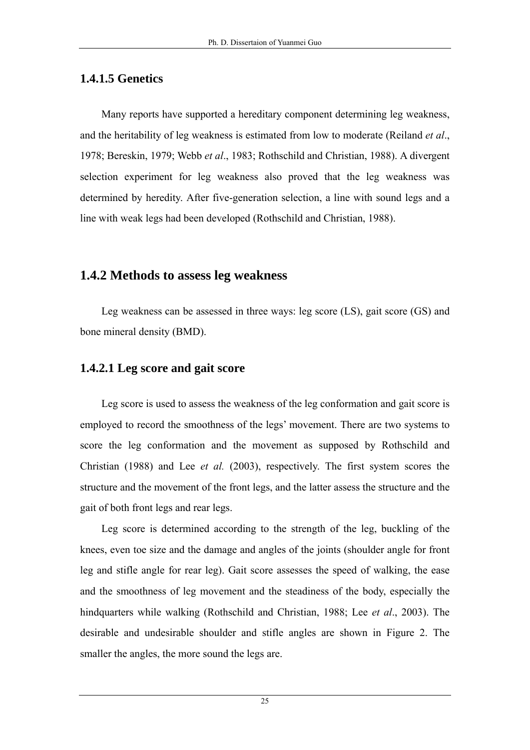### 1.4.1.5 Genetics

Many reports have supported a hereditary component determining leg weakness, and the heritability of leg weakness is estimated from low to moderate (Reiland *et al*., 1978; Bereskin, 1979; Webb *et al*., 1983; Rothschild and Christian, 1988). A divergent selection experiment for leg weakness also proved that the leg weakness was determined by heredity. After five-generation selection, a line with sound legs and a line with weak legs had been developed (Rothschild and Christian, 1988).

## 1.4.2 Methods to assess leg weakness

Leg weakness can be assessed in three ways: leg score (LS), gait score (GS) and bone mineral density (BMD).

### 1.4.2.1 Leg score and gait score

Leg score is used to assess the weakness of the leg conformation and gait score is employed to record the smoothness of the legs' movement. There are two systems to score the leg conformation and the movement as supposed by Rothschild and Christian (1988) and Lee *et al.* (2003), respectively. The first system scores the structure and the movement of the front legs, and the latter assess the structure and the gait of both front legs and rear legs.

Leg score is determined according to the strength of the leg, buckling of the knees, even toe size and the damage and angles of the joints (shoulder angle for front leg and stifle angle for rear leg). Gait score assesses the speed of walking, the ease and the smoothness of leg movement and the steadiness of the body, especially the hindquarters while walking (Rothschild and Christian, 1988; Lee *et al*., 2003). The desirable and undesirable shoulder and stifle angles are shown in Figure 2. The smaller the angles, the more sound the legs are.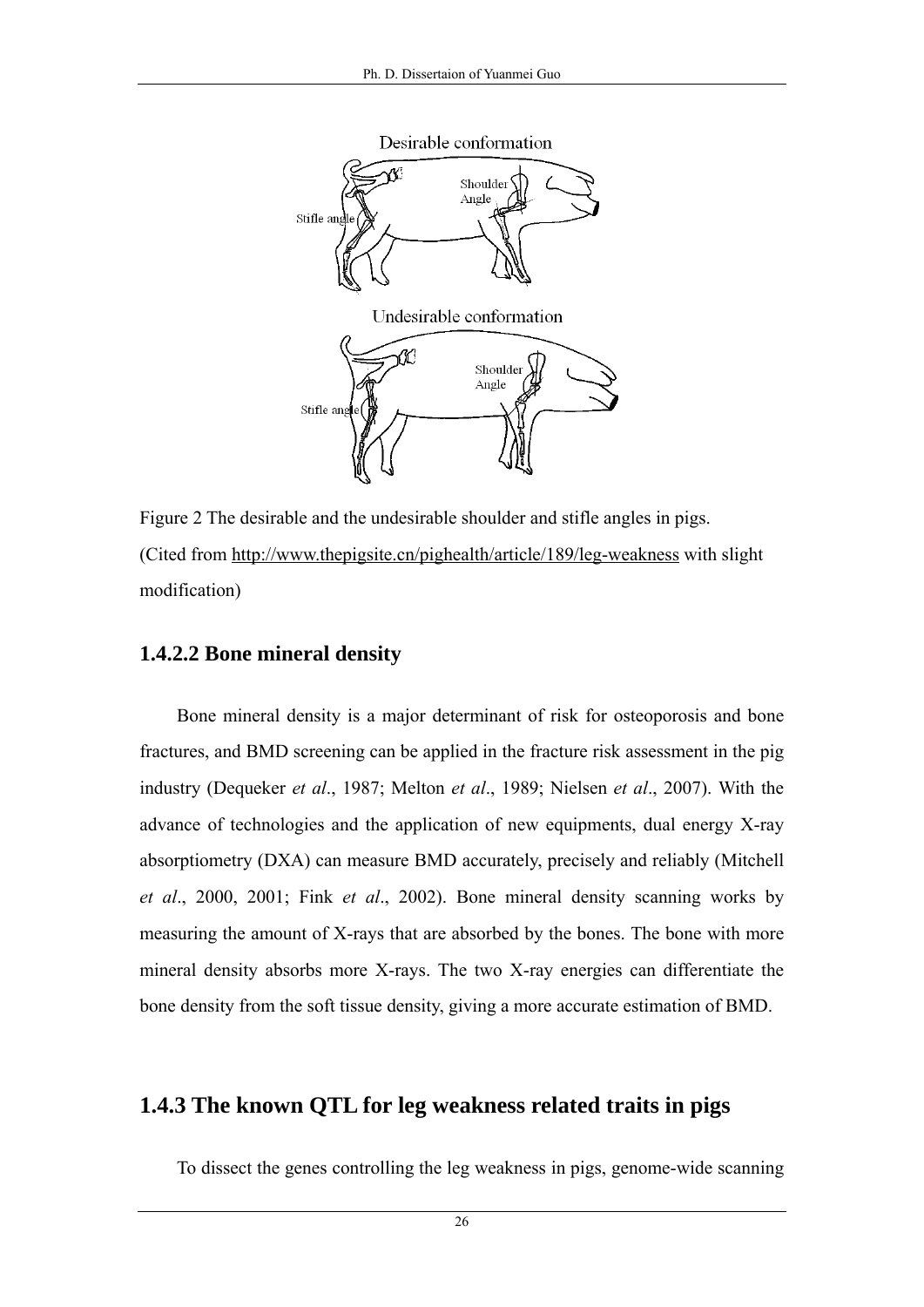Figure 2 The desirable and the undesirable shoulder and stifle angles in pigs.
(Cited from http://www.thepigsite.cn/pighealth/article/189/leg-weakness with slight modification)

### 1.4.2.2 Bone mineral density

Bone mineral density is a major determinant of risk for osteoporosis and bone fractures, and BMD screening can be applied in the fracture risk assessment in the pig industry (Dequeker *et al*., 1987; Melton *et al*., 1989; Nielsen *et al*., 2007). With the advance of technologies and the application of new equipments, dual energy X-ray absorptiometry (DXA) can measure BMD accurately, precisely and reliably (Mitchell *et al*., 2000, 2001; Fink *et al*., 2002). Bone mineral density scanning works by measuring the amount of X-rays that are absorbed by the bones. The bone with more mineral density absorbs more X-rays. The two X-ray energies can differentiate the bone density from the soft tissue density, giving a more accurate estimation of BMD.

## 1.4.3 The known QTL for leg weakness related traits in pigs

To dissect the genes controlling the leg weakness in pigs, genome-wide scanning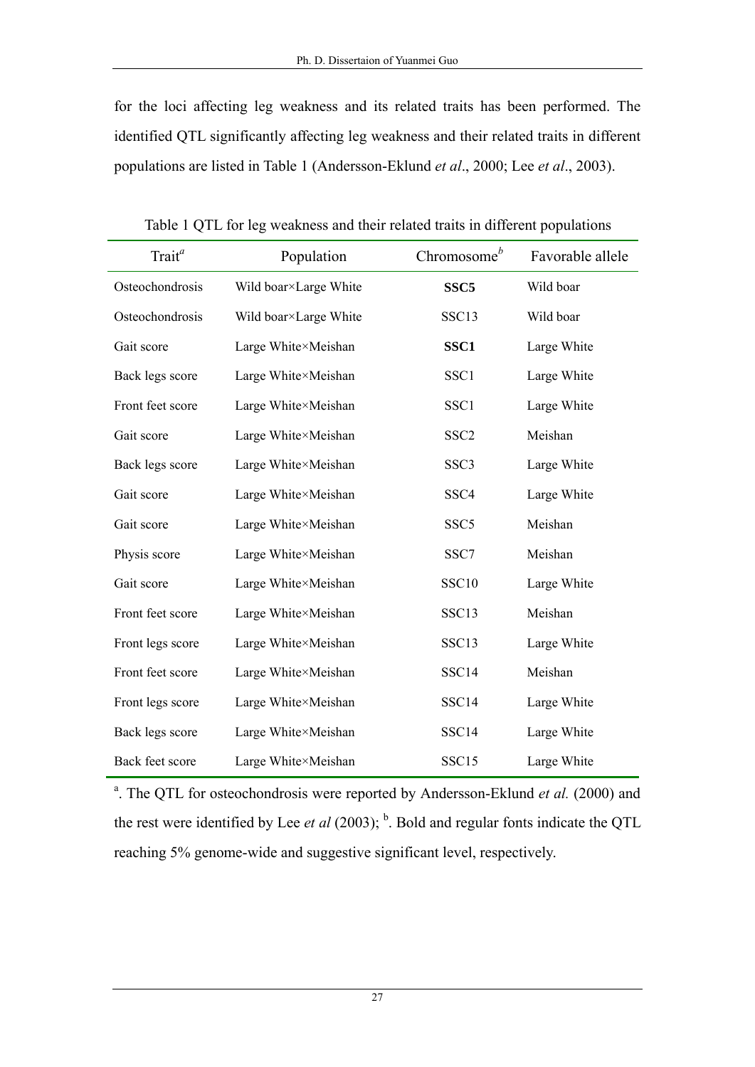for the loci affecting leg weakness and its related traits has been performed. The identified QTL significantly affecting leg weakness and their related traits in different populations are listed in Table 1 (Andersson-Eklund *et al*., 2000; Lee *et al*., 2003).

Table 1 QTL for leg weakness and their related traits in different populations

| Trait[a] | Population | Chromosome[b] | Favorable allele |
|---|---|---|---|
| Osteochondrosis | Wild boar×Large White | **SSC5** | Wild boar |
| Osteochondrosis | Wild boar×Large White | SSC13 | Wild boar |
| Gait score | Large White×Meishan | **SSC1** | Large White |
| Back legs score | Large White×Meishan | SSC1 | Large White |
| Front feet score | Large White×Meishan | SSC1 | Large White |
| Gait score | Large White×Meishan | SSC2 | Meishan |
| Back legs score | Large White×Meishan | SSC3 | Large White |
| Gait score | Large White×Meishan | SSC4 | Large White |
| Gait score | Large White×Meishan | SSC5 | Meishan |
| Physis score | Large White×Meishan | SSC7 | Meishan |
| Gait score | Large White×Meishan | SSC10 | Large White |
| Front feet score | Large White×Meishan | SSC13 | Meishan |
| Front legs score | Large White×Meishan | SSC13 | Large White |
| Front feet score | Large White×Meishan | SSC14 | Meishan |
| Front legs score | Large White×Meishan | SSC14 | Large White |
| Back legs score | Large White×Meishan | SSC14 | Large White |
| Back feet score | Large White×Meishan | SSC15 | Large White |

[a]. The QTL for osteochondrosis were reported by Andersson-Eklund *et al.* (2000) and the rest were identified by Lee *et al* (2003); [b]. Bold and regular fonts indicate the QTL reaching 5% genome-wide and suggestive significant level, respectively.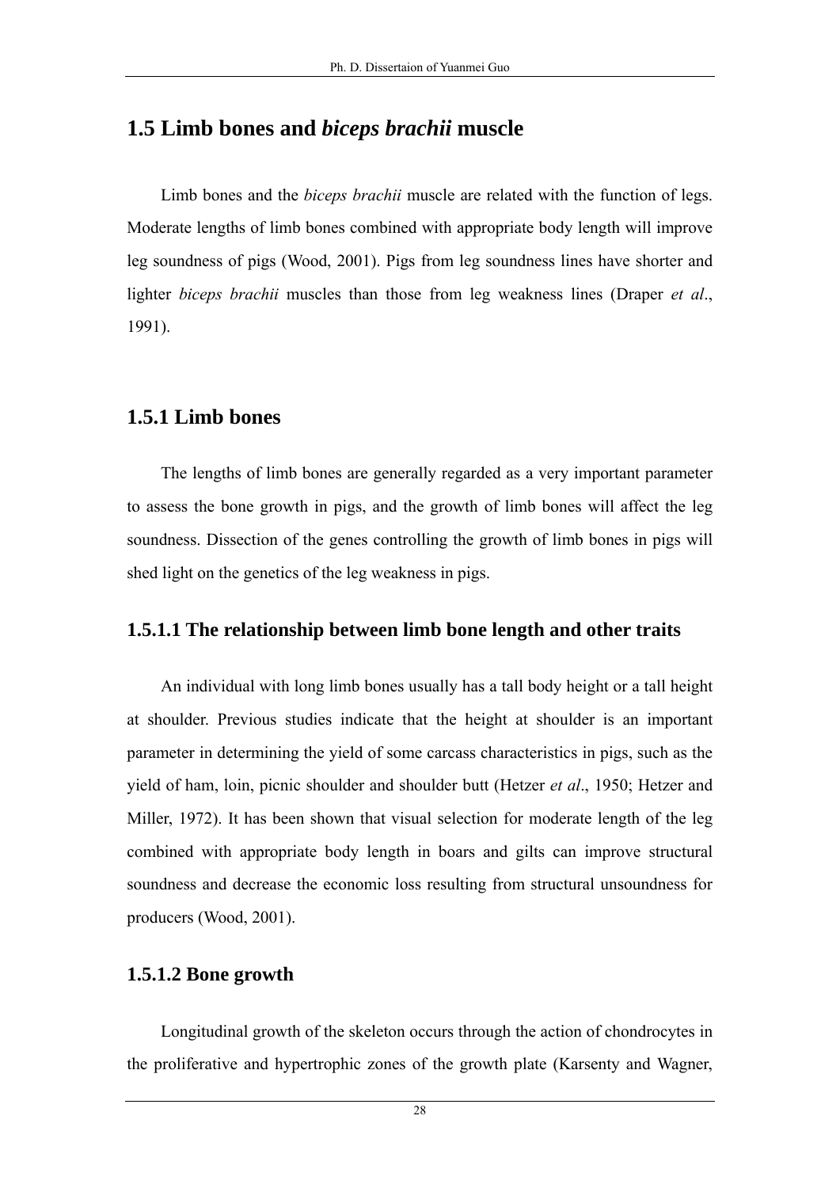## 1.5 Limb bones and *biceps brachii* muscle

Limb bones and the *biceps brachii* muscle are related with the function of legs. Moderate lengths of limb bones combined with appropriate body length will improve leg soundness of pigs (Wood, 2001). Pigs from leg soundness lines have shorter and lighter *biceps brachii* muscles than those from leg weakness lines (Draper *et al*., 1991).

### 1.5.1 Limb bones

The lengths of limb bones are generally regarded as a very important parameter to assess the bone growth in pigs, and the growth of limb bones will affect the leg soundness. Dissection of the genes controlling the growth of limb bones in pigs will shed light on the genetics of the leg weakness in pigs.

#### 1.5.1.1 The relationship between limb bone length and other traits

An individual with long limb bones usually has a tall body height or a tall height at shoulder. Previous studies indicate that the height at shoulder is an important parameter in determining the yield of some carcass characteristics in pigs, such as the yield of ham, loin, picnic shoulder and shoulder butt (Hetzer *et al*., 1950; Hetzer and Miller, 1972). It has been shown that visual selection for moderate length of the leg combined with appropriate body length in boars and gilts can improve structural soundness and decrease the economic loss resulting from structural unsoundness for producers (Wood, 2001).

#### 1.5.1.2 Bone growth

Longitudinal growth of the skeleton occurs through the action of chondrocytes in the proliferative and hypertrophic zones of the growth plate (Karsenty and Wagner,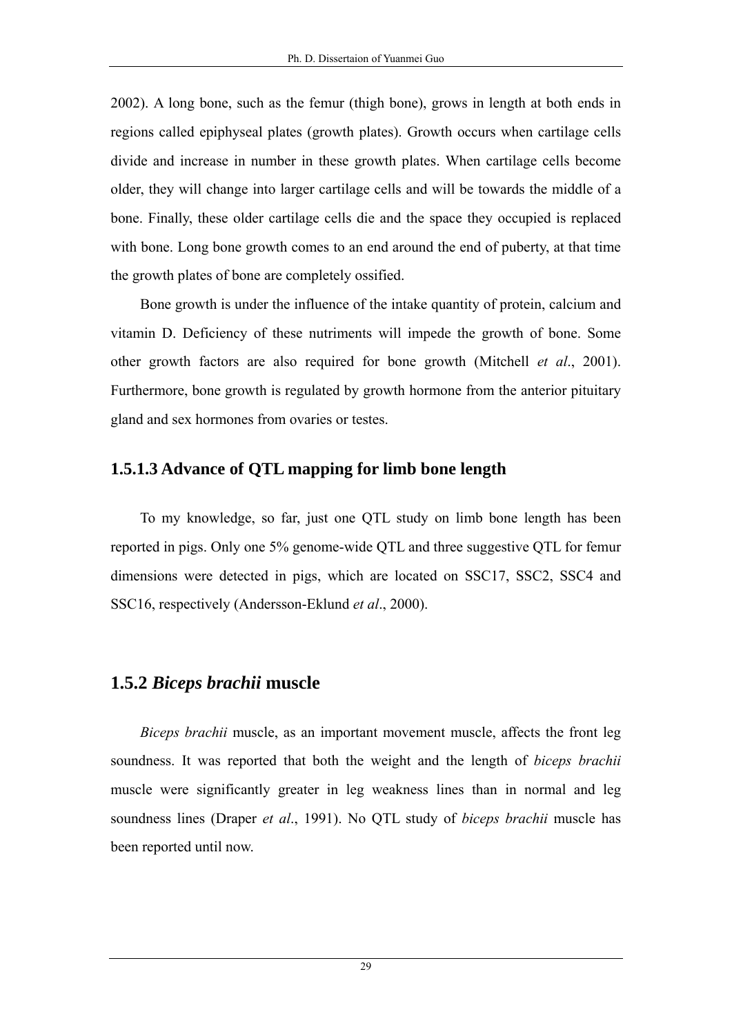2002). A long bone, such as the femur (thigh bone), grows in length at both ends in regions called epiphyseal plates (growth plates). Growth occurs when cartilage cells divide and increase in number in these growth plates. When cartilage cells become older, they will change into larger cartilage cells and will be towards the middle of a bone. Finally, these older cartilage cells die and the space they occupied is replaced with bone. Long bone growth comes to an end around the end of puberty, at that time the growth plates of bone are completely ossified.

Bone growth is under the influence of the intake quantity of protein, calcium and vitamin D. Deficiency of these nutriments will impede the growth of bone. Some other growth factors are also required for bone growth (Mitchell *et al*., 2001). Furthermore, bone growth is regulated by growth hormone from the anterior pituitary gland and sex hormones from ovaries or testes.

#### 1.5.1.3 Advance of QTL mapping for limb bone length

To my knowledge, so far, just one QTL study on limb bone length has been reported in pigs. Only one 5% genome-wide QTL and three suggestive QTL for femur dimensions were detected in pigs, which are located on SSC17, SSC2, SSC4 and SSC16, respectively (Andersson-Eklund *et al*., 2000).

### 1.5.2 *Biceps brachii* muscle

*Biceps brachii* muscle, as an important movement muscle, affects the front leg soundness. It was reported that both the weight and the length of *biceps brachii* muscle were significantly greater in leg weakness lines than in normal and leg soundness lines (Draper *et al*., 1991). No QTL study of *biceps brachii* muscle has been reported until now.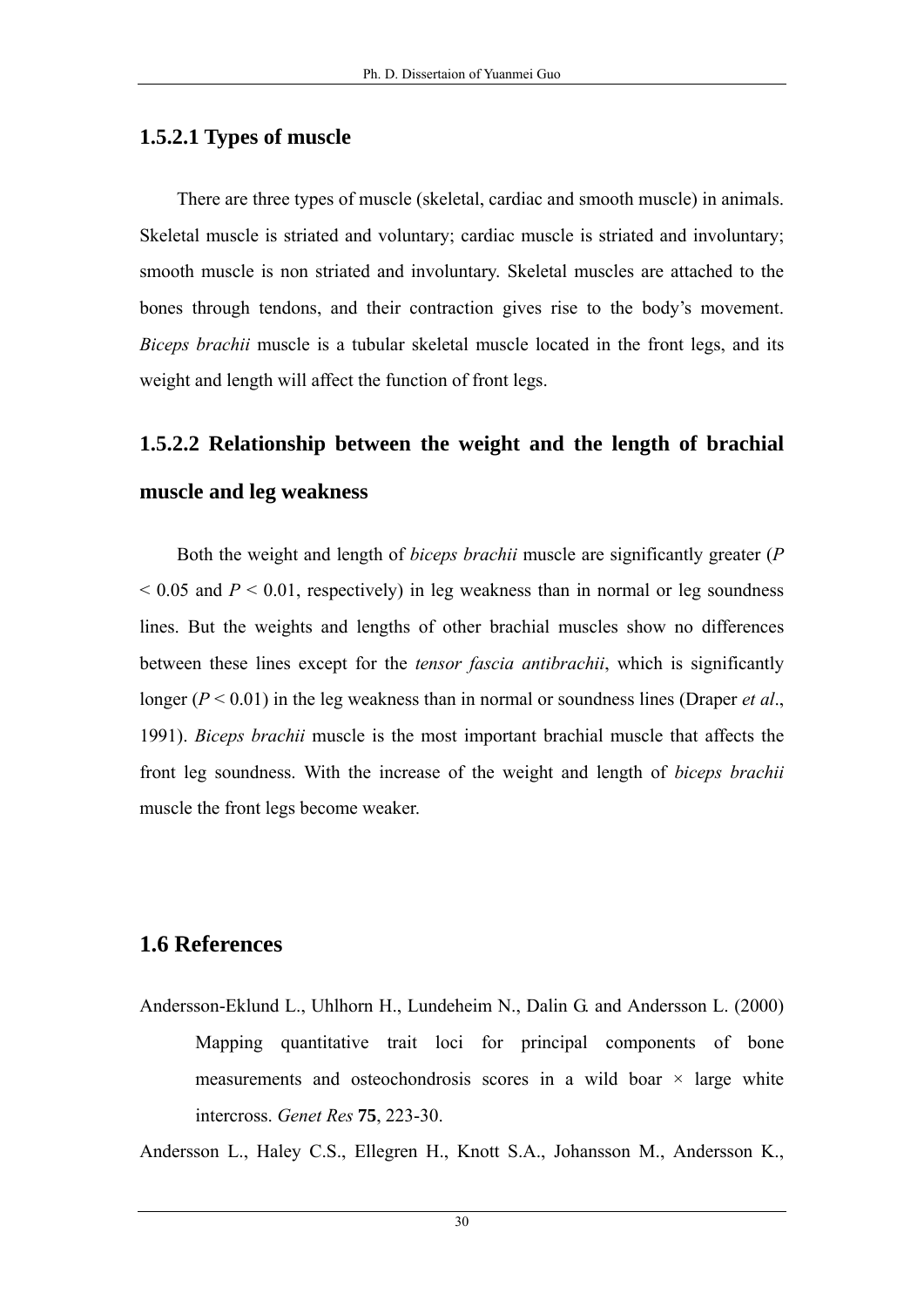### 1.5.2.1 Types of muscle

There are three types of muscle (skeletal, cardiac and smooth muscle) in animals. Skeletal muscle is striated and voluntary; cardiac muscle is striated and involuntary; smooth muscle is non striated and involuntary. Skeletal muscles are attached to the bones through tendons, and their contraction gives rise to the body's movement. *Biceps brachii* muscle is a tubular skeletal muscle located in the front legs, and its weight and length will affect the function of front legs.

### 1.5.2.2 Relationship between the weight and the length of brachial muscle and leg weakness

Both the weight and length of *biceps brachii* muscle are significantly greater ($P < 0.05$ and $P < 0.01$, respectively) in leg weakness than in normal or leg soundness lines. But the weights and lengths of other brachial muscles show no differences between these lines except for the *tensor fascia antibrachii*, which is significantly longer ($P < 0.01$) in the leg weakness than in normal or soundness lines (Draper *et al*., 1991). *Biceps brachii* muscle is the most important brachial muscle that affects the front leg soundness. With the increase of the weight and length of *biceps brachii* muscle the front legs become weaker.

## 1.6 References

Andersson-Eklund L., Uhlhorn H., Lundeheim N., Dalin G. and Andersson L. (2000) Mapping quantitative trait loci for principal components of bone measurements and osteochondrosis scores in a wild boar × large white intercross. *Genet Res* **75**, 223-30.

Andersson L., Haley C.S., Ellegren H., Knott S.A., Johansson M., Andersson K.,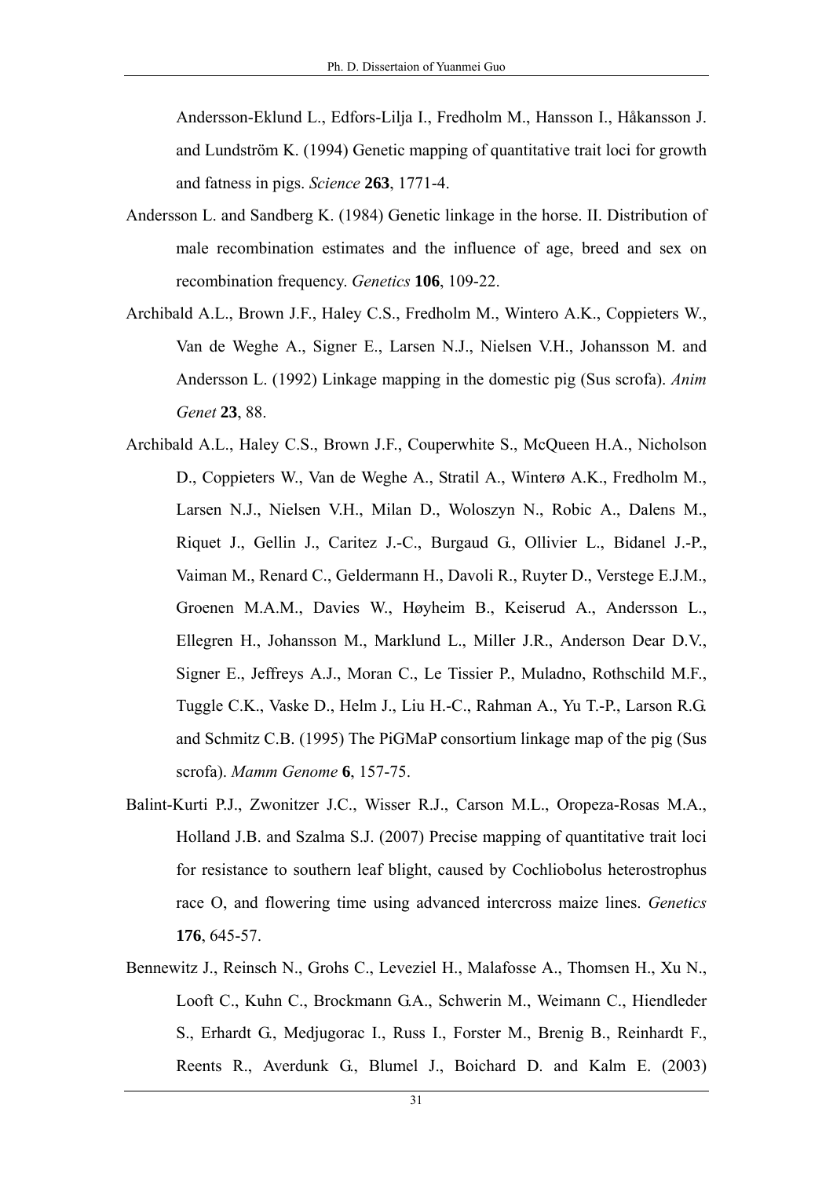Andersson-Eklund L., Edfors-Lilja I., Fredholm M., Hansson I., Håkansson J. and Lundström K. (1994) Genetic mapping of quantitative trait loci for growth and fatness in pigs. *Science* **263**, 1771-4.

Andersson L. and Sandberg K. (1984) Genetic linkage in the horse. II. Distribution of male recombination estimates and the influence of age, breed and sex on recombination frequency. *Genetics* **106**, 109-22.

Archibald A.L., Brown J.F., Haley C.S., Fredholm M., Wintero A.K., Coppieters W., Van de Weghe A., Signer E., Larsen N.J., Nielsen V.H., Johansson M. and Andersson L. (1992) Linkage mapping in the domestic pig (Sus scrofa). *Anim Genet* **23**, 88.

Archibald A.L., Haley C.S., Brown J.F., Couperwhite S., McQueen H.A., Nicholson D., Coppieters W., Van de Weghe A., Stratil A., Winterø A.K., Fredholm M., Larsen N.J., Nielsen V.H., Milan D., Woloszyn N., Robic A., Dalens M., Riquet J., Gellin J., Caritez J.-C., Burgaud G., Ollivier L., Bidanel J.-P., Vaiman M., Renard C., Geldermann H., Davoli R., Ruyter D., Verstege E.J.M., Groenen M.A.M., Davies W., Høyheim B., Keiserud A., Andersson L., Ellegren H., Johansson M., Marklund L., Miller J.R., Anderson Dear D.V., Signer E., Jeffreys A.J., Moran C., Le Tissier P., Muladno, Rothschild M.F., Tuggle C.K., Vaske D., Helm J., Liu H.-C., Rahman A., Yu T.-P., Larson R.G. and Schmitz C.B. (1995) The PiGMaP consortium linkage map of the pig (Sus scrofa). *Mamm Genome* **6**, 157-75.

Balint-Kurti P.J., Zwonitzer J.C., Wisser R.J., Carson M.L., Oropeza-Rosas M.A., Holland J.B. and Szalma S.J. (2007) Precise mapping of quantitative trait loci for resistance to southern leaf blight, caused by Cochliobolus heterostrophus race O, and flowering time using advanced intercross maize lines. *Genetics* **176**, 645-57.

Bennewitz J., Reinsch N., Grohs C., Leveziel H., Malafosse A., Thomsen H., Xu N., Looft C., Kuhn C., Brockmann G.A., Schwerin M., Weimann C., Hiendleder S., Erhardt G., Medjugorac I., Russ I., Forster M., Brenig B., Reinhardt F., Reents R., Averdunk G., Blumel J., Boichard D. and Kalm E. (2003)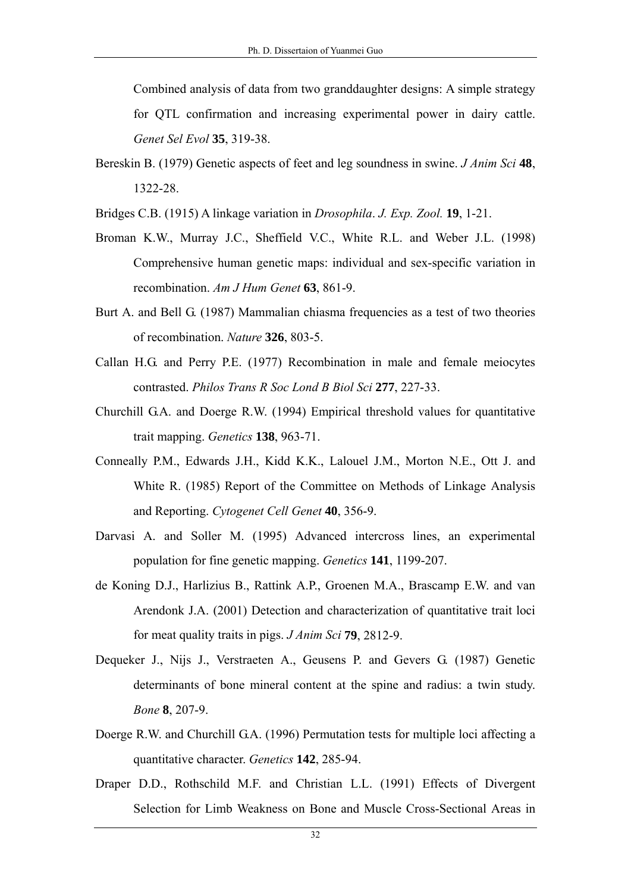Combined analysis of data from two granddaughter designs: A simple strategy for QTL confirmation and increasing experimental power in dairy cattle. *Genet Sel Evol* **35**, 319-38.

Bereskin B. (1979) Genetic aspects of feet and leg soundness in swine. *J Anim Sci* **48**, 1322-28.

Bridges C.B. (1915) A linkage variation in *Drosophila*. *J. Exp. Zool.* **19**, 1-21.

Broman K.W., Murray J.C., Sheffield V.C., White R.L. and Weber J.L. (1998) Comprehensive human genetic maps: individual and sex-specific variation in recombination. *Am J Hum Genet* **63**, 861-9.

Burt A. and Bell G. (1987) Mammalian chiasma frequencies as a test of two theories of recombination. *Nature* **326**, 803-5.

Callan H.G. and Perry P.E. (1977) Recombination in male and female meiocytes contrasted. *Philos Trans R Soc Lond B Biol Sci* **277**, 227-33.

Churchill G.A. and Doerge R.W. (1994) Empirical threshold values for quantitative trait mapping. *Genetics* **138**, 963-71.

Conneally P.M., Edwards J.H., Kidd K.K., Lalouel J.M., Morton N.E., Ott J. and White R. (1985) Report of the Committee on Methods of Linkage Analysis and Reporting. *Cytogenet Cell Genet* **40**, 356-9.

Darvasi A. and Soller M. (1995) Advanced intercross lines, an experimental population for fine genetic mapping. *Genetics* **141**, 1199-207.

de Koning D.J., Harlizius B., Rattink A.P., Groenen M.A., Brascamp E.W. and van Arendonk J.A. (2001) Detection and characterization of quantitative trait loci for meat quality traits in pigs. *J Anim Sci* **79**, 2812-9.

Dequeker J., Nijs J., Verstraeten A., Geusens P. and Gevers G. (1987) Genetic determinants of bone mineral content at the spine and radius: a twin study. *Bone* **8**, 207-9.

Doerge R.W. and Churchill G.A. (1996) Permutation tests for multiple loci affecting a quantitative character. *Genetics* **142**, 285-94.

Draper D.D., Rothschild M.F. and Christian L.L. (1991) Effects of Divergent Selection for Limb Weakness on Bone and Muscle Cross-Sectional Areas in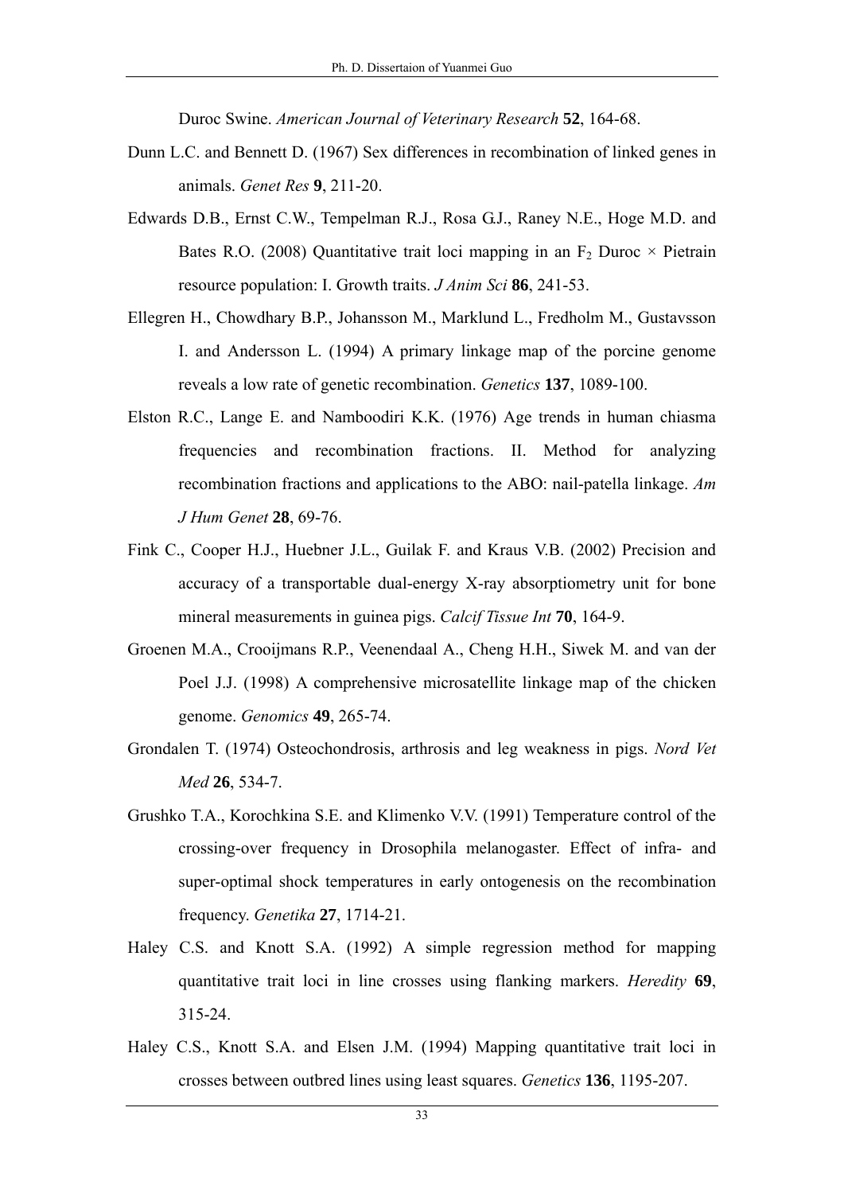Duroc Swine. *American Journal of Veterinary Research* **52**, 164-68.

Dunn L.C. and Bennett D. (1967) Sex differences in recombination of linked genes in animals. *Genet Res* **9**, 211-20.

Edwards D.B., Ernst C.W., Tempelman R.J., Rosa G.J., Raney N.E., Hoge M.D. and Bates R.O. (2008) Quantitative trait loci mapping in an $F_2$ Duroc × Pietrain resource population: I. Growth traits. *J Anim Sci* **86**, 241-53.

Ellegren H., Chowdhary B.P., Johansson M., Marklund L., Fredholm M., Gustavsson I. and Andersson L. (1994) A primary linkage map of the porcine genome reveals a low rate of genetic recombination. *Genetics* **137**, 1089-100.

Elston R.C., Lange E. and Namboodiri K.K. (1976) Age trends in human chiasma frequencies and recombination fractions. II. Method for analyzing recombination fractions and applications to the ABO: nail-patella linkage. *Am J Hum Genet* **28**, 69-76.

Fink C., Cooper H.J., Huebner J.L., Guilak F. and Kraus V.B. (2002) Precision and accuracy of a transportable dual-energy X-ray absorptiometry unit for bone mineral measurements in guinea pigs. *Calcif Tissue Int* **70**, 164-9.

Groenen M.A., Crooijmans R.P., Veenendaal A., Cheng H.H., Siwek M. and van der Poel J.J. (1998) A comprehensive microsatellite linkage map of the chicken genome. *Genomics* **49**, 265-74.

Grondalen T. (1974) Osteochondrosis, arthrosis and leg weakness in pigs. *Nord Vet Med* **26**, 534-7.

Grushko T.A., Korochkina S.E. and Klimenko V.V. (1991) Temperature control of the crossing-over frequency in Drosophila melanogaster. Effect of infra- and super-optimal shock temperatures in early ontogenesis on the recombination frequency. *Genetika* **27**, 1714-21.

Haley C.S. and Knott S.A. (1992) A simple regression method for mapping quantitative trait loci in line crosses using flanking markers. *Heredity* **69**, 315-24.

Haley C.S., Knott S.A. and Elsen J.M. (1994) Mapping quantitative trait loci in crosses between outbred lines using least squares. *Genetics* **136**, 1195-207.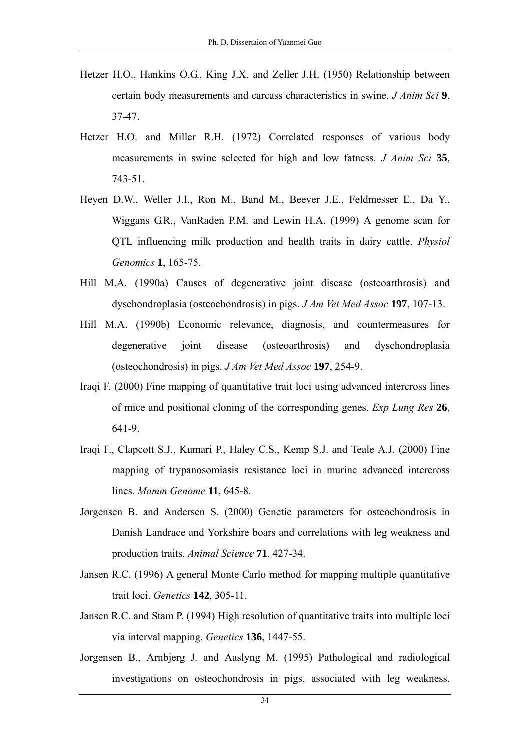Hetzer H.O., Hankins O.G., King J.X. and Zeller J.H. (1950) Relationship between certain body measurements and carcass characteristics in swine. *J Anim Sci* **9**, 37-47.

Hetzer H.O. and Miller R.H. (1972) Correlated responses of various body measurements in swine selected for high and low fatness. *J Anim Sci* **35**, 743-51.

Heyen D.W., Weller J.I., Ron M., Band M., Beever J.E., Feldmesser E., Da Y., Wiggans G.R., VanRaden P.M. and Lewin H.A. (1999) A genome scan for QTL influencing milk production and health traits in dairy cattle. *Physiol Genomics* **1**, 165-75.

Hill M.A. (1990a) Causes of degenerative joint disease (osteoarthrosis) and dyschondroplasia (osteochondrosis) in pigs. *J Am Vet Med Assoc* **197**, 107-13.

Hill M.A. (1990b) Economic relevance, diagnosis, and countermeasures for degenerative joint disease (osteoarthrosis) and dyschondroplasia (osteochondrosis) in pigs. *J Am Vet Med Assoc* **197**, 254-9.

Iraqi F. (2000) Fine mapping of quantitative trait loci using advanced intercross lines of mice and positional cloning of the corresponding genes. *Exp Lung Res* **26**, 641-9.

Iraqi F., Clapcott S.J., Kumari P., Haley C.S., Kemp S.J. and Teale A.J. (2000) Fine mapping of trypanosomiasis resistance loci in murine advanced intercross lines. *Mamm Genome* **11**, 645-8.

Jørgensen B. and Andersen S. (2000) Genetic parameters for osteochondrosis in Danish Landrace and Yorkshire boars and correlations with leg weakness and production traits. *Animal Science* **71**, 427-34.

Jansen R.C. (1996) A general Monte Carlo method for mapping multiple quantitative trait loci. *Genetics* **142**, 305-11.

Jansen R.C. and Stam P. (1994) High resolution of quantitative traits into multiple loci via interval mapping. *Genetics* **136**, 1447-55.

Jorgensen B., Arnbjerg J. and Aaslyng M. (1995) Pathological and radiological investigations on osteochondrosis in pigs, associated with leg weakness.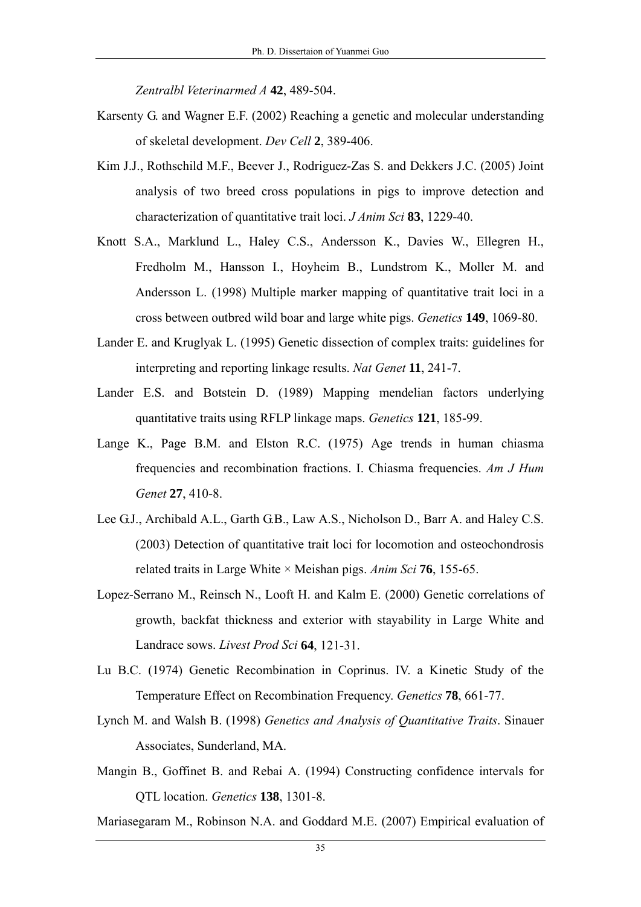*Zentralbl Veterinarmed A* **42**, 489-504.

Karsenty G. and Wagner E.F. (2002) Reaching a genetic and molecular understanding of skeletal development. *Dev Cell* **2**, 389-406.

Kim J.J., Rothschild M.F., Beever J., Rodriguez-Zas S. and Dekkers J.C. (2005) Joint analysis of two breed cross populations in pigs to improve detection and characterization of quantitative trait loci. *J Anim Sci* **83**, 1229-40.

Knott S.A., Marklund L., Haley C.S., Andersson K., Davies W., Ellegren H., Fredholm M., Hansson I., Hoyheim B., Lundstrom K., Moller M. and Andersson L. (1998) Multiple marker mapping of quantitative trait loci in a cross between outbred wild boar and large white pigs. *Genetics* **149**, 1069-80.

Lander E. and Kruglyak L. (1995) Genetic dissection of complex traits: guidelines for interpreting and reporting linkage results. *Nat Genet* **11**, 241-7.

Lander E.S. and Botstein D. (1989) Mapping mendelian factors underlying quantitative traits using RFLP linkage maps. *Genetics* **121**, 185-99.

Lange K., Page B.M. and Elston R.C. (1975) Age trends in human chiasma frequencies and recombination fractions. I. Chiasma frequencies. *Am J Hum Genet* **27**, 410-8.

Lee G.J., Archibald A.L., Garth G.B., Law A.S., Nicholson D., Barr A. and Haley C.S. (2003) Detection of quantitative trait loci for locomotion and osteochondrosis related traits in Large White × Meishan pigs. *Anim Sci* **76**, 155-65.

Lopez-Serrano M., Reinsch N., Looft H. and Kalm E. (2000) Genetic correlations of growth, backfat thickness and exterior with stayability in Large White and Landrace sows. *Livest Prod Sci* **64**, 121-31.

Lu B.C. (1974) Genetic Recombination in Coprinus. IV. a Kinetic Study of the Temperature Effect on Recombination Frequency. *Genetics* **78**, 661-77.

Lynch M. and Walsh B. (1998) *Genetics and Analysis of Quantitative Traits*. Sinauer Associates, Sunderland, MA.

Mangin B., Goffinet B. and Rebai A. (1994) Constructing confidence intervals for QTL location. *Genetics* **138**, 1301-8.

Mariasegaram M., Robinson N.A. and Goddard M.E. (2007) Empirical evaluation of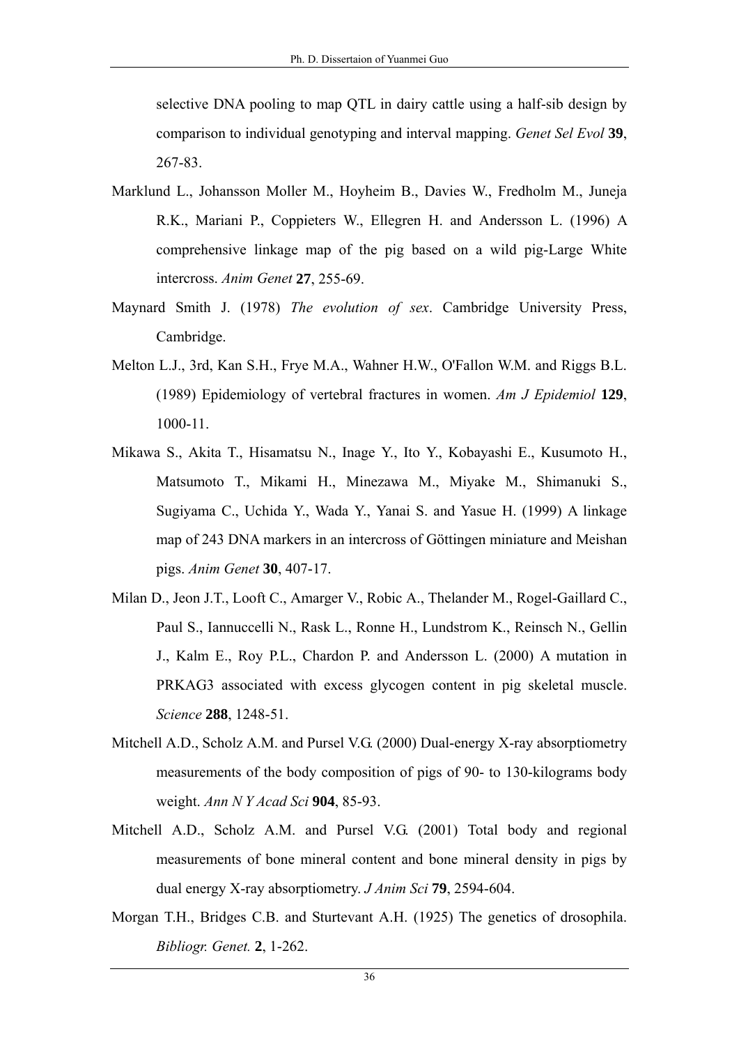selective DNA pooling to map QTL in dairy cattle using a half-sib design by comparison to individual genotyping and interval mapping. *Genet Sel Evol* **39**, 267-83.

Marklund L., Johansson Moller M., Hoyheim B., Davies W., Fredholm M., Juneja R.K., Mariani P., Coppieters W., Ellegren H. and Andersson L. (1996) A comprehensive linkage map of the pig based on a wild pig-Large White intercross. *Anim Genet* **27**, 255-69.

Maynard Smith J. (1978) *The evolution of sex*. Cambridge University Press, Cambridge.

Melton L.J., 3rd, Kan S.H., Frye M.A., Wahner H.W., O'Fallon W.M. and Riggs B.L. (1989) Epidemiology of vertebral fractures in women. *Am J Epidemiol* **129**, 1000-11.

Mikawa S., Akita T., Hisamatsu N., Inage Y., Ito Y., Kobayashi E., Kusumoto H., Matsumoto T., Mikami H., Minezawa M., Miyake M., Shimanuki S., Sugiyama C., Uchida Y., Wada Y., Yanai S. and Yasue H. (1999) A linkage map of 243 DNA markers in an intercross of Göttingen miniature and Meishan pigs. *Anim Genet* **30**, 407-17.

Milan D., Jeon J.T., Looft C., Amarger V., Robic A., Thelander M., Rogel-Gaillard C., Paul S., Iannuccelli N., Rask L., Ronne H., Lundstrom K., Reinsch N., Gellin J., Kalm E., Roy P.L., Chardon P. and Andersson L. (2000) A mutation in PRKAG3 associated with excess glycogen content in pig skeletal muscle. *Science* **288**, 1248-51.

Mitchell A.D., Scholz A.M. and Pursel V.G. (2000) Dual-energy X-ray absorptiometry measurements of the body composition of pigs of 90- to 130-kilograms body weight. *Ann N Y Acad Sci* **904**, 85-93.

Mitchell A.D., Scholz A.M. and Pursel V.G. (2001) Total body and regional measurements of bone mineral content and bone mineral density in pigs by dual energy X-ray absorptiometry. *J Anim Sci* **79**, 2594-604.

Morgan T.H., Bridges C.B. and Sturtevant A.H. (1925) The genetics of drosophila. *Bibliogr. Genet.* **2**, 1-262.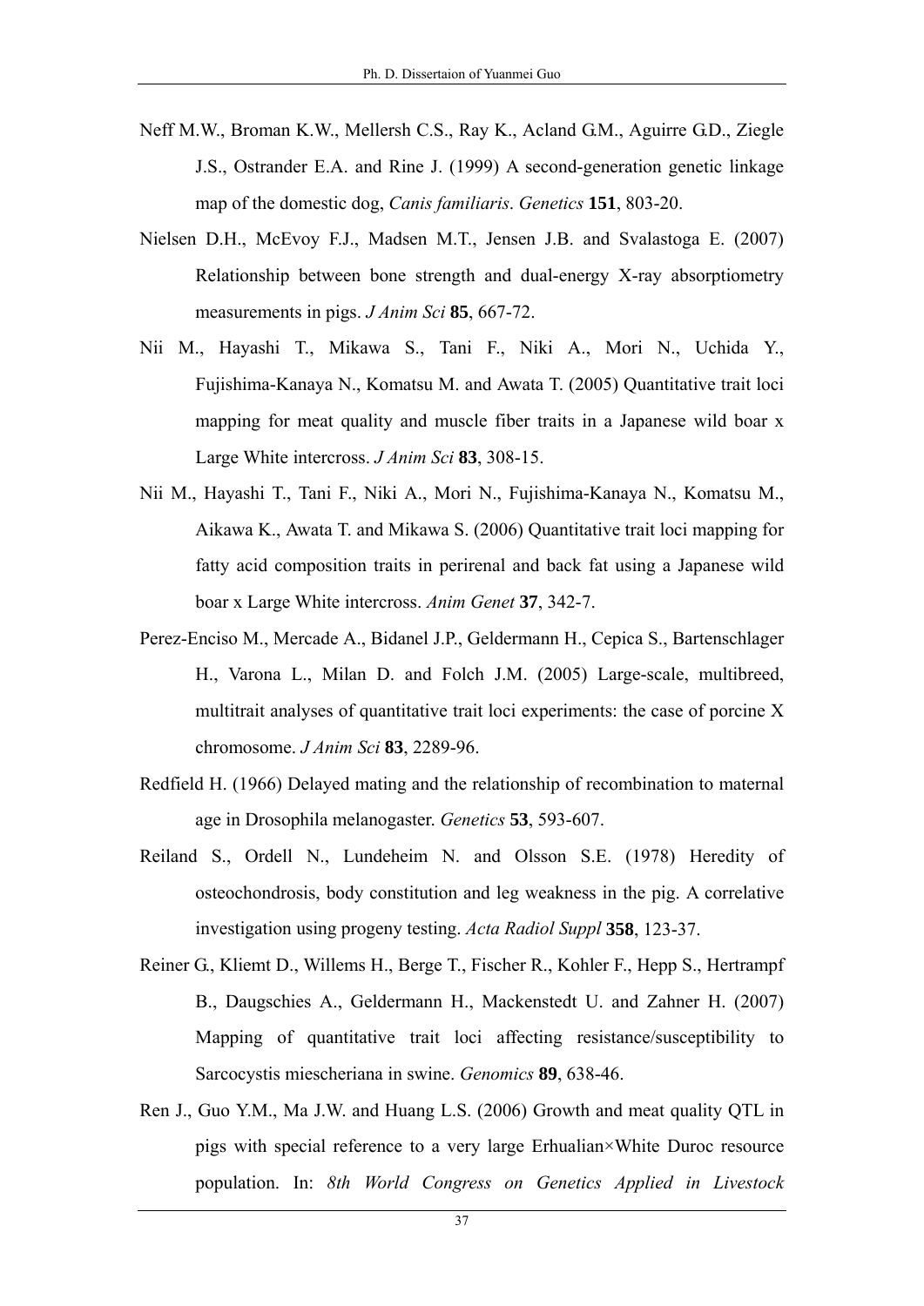Neff M.W., Broman K.W., Mellersh C.S., Ray K., Acland G.M., Aguirre G.D., Ziegle J.S., Ostrander E.A. and Rine J. (1999) A second-generation genetic linkage map of the domestic dog, *Canis familiaris*. *Genetics* **151**, 803-20.

Nielsen D.H., McEvoy F.J., Madsen M.T., Jensen J.B. and Svalastoga E. (2007) Relationship between bone strength and dual-energy X-ray absorptiometry measurements in pigs. *J Anim Sci* **85**, 667-72.

Nii M., Hayashi T., Mikawa S., Tani F., Niki A., Mori N., Uchida Y., Fujishima-Kanaya N., Komatsu M. and Awata T. (2005) Quantitative trait loci mapping for meat quality and muscle fiber traits in a Japanese wild boar x Large White intercross. *J Anim Sci* **83**, 308-15.

Nii M., Hayashi T., Tani F., Niki A., Mori N., Fujishima-Kanaya N., Komatsu M., Aikawa K., Awata T. and Mikawa S. (2006) Quantitative trait loci mapping for fatty acid composition traits in perirenal and back fat using a Japanese wild boar x Large White intercross. *Anim Genet* **37**, 342-7.

Perez-Enciso M., Mercade A., Bidanel J.P., Geldermann H., Cepica S., Bartenschlager H., Varona L., Milan D. and Folch J.M. (2005) Large-scale, multibreed, multitrait analyses of quantitative trait loci experiments: the case of porcine X chromosome. *J Anim Sci* **83**, 2289-96.

Redfield H. (1966) Delayed mating and the relationship of recombination to maternal age in Drosophila melanogaster. *Genetics* **53**, 593-607.

Reiland S., Ordell N., Lundeheim N. and Olsson S.E. (1978) Heredity of osteochondrosis, body constitution and leg weakness in the pig. A correlative investigation using progeny testing. *Acta Radiol Suppl* **358**, 123-37.

Reiner G., Kliemt D., Willems H., Berge T., Fischer R., Kohler F., Hepp S., Hertrampf B., Daugschies A., Geldermann H., Mackenstedt U. and Zahner H. (2007) Mapping of quantitative trait loci affecting resistance/susceptibility to Sarcocystis miescheriana in swine. *Genomics* **89**, 638-46.

Ren J., Guo Y.M., Ma J.W. and Huang L.S. (2006) Growth and meat quality QTL in pigs with special reference to a very large Erhualian×White Duroc resource population. In: *8th World Congress on Genetics Applied in Livestock*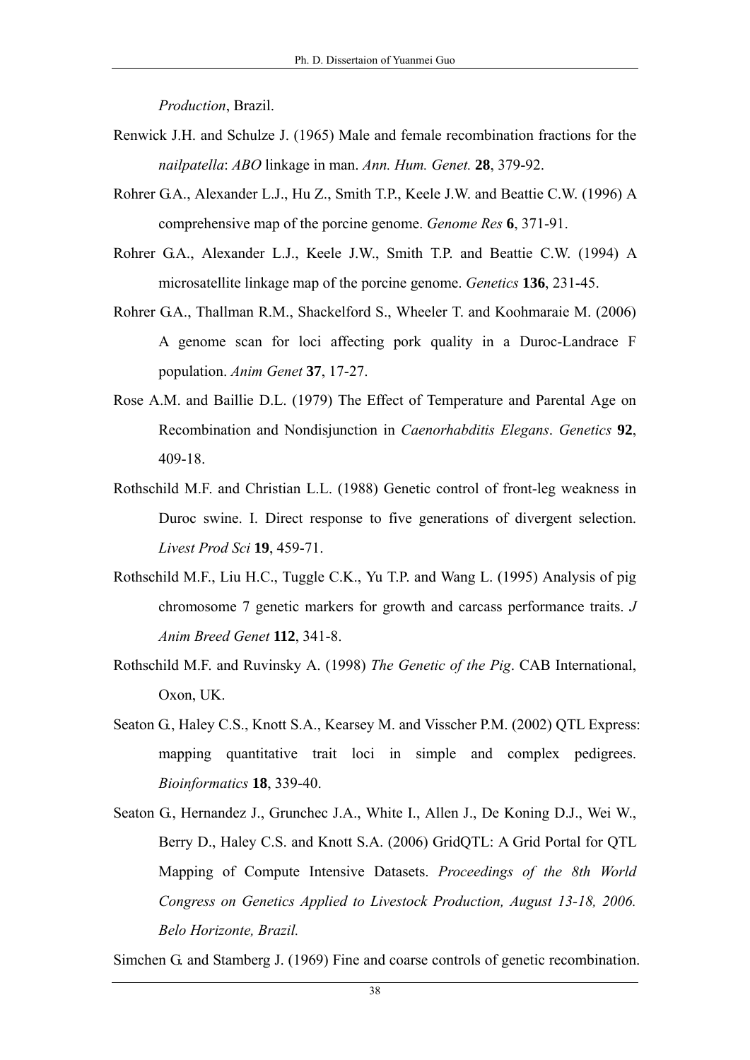*Production*, Brazil.

Renwick J.H. and Schulze J. (1965) Male and female recombination fractions for the *nailpatella*: *ABO* linkage in man. *Ann. Hum. Genet.* **28**, 379-92.

Rohrer G.A., Alexander L.J., Hu Z., Smith T.P., Keele J.W. and Beattie C.W. (1996) A comprehensive map of the porcine genome. *Genome Res* **6**, 371-91.

Rohrer G.A., Alexander L.J., Keele J.W., Smith T.P. and Beattie C.W. (1994) A microsatellite linkage map of the porcine genome. *Genetics* **136**, 231-45.

Rohrer G.A., Thallman R.M., Shackelford S., Wheeler T. and Koohmaraie M. (2006) A genome scan for loci affecting pork quality in a Duroc-Landrace F population. *Anim Genet* **37**, 17-27.

Rose A.M. and Baillie D.L. (1979) The Effect of Temperature and Parental Age on Recombination and Nondisjunction in *Caenorhabditis Elegans*. *Genetics* **92**, 409-18.

Rothschild M.F. and Christian L.L. (1988) Genetic control of front-leg weakness in Duroc swine. I. Direct response to five generations of divergent selection. *Livest Prod Sci* **19**, 459-71.

Rothschild M.F., Liu H.C., Tuggle C.K., Yu T.P. and Wang L. (1995) Analysis of pig chromosome 7 genetic markers for growth and carcass performance traits. *J Anim Breed Genet* **112**, 341-8.

Rothschild M.F. and Ruvinsky A. (1998) *The Genetic of the Pig*. CAB International, Oxon, UK.

Seaton G., Haley C.S., Knott S.A., Kearsey M. and Visscher P.M. (2002) QTL Express: mapping quantitative trait loci in simple and complex pedigrees. *Bioinformatics* **18**, 339-40.

Seaton G., Hernandez J., Grunchec J.A., White I., Allen J., De Koning D.J., Wei W., Berry D., Haley C.S. and Knott S.A. (2006) GridQTL: A Grid Portal for QTL Mapping of Compute Intensive Datasets. *Proceedings of the 8th World Congress on Genetics Applied to Livestock Production, August 13-18, 2006. Belo Horizonte, Brazil.*

Simchen G. and Stamberg J. (1969) Fine and coarse controls of genetic recombination.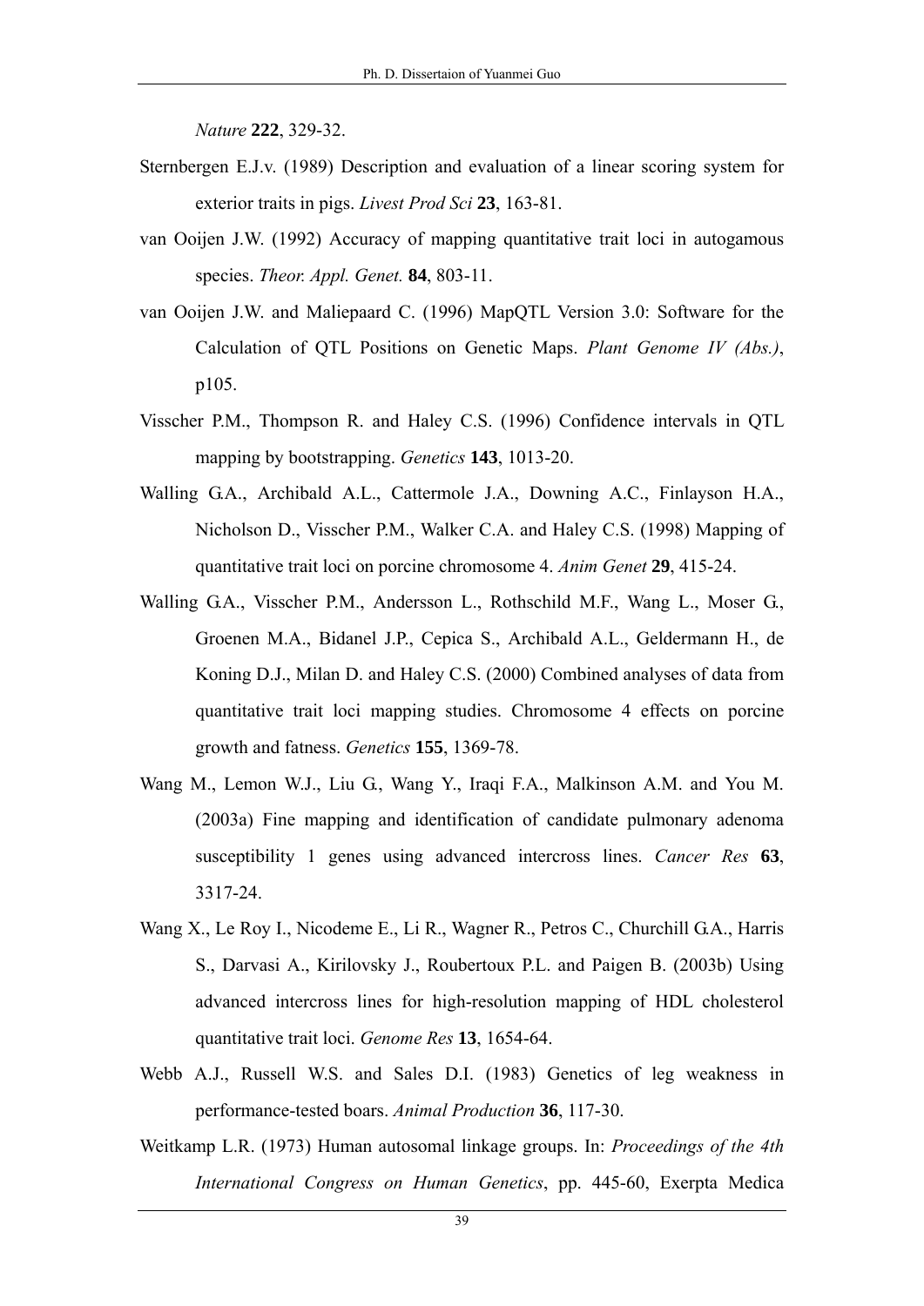*Nature* **222**, 329-32.

Sternbergen E.J.v. (1989) Description and evaluation of a linear scoring system for exterior traits in pigs. *Livest Prod Sci* **23**, 163-81.

van Ooijen J.W. (1992) Accuracy of mapping quantitative trait loci in autogamous species. *Theor. Appl. Genet.* **84**, 803-11.

van Ooijen J.W. and Maliepaard C. (1996) MapQTL Version 3.0: Software for the Calculation of QTL Positions on Genetic Maps. *Plant Genome IV (Abs.)*, p105.

Visscher P.M., Thompson R. and Haley C.S. (1996) Confidence intervals in QTL mapping by bootstrapping. *Genetics* **143**, 1013-20.

Walling G.A., Archibald A.L., Cattermole J.A., Downing A.C., Finlayson H.A., Nicholson D., Visscher P.M., Walker C.A. and Haley C.S. (1998) Mapping of quantitative trait loci on porcine chromosome 4. *Anim Genet* **29**, 415-24.

Walling G.A., Visscher P.M., Andersson L., Rothschild M.F., Wang L., Moser G., Groenen M.A., Bidanel J.P., Cepica S., Archibald A.L., Geldermann H., de Koning D.J., Milan D. and Haley C.S. (2000) Combined analyses of data from quantitative trait loci mapping studies. Chromosome 4 effects on porcine growth and fatness. *Genetics* **155**, 1369-78.

Wang M., Lemon W.J., Liu G., Wang Y., Iraqi F.A., Malkinson A.M. and You M. (2003a) Fine mapping and identification of candidate pulmonary adenoma susceptibility 1 genes using advanced intercross lines. *Cancer Res* **63**, 3317-24.

Wang X., Le Roy I., Nicodeme E., Li R., Wagner R., Petros C., Churchill G.A., Harris S., Darvasi A., Kirilovsky J., Roubertoux P.L. and Paigen B. (2003b) Using advanced intercross lines for high-resolution mapping of HDL cholesterol quantitative trait loci. *Genome Res* **13**, 1654-64.

Webb A.J., Russell W.S. and Sales D.I. (1983) Genetics of leg weakness in performance-tested boars. *Animal Production* **36**, 117-30.

Weitkamp L.R. (1973) Human autosomal linkage groups. In: *Proceedings of the 4th International Congress on Human Genetics*, pp. 445-60, Exerpta Medica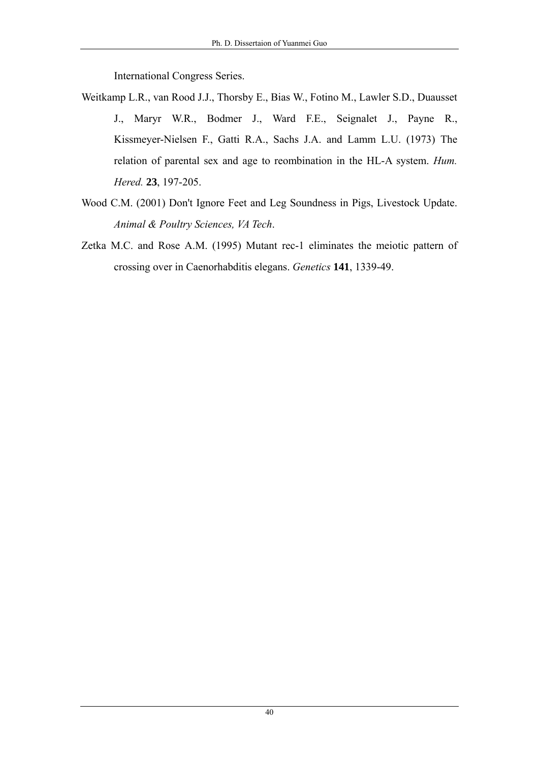International Congress Series.

Weitkamp L.R., van Rood J.J., Thorsby E., Bias W., Fotino M., Lawler S.D., Duausset J., Maryr W.R., Bodmer J., Ward F.E., Seignalet J., Payne R., Kissmeyer-Nielsen F., Gatti R.A., Sachs J.A. and Lamm L.U. (1973) The relation of parental sex and age to reombination in the HL-A system. *Hum. Hered.* **23**, 197-205.

Wood C.M. (2001) Don't Ignore Feet and Leg Soundness in Pigs, Livestock Update. *Animal & Poultry Sciences, VA Tech*.

Zetka M.C. and Rose A.M. (1995) Mutant rec-1 eliminates the meiotic pattern of crossing over in Caenorhabditis elegans. *Genetics* **141**, 1339-49.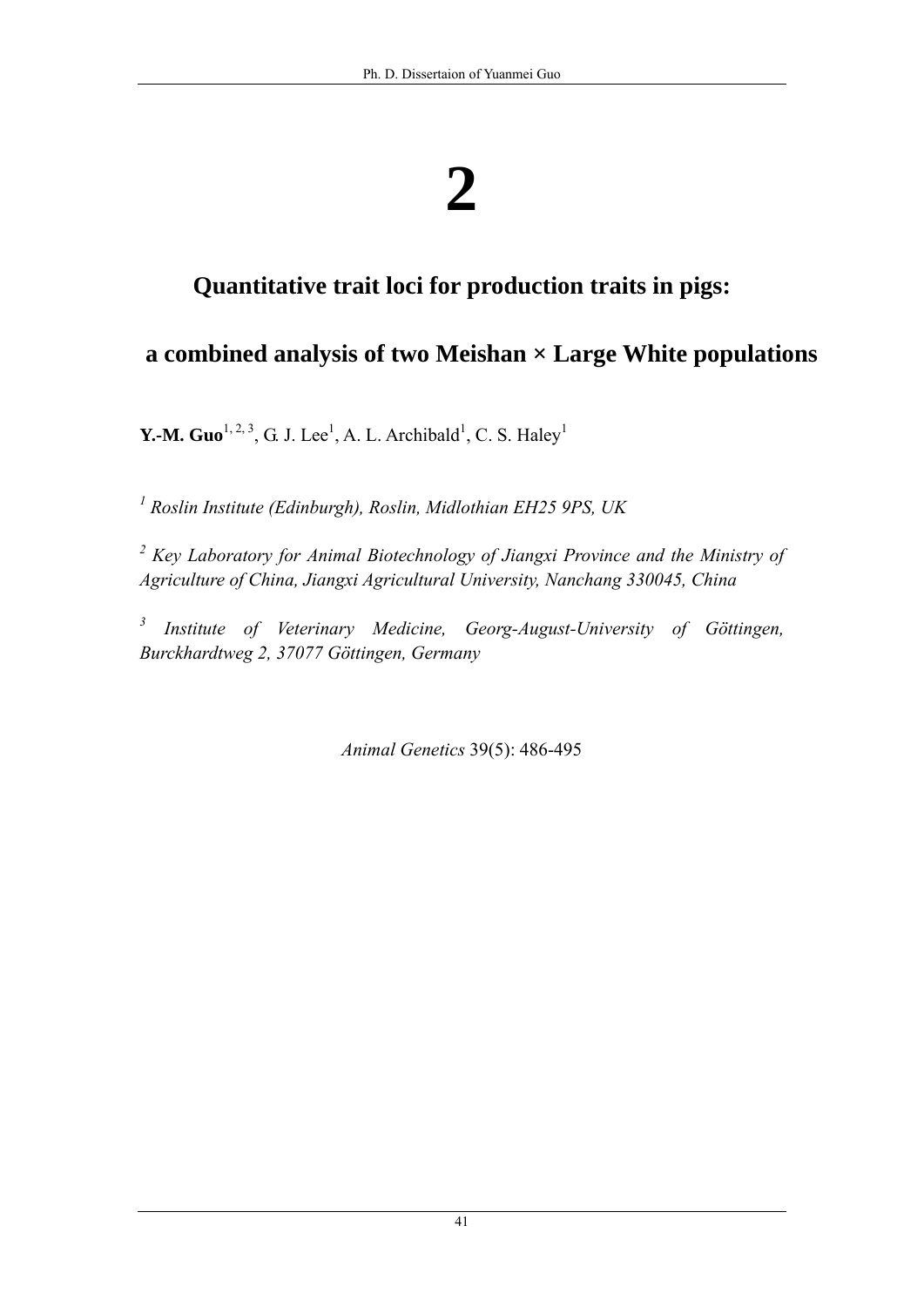# 2

## Quantitative trait loci for production traits in pigs:

## a combined analysis of two Meishan × Large White populations

**Y.-M. Guo**[1, 2, 3], G. J. Lee[1], A. L. Archibald[1], C. S. Haley[1]

*[1] Roslin Institute (Edinburgh), Roslin, Midlothian EH25 9PS, UK*

*[2] Key Laboratory for Animal Biotechnology of Jiangxi Province and the Ministry of Agriculture of China, Jiangxi Agricultural University, Nanchang 330045, China*

*[3] Institute of Veterinary Medicine, Georg-August-University of Göttingen, Burckhardtweg 2, 37077 Göttingen, Germany*

*Animal Genetics* 39(5): 486-495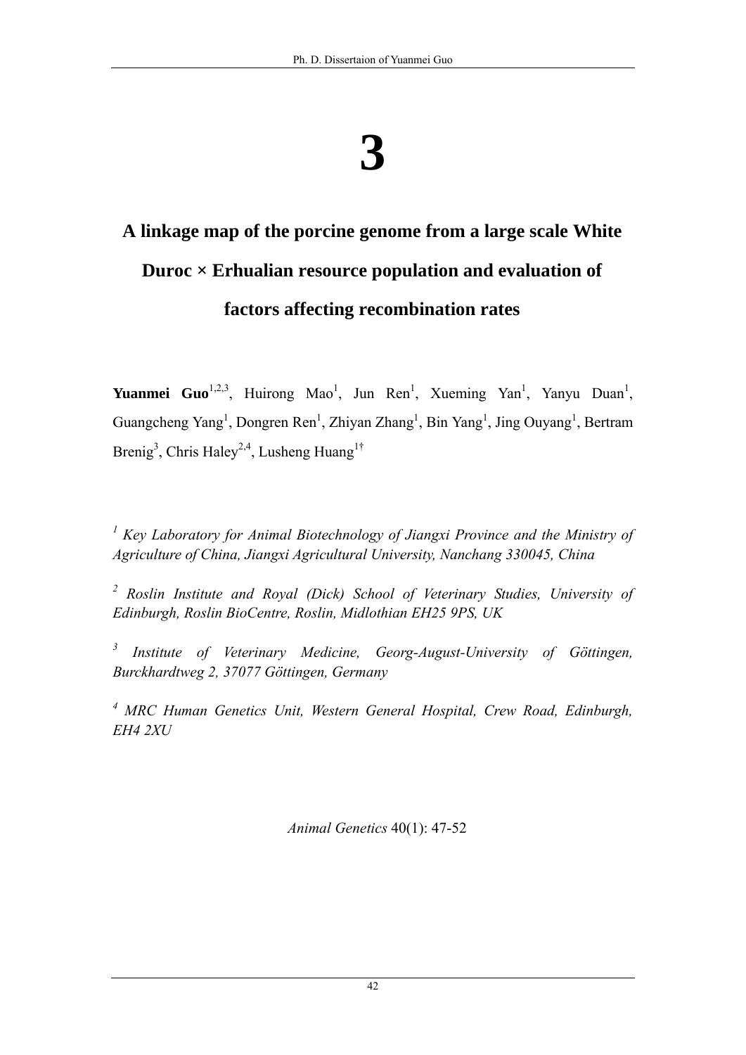# 3

## A linkage map of the porcine genome from a large scale White Duroc × Erhualian resource population and evaluation of factors affecting recombination rates

**Yuanmei Guo**[1,2,3], Huirong Mao[1], Jun Ren[1], Xueming Yan[1], Yanyu Duan[1], Guangcheng Yang[1], Dongren Ren[1], Zhiyan Zhang[1], Bin Yang[1], Jing Ouyang[1], Bertram Brenig[3], Chris Haley[2,4], Lusheng Huang[1†]

[1] *Key Laboratory for Animal Biotechnology of Jiangxi Province and the Ministry of Agriculture of China, Jiangxi Agricultural University, Nanchang 330045, China*

[2] *Roslin Institute and Royal (Dick) School of Veterinary Studies, University of Edinburgh, Roslin BioCentre, Roslin, Midlothian EH25 9PS, UK*

[3] *Institute of Veterinary Medicine, Georg-August-University of Göttingen, Burckhardtweg 2, 37077 Göttingen, Germany*

[4] *MRC Human Genetics Unit, Western General Hospital, Crew Road, Edinburgh, EH4 2XU*

*Animal Genetics* 40(1): 47-52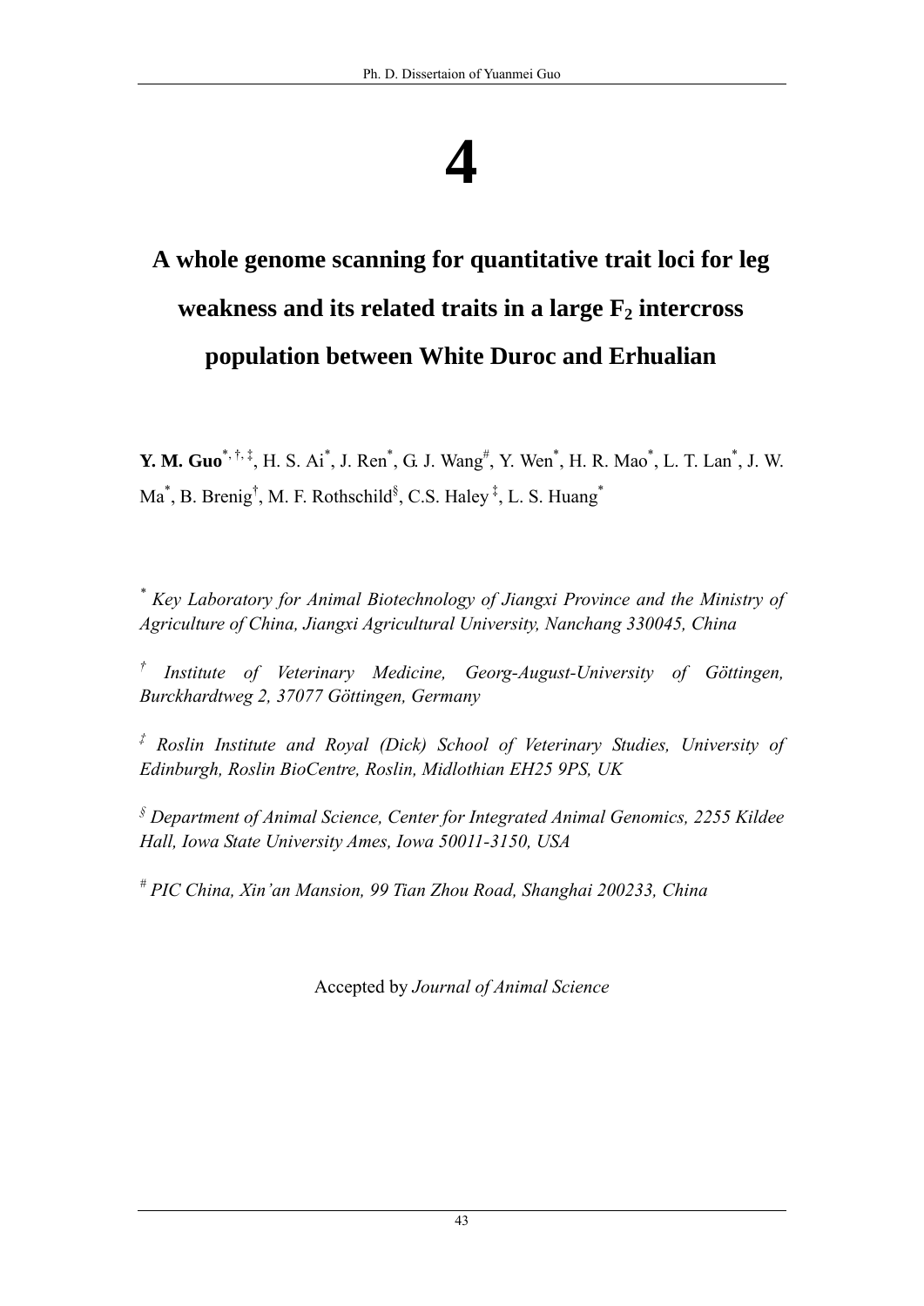# 4

## A whole genome scanning for quantitative trait loci for leg weakness and its related traits in a large $F_2$ intercross population between White Duroc and Erhualian

**Y. M. Guo**[*, †, ‡], H. S. Ai[*], J. Ren[*], G. J. Wang[#], Y. Wen[*], H. R. Mao[*], L. T. Lan[*], J. W. Ma[*], B. Brenig[†], M. F. Rothschild[§], C.S. Haley[‡], L. S. Huang[*]

[*] *Key Laboratory for Animal Biotechnology of Jiangxi Province and the Ministry of Agriculture of China, Jiangxi Agricultural University, Nanchang 330045, China*

[†] *Institute of Veterinary Medicine, Georg-August-University of Göttingen, Burckhardtweg 2, 37077 Göttingen, Germany*

[‡] *Roslin Institute and Royal (Dick) School of Veterinary Studies, University of Edinburgh, Roslin BioCentre, Roslin, Midlothian EH25 9PS, UK*

[§] *Department of Animal Science, Center for Integrated Animal Genomics, 2255 Kildee Hall, Iowa State University Ames, Iowa 50011-3150, USA*

[#] *PIC China, Xin'an Mansion, 99 Tian Zhou Road, Shanghai 200233, China*

Accepted by *Journal of Animal Science*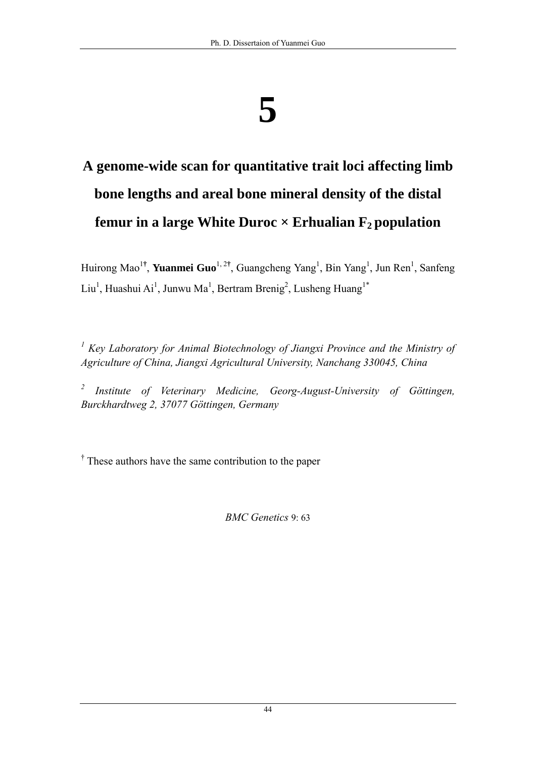# 5

## A genome-wide scan for quantitative trait loci affecting limb bone lengths and areal bone mineral density of the distal femur in a large White Duroc × Erhualian $F_2$ population

Huirong Mao[1†], **Yuanmei Guo**[1, 2†], Guangcheng Yang[1], Bin Yang[1], Jun Ren[1], Sanfeng Liu[1], Huashui Ai[1], Junwu Ma[1], Bertram Brenig[2], Lusheng Huang[1*]

[1] *Key Laboratory for Animal Biotechnology of Jiangxi Province and the Ministry of Agriculture of China, Jiangxi Agricultural University, Nanchang 330045, China*

[2] *Institute of Veterinary Medicine, Georg-August-University of Göttingen, Burckhardtweg 2, 37077 Göttingen, Germany*

[†] These authors have the same contribution to the paper

*BMC Genetics* 9: 63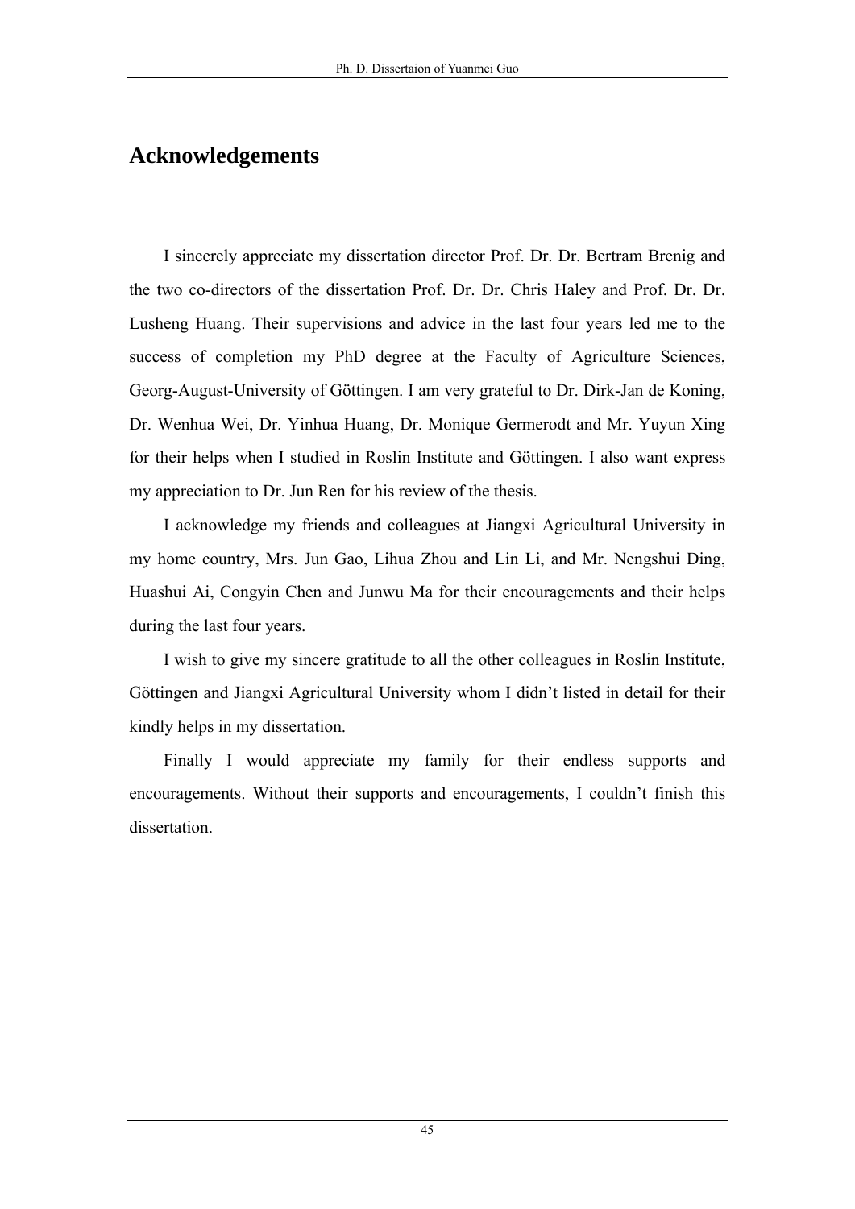# Acknowledgements

I sincerely appreciate my dissertation director Prof. Dr. Dr. Bertram Brenig and the two co-directors of the dissertation Prof. Dr. Dr. Chris Haley and Prof. Dr. Dr. Lusheng Huang. Their supervisions and advice in the last four years led me to the success of completion my PhD degree at the Faculty of Agriculture Sciences, Georg-August-University of Göttingen. I am very grateful to Dr. Dirk-Jan de Koning, Dr. Wenhua Wei, Dr. Yinhua Huang, Dr. Monique Germerodt and Mr. Yuyun Xing for their helps when I studied in Roslin Institute and Göttingen. I also want express my appreciation to Dr. Jun Ren for his review of the thesis.

I acknowledge my friends and colleagues at Jiangxi Agricultural University in my home country, Mrs. Jun Gao, Lihua Zhou and Lin Li, and Mr. Nengshui Ding, Huashui Ai, Congyin Chen and Junwu Ma for their encouragements and their helps during the last four years.

I wish to give my sincere gratitude to all the other colleagues in Roslin Institute, Göttingen and Jiangxi Agricultural University whom I didn't listed in detail for their kindly helps in my dissertation.

Finally I would appreciate my family for their endless supports and encouragements. Without their supports and encouragements, I couldn't finish this dissertation.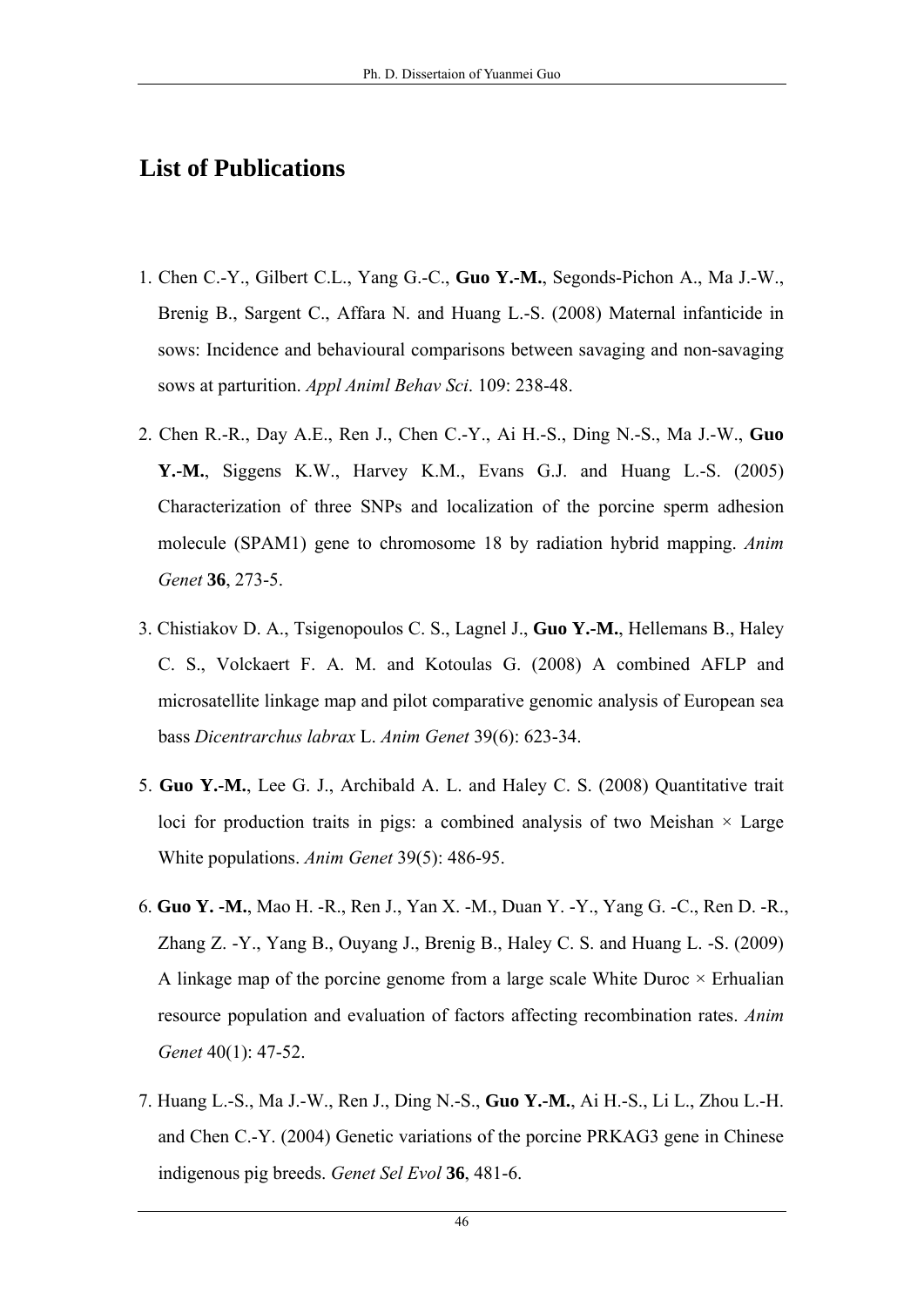## List of Publications

1. Chen C.-Y., Gilbert C.L., Yang G.-C., **Guo Y.-M.**, Segonds-Pichon A., Ma J.-W., Brenig B., Sargent C., Affara N. and Huang L.-S. (2008) Maternal infanticide in sows: Incidence and behavioural comparisons between savaging and non-savaging sows at parturition. *Appl Animl Behav Sci*. 109: 238-48.

2. Chen R.-R., Day A.E., Ren J., Chen C.-Y., Ai H.-S., Ding N.-S., Ma J.-W., **Guo Y.-M.**, Siggens K.W., Harvey K.M., Evans G.J. and Huang L.-S. (2005) Characterization of three SNPs and localization of the porcine sperm adhesion molecule (SPAM1) gene to chromosome 18 by radiation hybrid mapping. *Anim Genet* **36**, 273-5.

3. Chistiakov D. A., Tsigenopoulos C. S., Lagnel J., **Guo Y.-M.**, Hellemans B., Haley C. S., Volckaert F. A. M. and Kotoulas G. (2008) A combined AFLP and microsatellite linkage map and pilot comparative genomic analysis of European sea bass *Dicentrarchus labrax* L. *Anim Genet* 39(6): 623-34.

5. **Guo Y.-M.**, Lee G. J., Archibald A. L. and Haley C. S. (2008) Quantitative trait loci for production traits in pigs: a combined analysis of two Meishan × Large White populations. *Anim Genet* 39(5): 486-95.

6. **Guo Y. -M.**, Mao H. -R., Ren J., Yan X. -M., Duan Y. -Y., Yang G. -C., Ren D. -R., Zhang Z. -Y., Yang B., Ouyang J., Brenig B., Haley C. S. and Huang L. -S. (2009) A linkage map of the porcine genome from a large scale White Duroc × Erhualian resource population and evaluation of factors affecting recombination rates. *Anim Genet* 40(1): 47-52.

7. Huang L.-S., Ma J.-W., Ren J., Ding N.-S., **Guo Y.-M.**, Ai H.-S., Li L., Zhou L.-H. and Chen C.-Y. (2004) Genetic variations of the porcine PRKAG3 gene in Chinese indigenous pig breeds. *Genet Sel Evol* **36**, 481-6.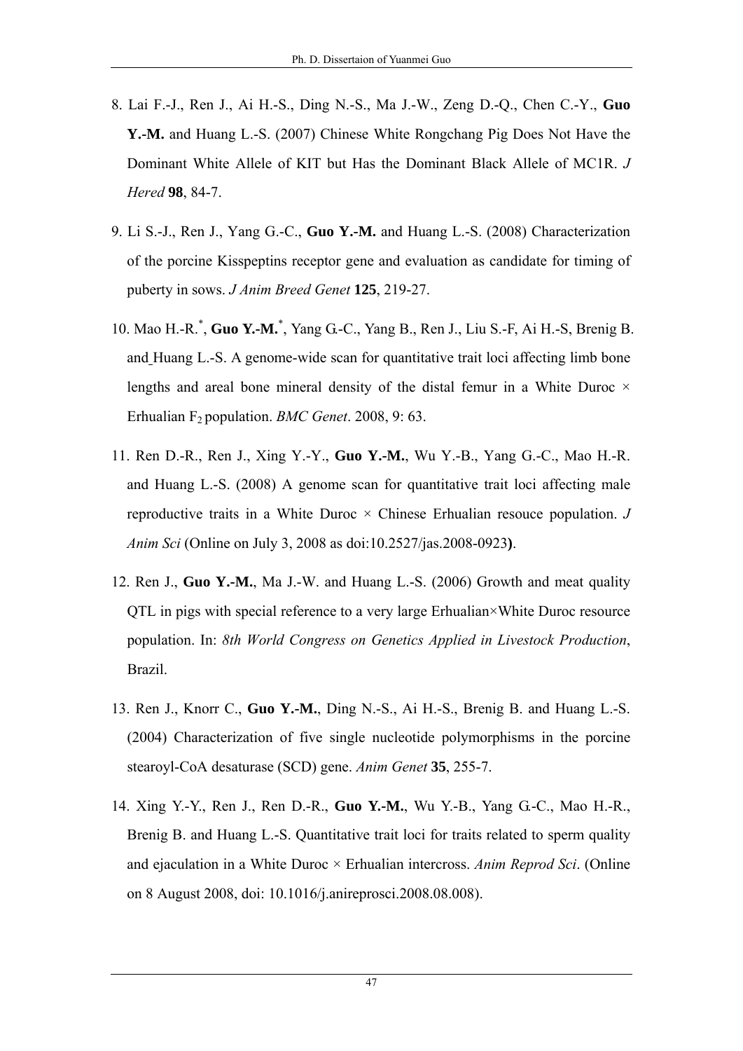8. Lai F.-J., Ren J., Ai H.-S., Ding N.-S., Ma J.-W., Zeng D.-Q., Chen C.-Y., **Guo Y.-M.** and Huang L.-S. (2007) Chinese White Rongchang Pig Does Not Have the Dominant White Allele of KIT but Has the Dominant Black Allele of MC1R. *J Hered* **98**, 84-7.

9. Li S.-J., Ren J., Yang G.-C., **Guo Y.-M.** and Huang L.-S. (2008) Characterization of the porcine Kisspeptins receptor gene and evaluation as candidate for timing of puberty in sows. *J Anim Breed Genet* **125**, 219-27.

10. Mao H.-R.[*], **Guo Y.-M.**[*], Yang G.-C., Yang B., Ren J., Liu S.-F, Ai H.-S, Brenig B. and Huang L.-S. A genome-wide scan for quantitative trait loci affecting limb bone lengths and areal bone mineral density of the distal femur in a White Duroc × Erhualian $F_2$ population. *BMC Genet*. 2008, 9: 63.

11. Ren D.-R., Ren J., Xing Y.-Y., **Guo Y.-M.**, Wu Y.-B., Yang G.-C., Mao H.-R. and Huang L.-S. (2008) A genome scan for quantitative trait loci affecting male reproductive traits in a White Duroc × Chinese Erhualian resouce population. *J Anim Sci* (Online on July 3, 2008 as doi:10.2527/jas.2008-0923**)**.

12. Ren J., **Guo Y.-M.**, Ma J.-W. and Huang L.-S. (2006) Growth and meat quality QTL in pigs with special reference to a very large Erhualian×White Duroc resource population. In: *8th World Congress on Genetics Applied in Livestock Production*, Brazil.

13. Ren J., Knorr C., **Guo Y.-M.**, Ding N.-S., Ai H.-S., Brenig B. and Huang L.-S. (2004) Characterization of five single nucleotide polymorphisms in the porcine stearoyl-CoA desaturase (SCD) gene. *Anim Genet* **35**, 255-7.

14. Xing Y.-Y., Ren J., Ren D.-R., **Guo Y.-M.**, Wu Y.-B., Yang G.-C., Mao H.-R., Brenig B. and Huang L.-S. Quantitative trait loci for traits related to sperm quality and ejaculation in a White Duroc × Erhualian intercross. *Anim Reprod Sci*. (Online on 8 August 2008, doi: 10.1016/j.anireprosci.2008.08.008).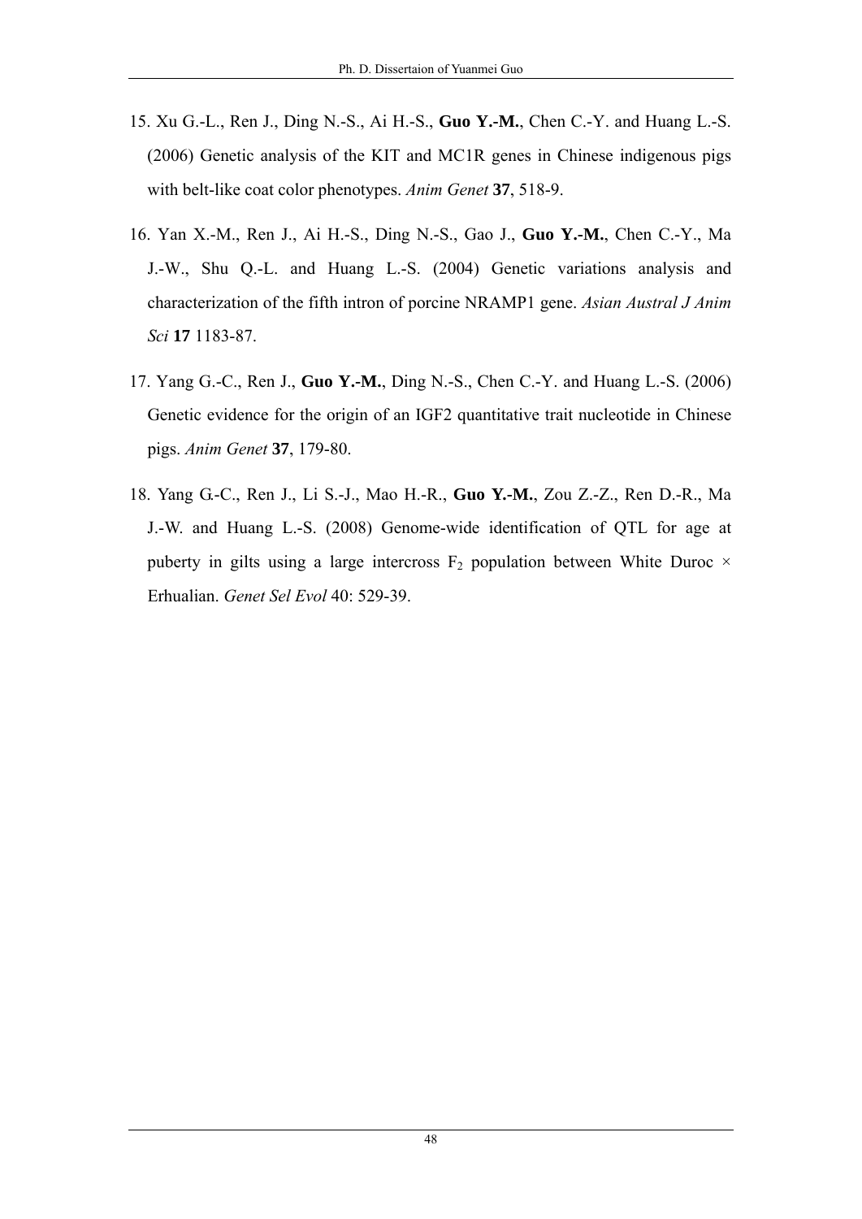15. Xu G.-L., Ren J., Ding N.-S., Ai H.-S., **Guo Y.-M.**, Chen C.-Y. and Huang L.-S. (2006) Genetic analysis of the KIT and MC1R genes in Chinese indigenous pigs with belt-like coat color phenotypes. *Anim Genet* **37**, 518-9.

16. Yan X.-M., Ren J., Ai H.-S., Ding N.-S., Gao J., **Guo Y.-M.**, Chen C.-Y., Ma J.-W., Shu Q.-L. and Huang L.-S. (2004) Genetic variations analysis and characterization of the fifth intron of porcine NRAMP1 gene. *Asian Austral J Anim Sci* **17** 1183-87.

17. Yang G.-C., Ren J., **Guo Y.-M.**, Ding N.-S., Chen C.-Y. and Huang L.-S. (2006) Genetic evidence for the origin of an IGF2 quantitative trait nucleotide in Chinese pigs. *Anim Genet* **37**, 179-80.

18. Yang G.-C., Ren J., Li S.-J., Mao H.-R., **Guo Y.-M.**, Zou Z.-Z., Ren D.-R., Ma J.-W. and Huang L.-S. (2008) Genome-wide identification of QTL for age at puberty in gilts using a large intercross $F_2$ population between White Duroc × Erhualian. *Genet Sel Evol* 40: 529-39.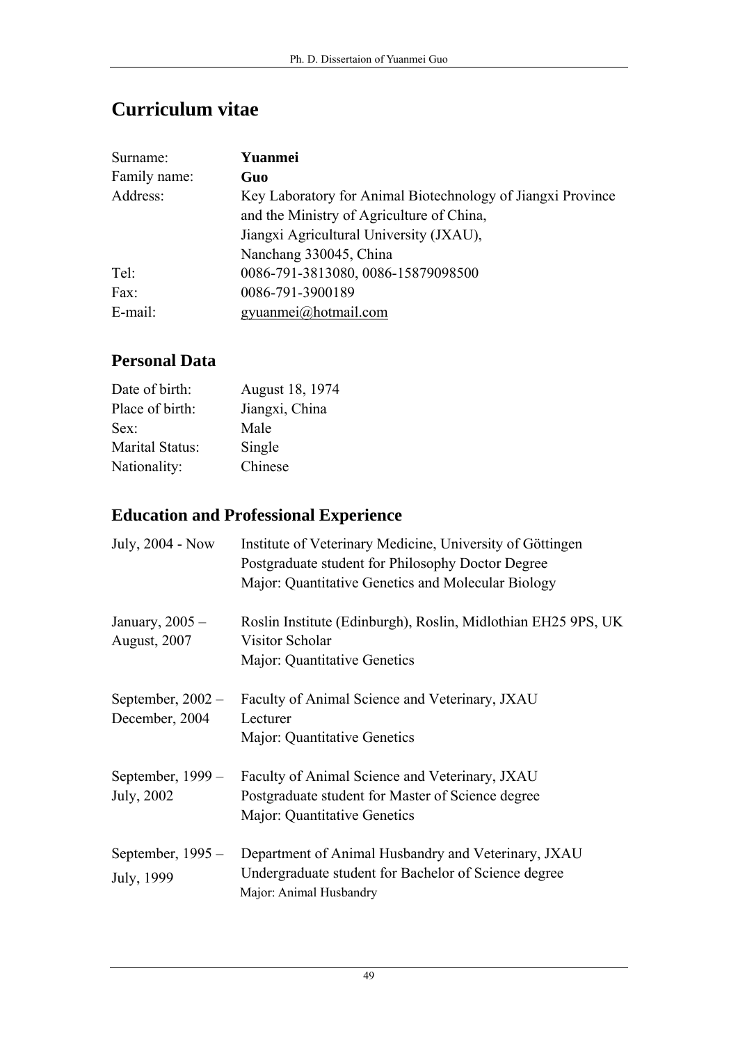# Curriculum vitae

| | |
|---|---|
| Surname: | **Yuanmei** |
| Family name: | **Guo** |
| Address: | Key Laboratory for Animal Biotechnology of Jiangxi Province and the Ministry of Agriculture of China, Jiangxi Agricultural University (JXAU), Nanchang 330045, China |
| Tel: | 0086-791-3813080, 0086-15879098500 |
| Fax: | 0086-791-3900189 |
| E-mail: | gyuanmei@hotmail.com |

## Personal Data

| | |
|---|---|
| Date of birth: | August 18, 1974 |
| Place of birth: | Jiangxi, China |
| Sex: | Male |
| Marital Status: | Single |
| Nationality: | Chinese |

## Education and Professional Experience

| | |
|---|---|
| July, 2004 - Now | Institute of Veterinary Medicine, University of Göttingen<br>Postgraduate student for Philosophy Doctor Degree<br>Major: Quantitative Genetics and Molecular Biology |
| January, 2005 – August, 2007 | Roslin Institute (Edinburgh), Roslin, Midlothian EH25 9PS, UK<br>Visitor Scholar<br>Major: Quantitative Genetics |
| September, 2002 – December, 2004 | Faculty of Animal Science and Veterinary, JXAU<br>Lecturer<br>Major: Quantitative Genetics |
| September, 1999 – July, 2002 | Faculty of Animal Science and Veterinary, JXAU<br>Postgraduate student for Master of Science degree<br>Major: Quantitative Genetics |
| September, 1995 – July, 1999 | Department of Animal Husbandry and Veterinary, JXAU<br>Undergraduate student for Bachelor of Science degree<br>Major: Animal Husbandry |